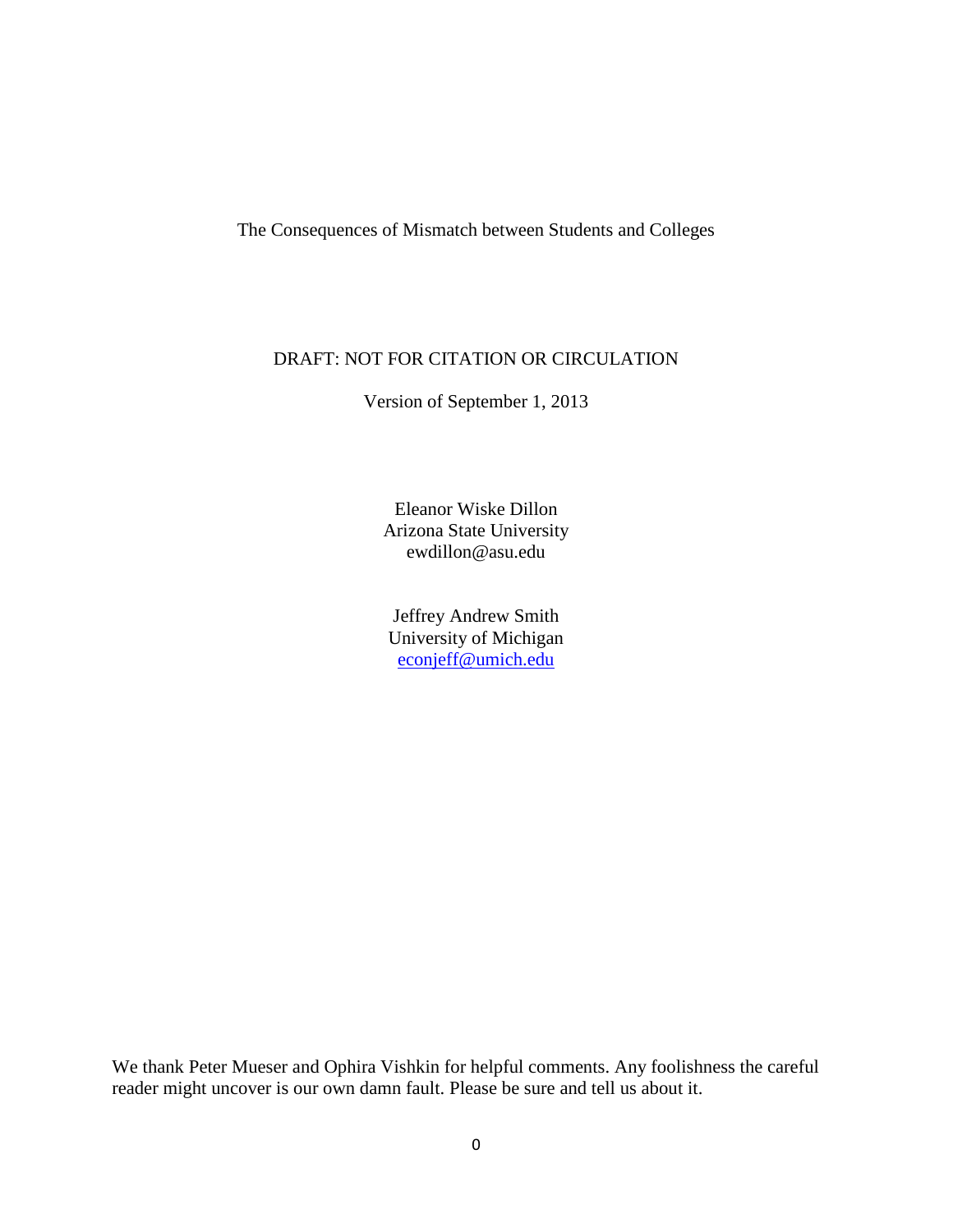# The Consequences of Mismatch between Students and Colleges

DRAFT: NOT FOR CITATION OR CIRCULATION

Version of September 1, 2013

Eleanor Wiske Dillon
Arizona State University
ewdillon@asu.edu

Jeffrey Andrew Smith
University of Michigan
econjeff@umich.edu

We thank Peter Mueser and Ophira Vishkin for helpful comments. Any foolishness the careful reader might uncover is our own damn fault. Please be sure and tell us about it.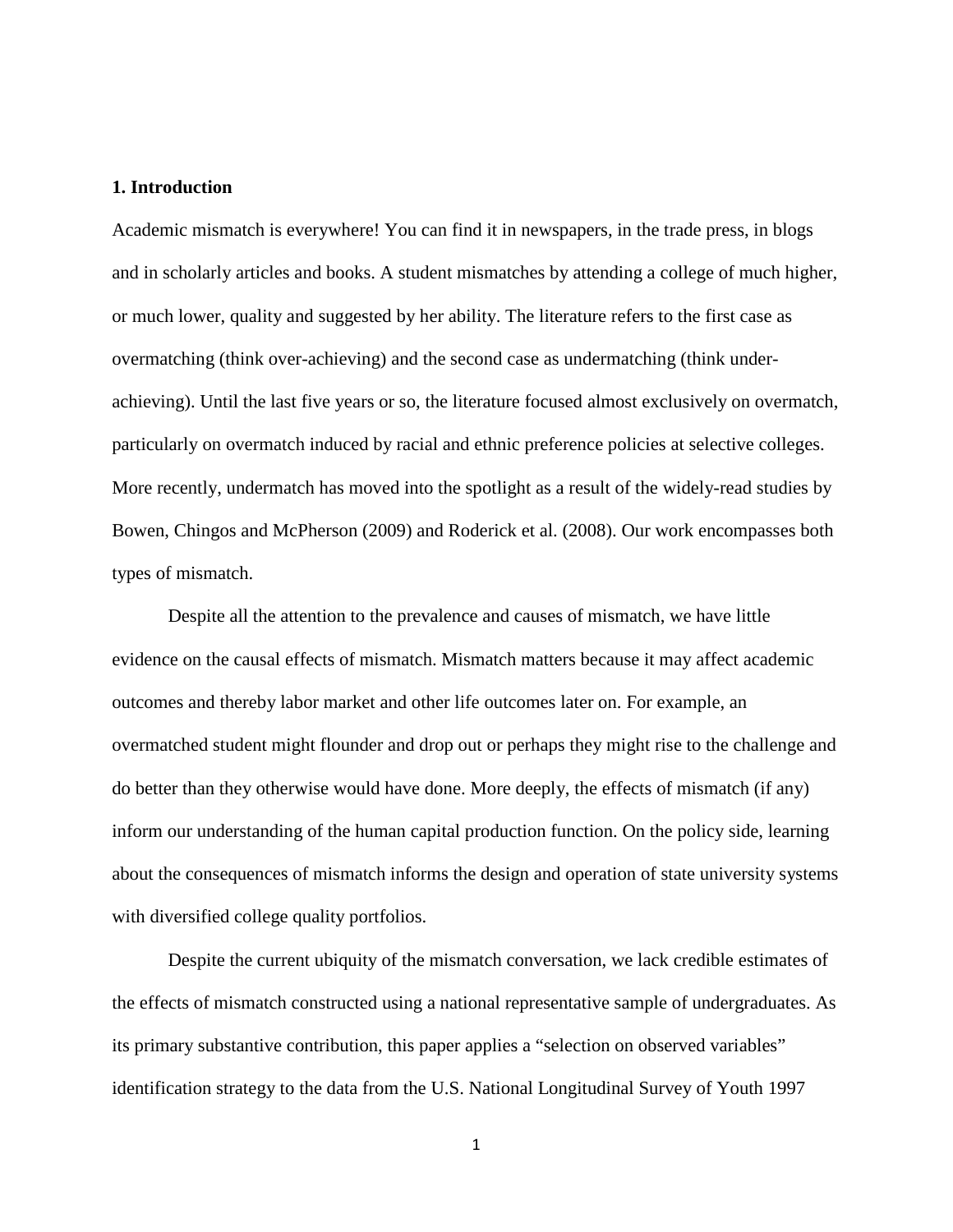## 1. Introduction

Academic mismatch is everywhere! You can find it in newspapers, in the trade press, in blogs and in scholarly articles and books. A student mismatches by attending a college of much higher, or much lower, quality and suggested by her ability. The literature refers to the first case as overmatching (think over-achieving) and the second case as undermatching (think under-achieving). Until the last five years or so, the literature focused almost exclusively on overmatch, particularly on overmatch induced by racial and ethnic preference policies at selective colleges. More recently, undermatch has moved into the spotlight as a result of the widely-read studies by Bowen, Chingos and McPherson (2009) and Roderick et al. (2008). Our work encompasses both types of mismatch.

Despite all the attention to the prevalence and causes of mismatch, we have little evidence on the causal effects of mismatch. Mismatch matters because it may affect academic outcomes and thereby labor market and other life outcomes later on. For example, an overmatched student might flounder and drop out or perhaps they might rise to the challenge and do better than they otherwise would have done. More deeply, the effects of mismatch (if any) inform our understanding of the human capital production function. On the policy side, learning about the consequences of mismatch informs the design and operation of state university systems with diversified college quality portfolios.

Despite the current ubiquity of the mismatch conversation, we lack credible estimates of the effects of mismatch constructed using a national representative sample of undergraduates. As its primary substantive contribution, this paper applies a "selection on observed variables" identification strategy to the data from the U.S. National Longitudinal Survey of Youth 1997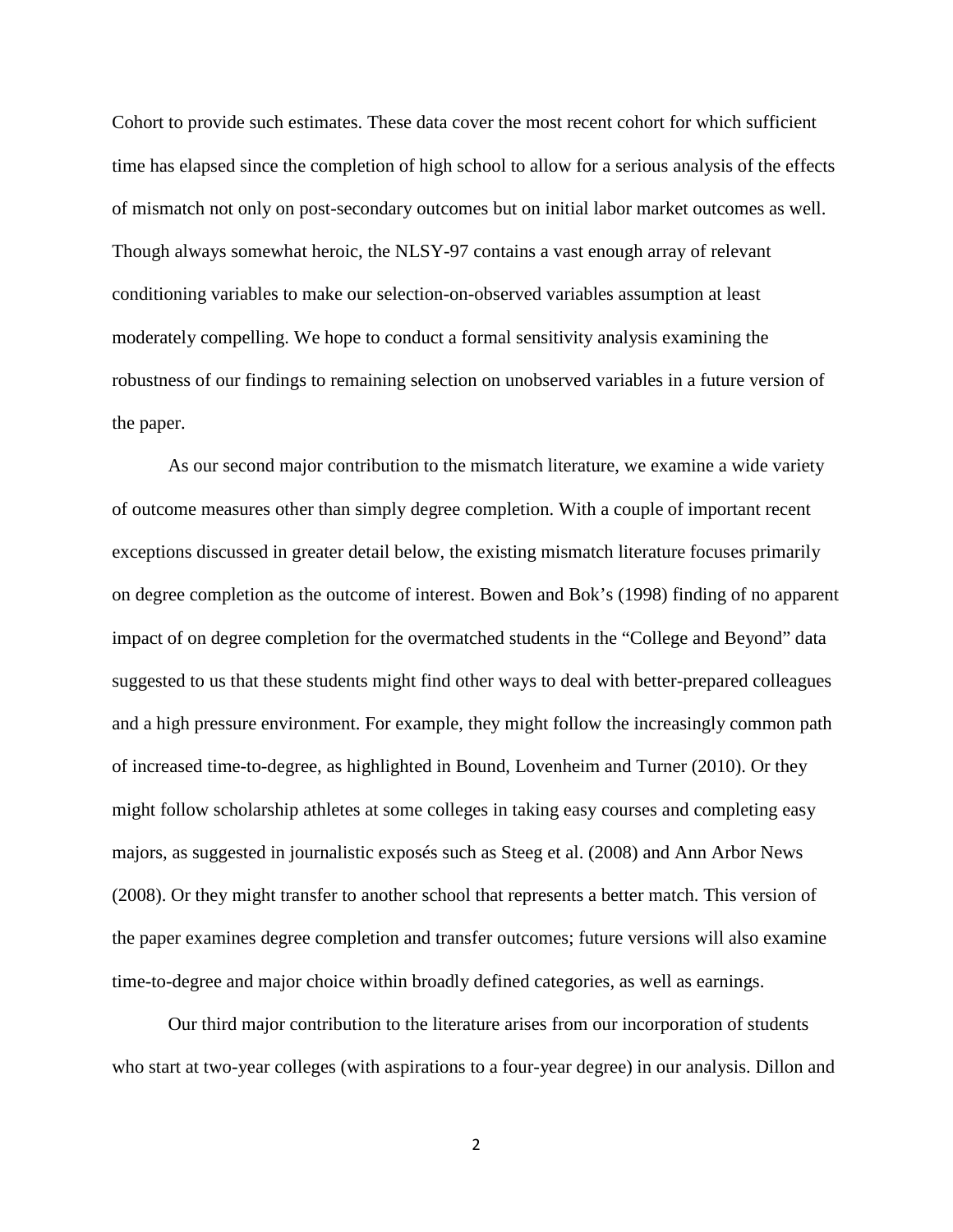Cohort to provide such estimates. These data cover the most recent cohort for which sufficient time has elapsed since the completion of high school to allow for a serious analysis of the effects of mismatch not only on post-secondary outcomes but on initial labor market outcomes as well. Though always somewhat heroic, the NLSY-97 contains a vast enough array of relevant conditioning variables to make our selection-on-observed variables assumption at least moderately compelling. We hope to conduct a formal sensitivity analysis examining the robustness of our findings to remaining selection on unobserved variables in a future version of the paper.

As our second major contribution to the mismatch literature, we examine a wide variety of outcome measures other than simply degree completion. With a couple of important recent exceptions discussed in greater detail below, the existing mismatch literature focuses primarily on degree completion as the outcome of interest. Bowen and Bok's (1998) finding of no apparent impact of on degree completion for the overmatched students in the "College and Beyond" data suggested to us that these students might find other ways to deal with better-prepared colleagues and a high pressure environment. For example, they might follow the increasingly common path of increased time-to-degree, as highlighted in Bound, Lovenheim and Turner (2010). Or they might follow scholarship athletes at some colleges in taking easy courses and completing easy majors, as suggested in journalistic exposés such as Steeg et al. (2008) and Ann Arbor News (2008). Or they might transfer to another school that represents a better match. This version of the paper examines degree completion and transfer outcomes; future versions will also examine time-to-degree and major choice within broadly defined categories, as well as earnings.

Our third major contribution to the literature arises from our incorporation of students who start at two-year colleges (with aspirations to a four-year degree) in our analysis. Dillon and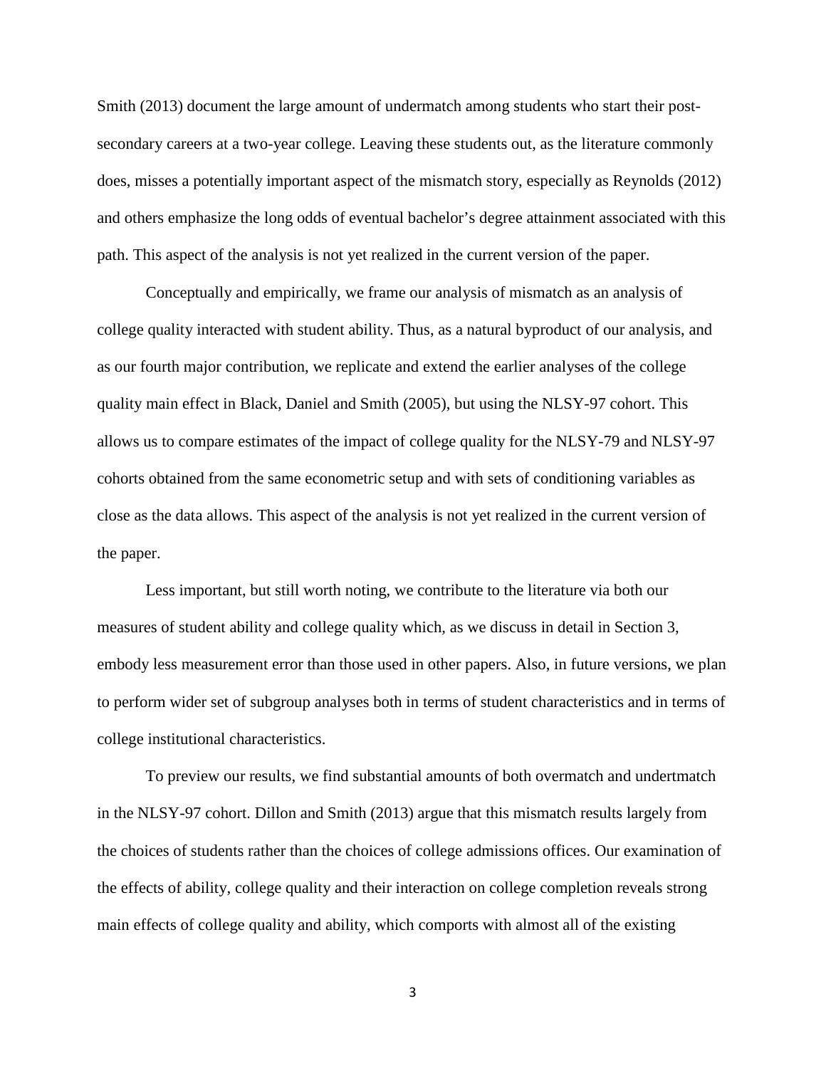Smith (2013) document the large amount of undermatch among students who start their post-secondary careers at a two-year college. Leaving these students out, as the literature commonly does, misses a potentially important aspect of the mismatch story, especially as Reynolds (2012) and others emphasize the long odds of eventual bachelor's degree attainment associated with this path. This aspect of the analysis is not yet realized in the current version of the paper.

Conceptually and empirically, we frame our analysis of mismatch as an analysis of college quality interacted with student ability. Thus, as a natural byproduct of our analysis, and as our fourth major contribution, we replicate and extend the earlier analyses of the college quality main effect in Black, Daniel and Smith (2005), but using the NLSY-97 cohort. This allows us to compare estimates of the impact of college quality for the NLSY-79 and NLSY-97 cohorts obtained from the same econometric setup and with sets of conditioning variables as close as the data allows. This aspect of the analysis is not yet realized in the current version of the paper.

Less important, but still worth noting, we contribute to the literature via both our measures of student ability and college quality which, as we discuss in detail in Section 3, embody less measurement error than those used in other papers. Also, in future versions, we plan to perform wider set of subgroup analyses both in terms of student characteristics and in terms of college institutional characteristics.

To preview our results, we find substantial amounts of both overmatch and undertmatch in the NLSY-97 cohort. Dillon and Smith (2013) argue that this mismatch results largely from the choices of students rather than the choices of college admissions offices. Our examination of the effects of ability, college quality and their interaction on college completion reveals strong main effects of college quality and ability, which comports with almost all of the existing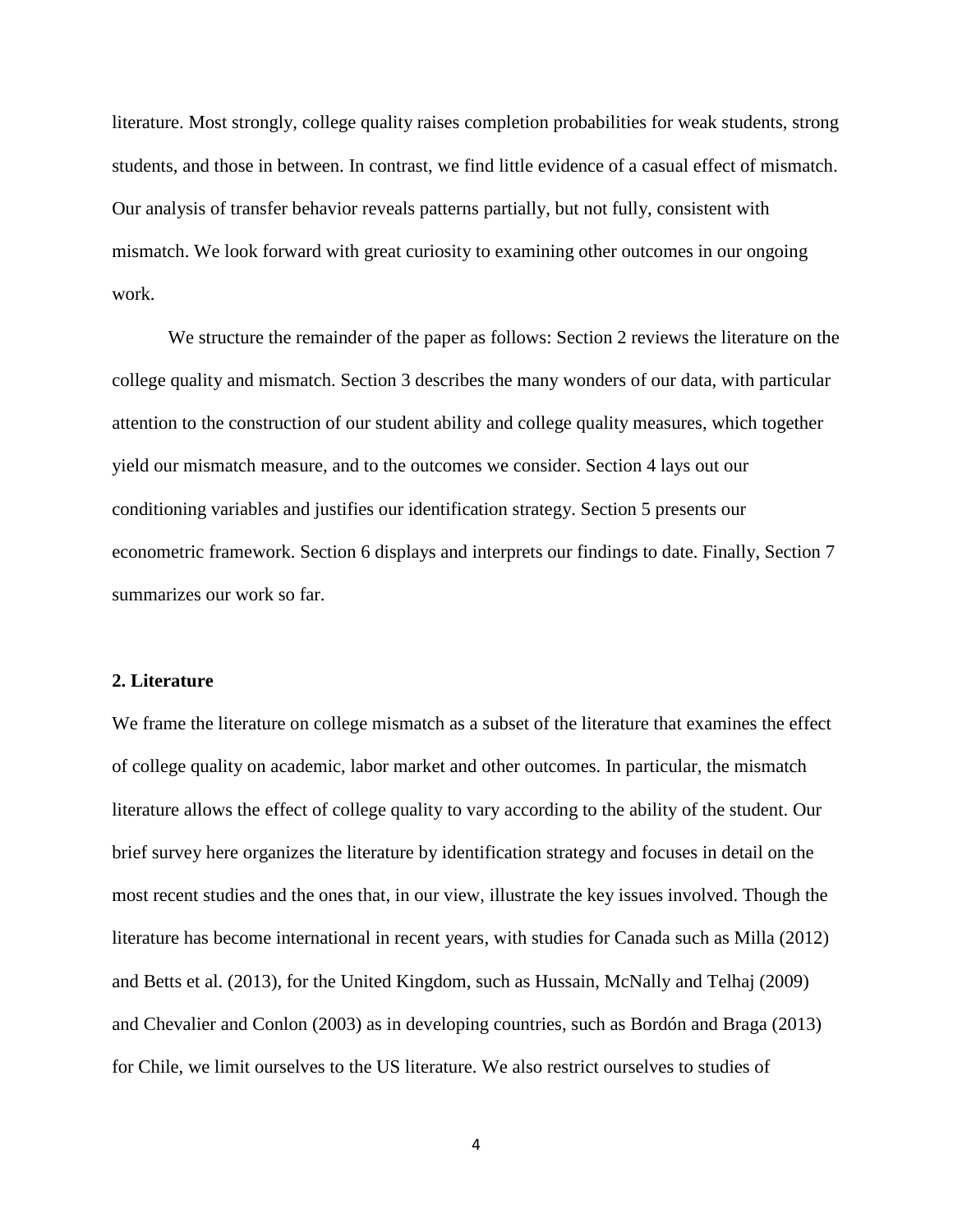literature. Most strongly, college quality raises completion probabilities for weak students, strong students, and those in between. In contrast, we find little evidence of a casual effect of mismatch. Our analysis of transfer behavior reveals patterns partially, but not fully, consistent with mismatch. We look forward with great curiosity to examining other outcomes in our ongoing work.

We structure the remainder of the paper as follows: Section 2 reviews the literature on the college quality and mismatch. Section 3 describes the many wonders of our data, with particular attention to the construction of our student ability and college quality measures, which together yield our mismatch measure, and to the outcomes we consider. Section 4 lays out our conditioning variables and justifies our identification strategy. Section 5 presents our econometric framework. Section 6 displays and interprets our findings to date. Finally, Section 7 summarizes our work so far.

## 2. Literature

We frame the literature on college mismatch as a subset of the literature that examines the effect of college quality on academic, labor market and other outcomes. In particular, the mismatch literature allows the effect of college quality to vary according to the ability of the student. Our brief survey here organizes the literature by identification strategy and focuses in detail on the most recent studies and the ones that, in our view, illustrate the key issues involved. Though the literature has become international in recent years, with studies for Canada such as Milla (2012) and Betts et al. (2013), for the United Kingdom, such as Hussain, McNally and Telhaj (2009) and Chevalier and Conlon (2003) as in developing countries, such as Bordón and Braga (2013) for Chile, we limit ourselves to the US literature. We also restrict ourselves to studies of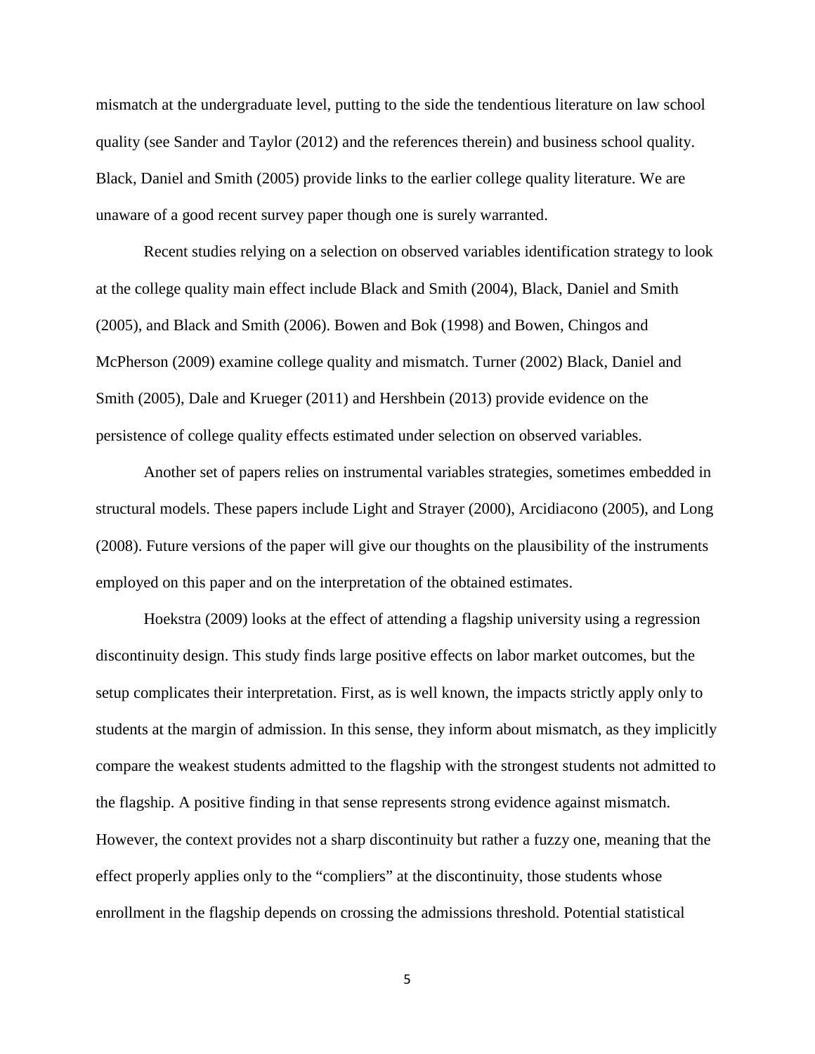mismatch at the undergraduate level, putting to the side the tendentious literature on law school quality (see Sander and Taylor (2012) and the references therein) and business school quality. Black, Daniel and Smith (2005) provide links to the earlier college quality literature. We are unaware of a good recent survey paper though one is surely warranted.

Recent studies relying on a selection on observed variables identification strategy to look at the college quality main effect include Black and Smith (2004), Black, Daniel and Smith (2005), and Black and Smith (2006). Bowen and Bok (1998) and Bowen, Chingos and McPherson (2009) examine college quality and mismatch. Turner (2002) Black, Daniel and Smith (2005), Dale and Krueger (2011) and Hershbein (2013) provide evidence on the persistence of college quality effects estimated under selection on observed variables.

Another set of papers relies on instrumental variables strategies, sometimes embedded in structural models. These papers include Light and Strayer (2000), Arcidiacono (2005), and Long (2008). Future versions of the paper will give our thoughts on the plausibility of the instruments employed on this paper and on the interpretation of the obtained estimates.

Hoekstra (2009) looks at the effect of attending a flagship university using a regression discontinuity design. This study finds large positive effects on labor market outcomes, but the setup complicates their interpretation. First, as is well known, the impacts strictly apply only to students at the margin of admission. In this sense, they inform about mismatch, as they implicitly compare the weakest students admitted to the flagship with the strongest students not admitted to the flagship. A positive finding in that sense represents strong evidence against mismatch. However, the context provides not a sharp discontinuity but rather a fuzzy one, meaning that the effect properly applies only to the "compliers" at the discontinuity, those students whose enrollment in the flagship depends on crossing the admissions threshold. Potential statistical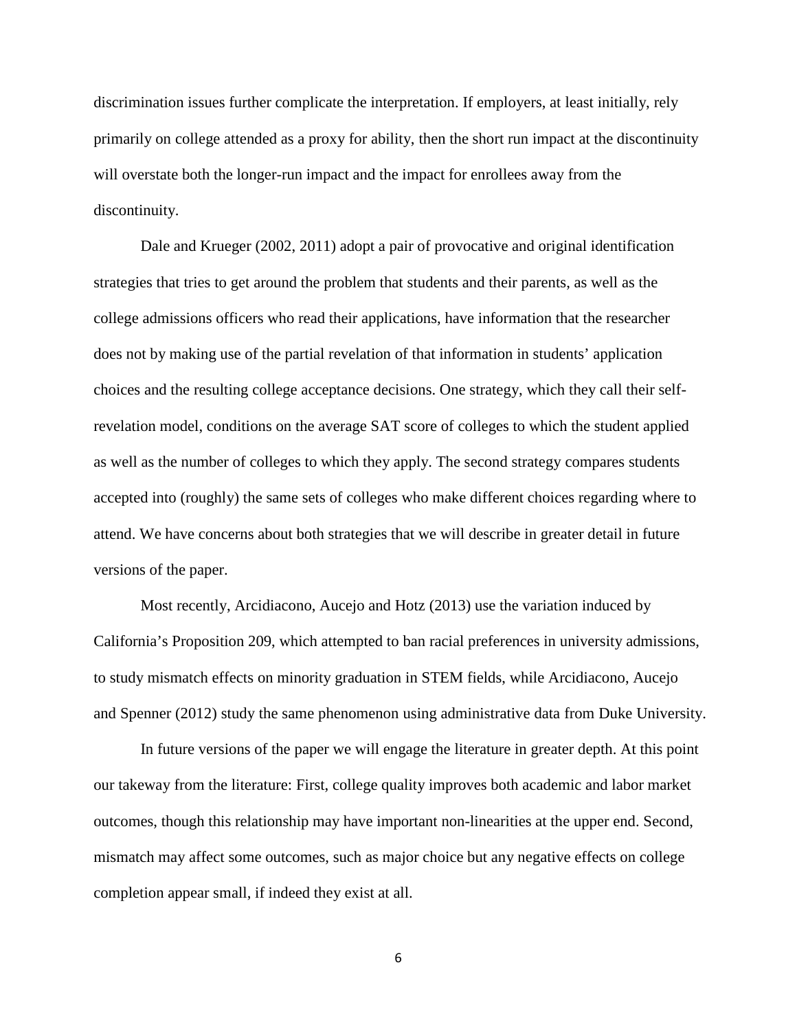discrimination issues further complicate the interpretation. If employers, at least initially, rely primarily on college attended as a proxy for ability, then the short run impact at the discontinuity will overstate both the longer-run impact and the impact for enrollees away from the discontinuity.

Dale and Krueger (2002, 2011) adopt a pair of provocative and original identification strategies that tries to get around the problem that students and their parents, as well as the college admissions officers who read their applications, have information that the researcher does not by making use of the partial revelation of that information in students' application choices and the resulting college acceptance decisions. One strategy, which they call their self-revelation model, conditions on the average SAT score of colleges to which the student applied as well as the number of colleges to which they apply. The second strategy compares students accepted into (roughly) the same sets of colleges who make different choices regarding where to attend. We have concerns about both strategies that we will describe in greater detail in future versions of the paper.

Most recently, Arcidiacono, Aucejo and Hotz (2013) use the variation induced by California's Proposition 209, which attempted to ban racial preferences in university admissions, to study mismatch effects on minority graduation in STEM fields, while Arcidiacono, Aucejo and Spenner (2012) study the same phenomenon using administrative data from Duke University.

In future versions of the paper we will engage the literature in greater depth. At this point our takeway from the literature: First, college quality improves both academic and labor market outcomes, though this relationship may have important non-linearities at the upper end. Second, mismatch may affect some outcomes, such as major choice but any negative effects on college completion appear small, if indeed they exist at all.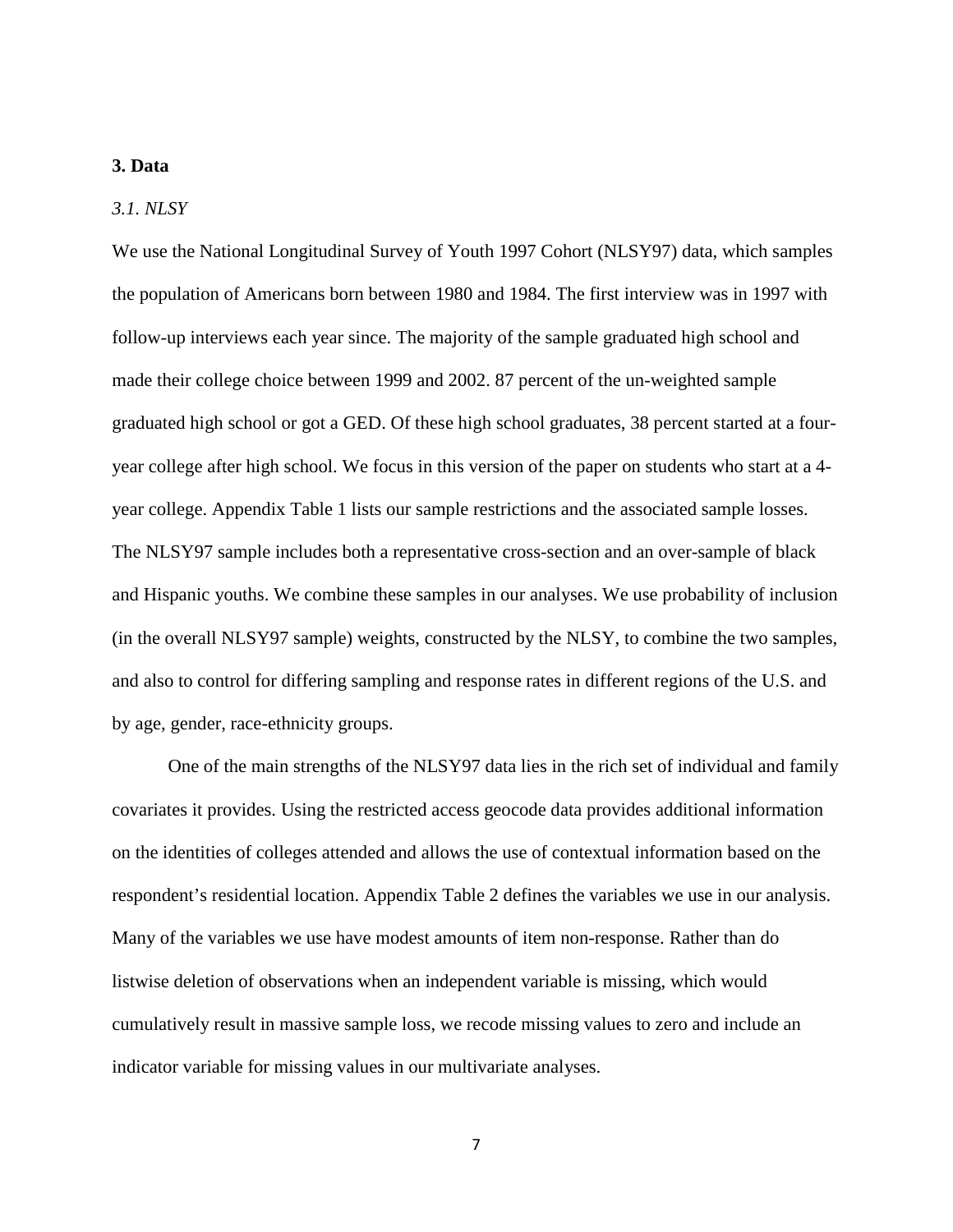## 3. Data

### *3.1. NLSY*

We use the National Longitudinal Survey of Youth 1997 Cohort (NLSY97) data, which samples the population of Americans born between 1980 and 1984. The first interview was in 1997 with follow-up interviews each year since. The majority of the sample graduated high school and made their college choice between 1999 and 2002. 87 percent of the un-weighted sample graduated high school or got a GED. Of these high school graduates, 38 percent started at a four-year college after high school. We focus in this version of the paper on students who start at a 4-year college. Appendix Table 1 lists our sample restrictions and the associated sample losses. The NLSY97 sample includes both a representative cross-section and an over-sample of black and Hispanic youths. We combine these samples in our analyses. We use probability of inclusion (in the overall NLSY97 sample) weights, constructed by the NLSY, to combine the two samples, and also to control for differing sampling and response rates in different regions of the U.S. and by age, gender, race-ethnicity groups.

One of the main strengths of the NLSY97 data lies in the rich set of individual and family covariates it provides. Using the restricted access geocode data provides additional information on the identities of colleges attended and allows the use of contextual information based on the respondent's residential location. Appendix Table 2 defines the variables we use in our analysis. Many of the variables we use have modest amounts of item non-response. Rather than do listwise deletion of observations when an independent variable is missing, which would cumulatively result in massive sample loss, we recode missing values to zero and include an indicator variable for missing values in our multivariate analyses.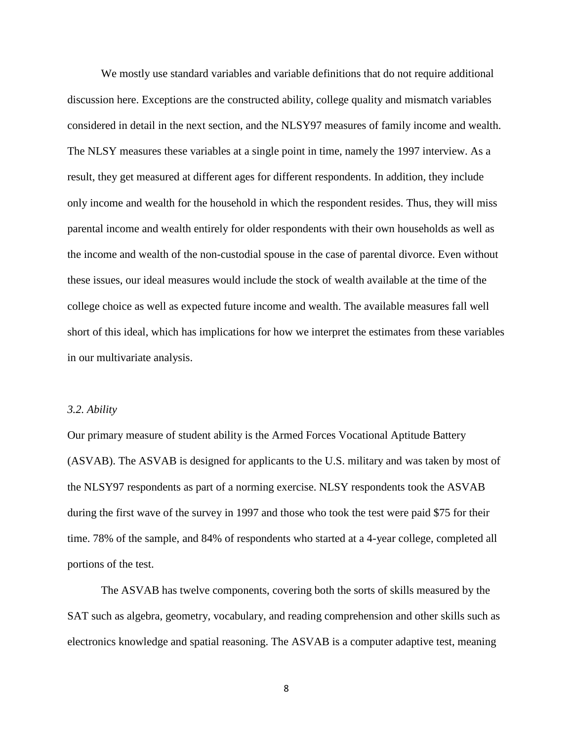We mostly use standard variables and variable definitions that do not require additional discussion here. Exceptions are the constructed ability, college quality and mismatch variables considered in detail in the next section, and the NLSY97 measures of family income and wealth. The NLSY measures these variables at a single point in time, namely the 1997 interview. As a result, they get measured at different ages for different respondents. In addition, they include only income and wealth for the household in which the respondent resides. Thus, they will miss parental income and wealth entirely for older respondents with their own households as well as the income and wealth of the non-custodial spouse in the case of parental divorce. Even without these issues, our ideal measures would include the stock of wealth available at the time of the college choice as well as expected future income and wealth. The available measures fall well short of this ideal, which has implications for how we interpret the estimates from these variables in our multivariate analysis.

### *3.2. Ability*

Our primary measure of student ability is the Armed Forces Vocational Aptitude Battery (ASVAB). The ASVAB is designed for applicants to the U.S. military and was taken by most of the NLSY97 respondents as part of a norming exercise. NLSY respondents took the ASVAB during the first wave of the survey in 1997 and those who took the test were paid $75 for their time. 78% of the sample, and 84% of respondents who started at a 4-year college, completed all portions of the test.

The ASVAB has twelve components, covering both the sorts of skills measured by the SAT such as algebra, geometry, vocabulary, and reading comprehension and other skills such as electronics knowledge and spatial reasoning. The ASVAB is a computer adaptive test, meaning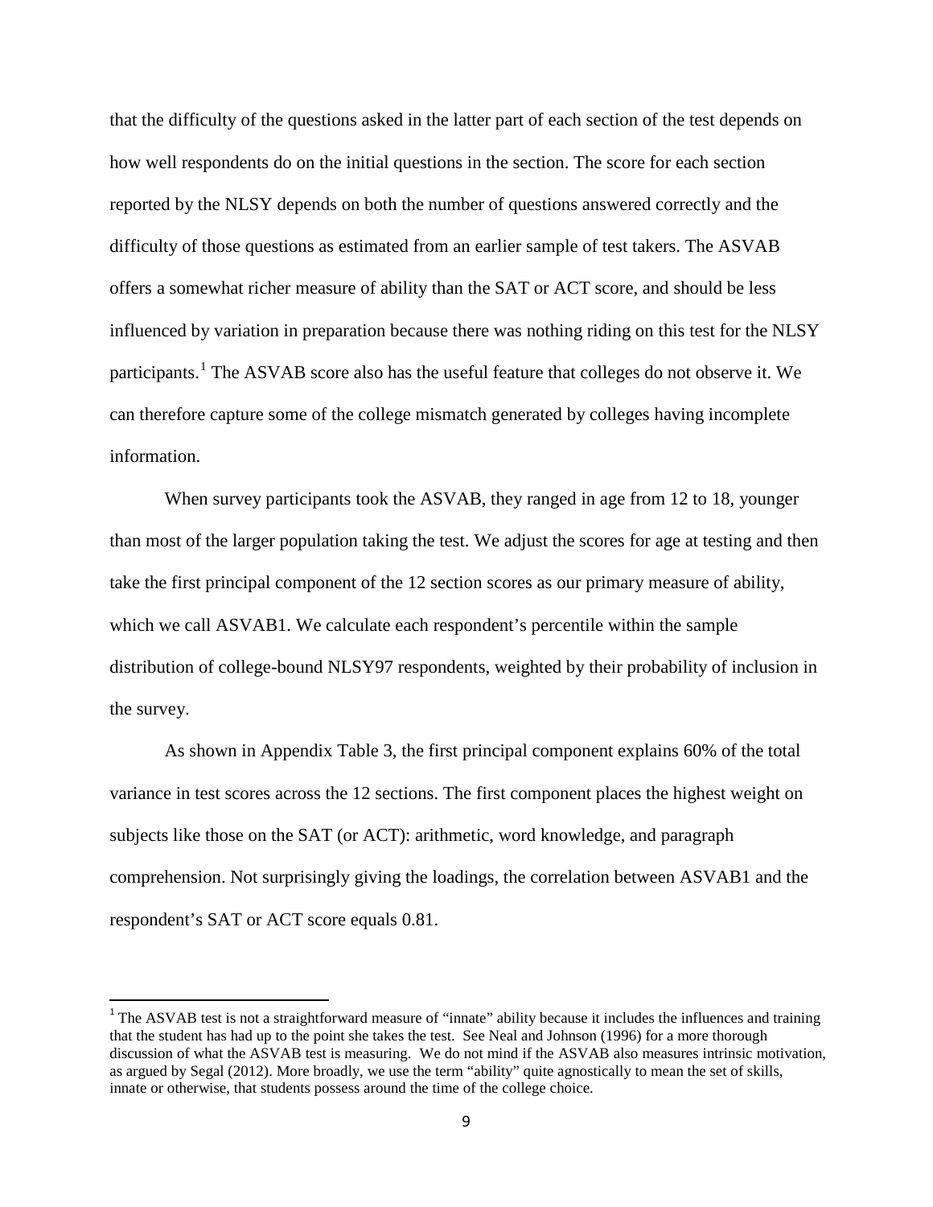that the difficulty of the questions asked in the latter part of each section of the test depends on how well respondents do on the initial questions in the section. The score for each section reported by the NLSY depends on both the number of questions answered correctly and the difficulty of those questions as estimated from an earlier sample of test takers. The ASVAB offers a somewhat richer measure of ability than the SAT or ACT score, and should be less influenced by variation in preparation because there was nothing riding on this test for the NLSY participants.[1] The ASVAB score also has the useful feature that colleges do not observe it. We can therefore capture some of the college mismatch generated by colleges having incomplete information.

When survey participants took the ASVAB, they ranged in age from 12 to 18, younger than most of the larger population taking the test. We adjust the scores for age at testing and then take the first principal component of the 12 section scores as our primary measure of ability, which we call ASVAB1. We calculate each respondent's percentile within the sample distribution of college-bound NLSY97 respondents, weighted by their probability of inclusion in the survey.

As shown in Appendix Table 3, the first principal component explains 60% of the total variance in test scores across the 12 sections. The first component places the highest weight on subjects like those on the SAT (or ACT): arithmetic, word knowledge, and paragraph comprehension. Not surprisingly giving the loadings, the correlation between ASVAB1 and the respondent's SAT or ACT score equals 0.81.

---

[1] The ASVAB test is not a straightforward measure of "innate" ability because it includes the influences and training that the student has had up to the point she takes the test. See Neal and Johnson (1996) for a more thorough discussion of what the ASVAB test is measuring. We do not mind if the ASVAB also measures intrinsic motivation, as argued by Segal (2012). More broadly, we use the term "ability" quite agnostically to mean the set of skills, innate or otherwise, that students possess around the time of the college choice.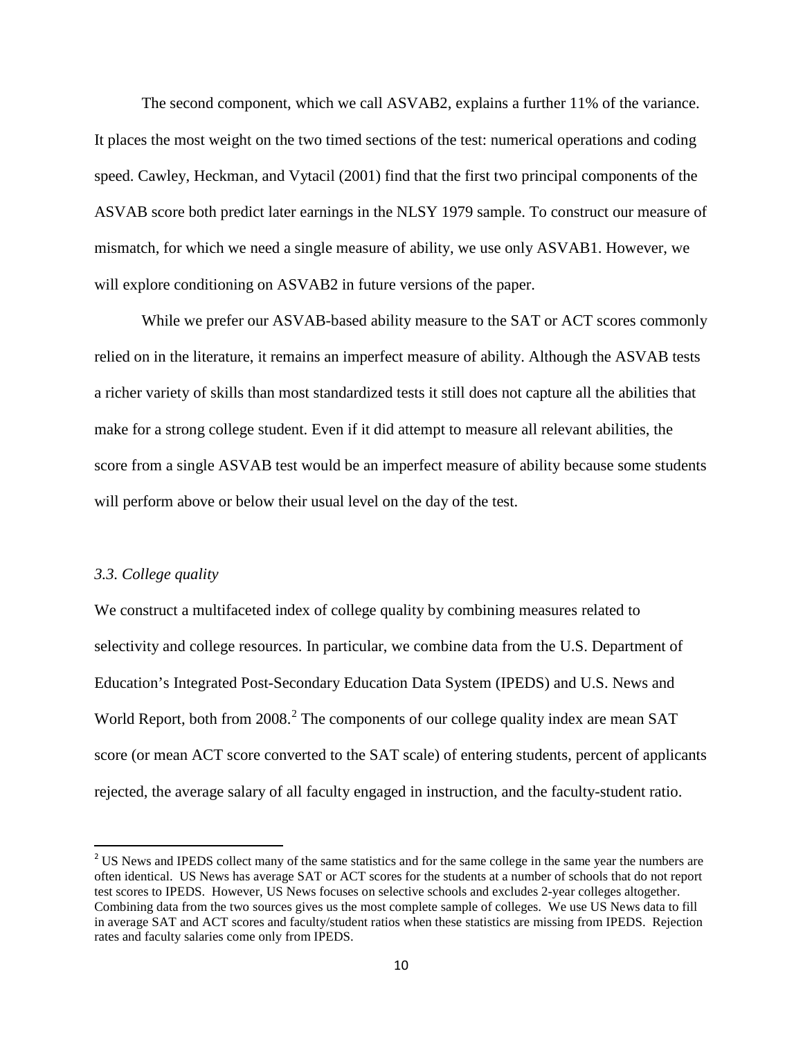The second component, which we call ASVAB2, explains a further 11% of the variance. It places the most weight on the two timed sections of the test: numerical operations and coding speed. Cawley, Heckman, and Vytacil (2001) find that the first two principal components of the ASVAB score both predict later earnings in the NLSY 1979 sample. To construct our measure of mismatch, for which we need a single measure of ability, we use only ASVAB1. However, we will explore conditioning on ASVAB2 in future versions of the paper.

While we prefer our ASVAB-based ability measure to the SAT or ACT scores commonly relied on in the literature, it remains an imperfect measure of ability. Although the ASVAB tests a richer variety of skills than most standardized tests it still does not capture all the abilities that make for a strong college student. Even if it did attempt to measure all relevant abilities, the score from a single ASVAB test would be an imperfect measure of ability because some students will perform above or below their usual level on the day of the test.

### *3.3. College quality*

We construct a multifaceted index of college quality by combining measures related to selectivity and college resources. In particular, we combine data from the U.S. Department of Education's Integrated Post-Secondary Education Data System (IPEDS) and U.S. News and World Report, both from 2008.[2] The components of our college quality index are mean SAT score (or mean ACT score converted to the SAT scale) of entering students, percent of applicants rejected, the average salary of all faculty engaged in instruction, and the faculty-student ratio.

[2] US News and IPEDS collect many of the same statistics and for the same college in the same year the numbers are often identical. US News has average SAT or ACT scores for the students at a number of schools that do not report test scores to IPEDS. However, US News focuses on selective schools and excludes 2-year colleges altogether. Combining data from the two sources gives us the most complete sample of colleges. We use US News data to fill in average SAT and ACT scores and faculty/student ratios when these statistics are missing from IPEDS. Rejection rates and faculty salaries come only from IPEDS.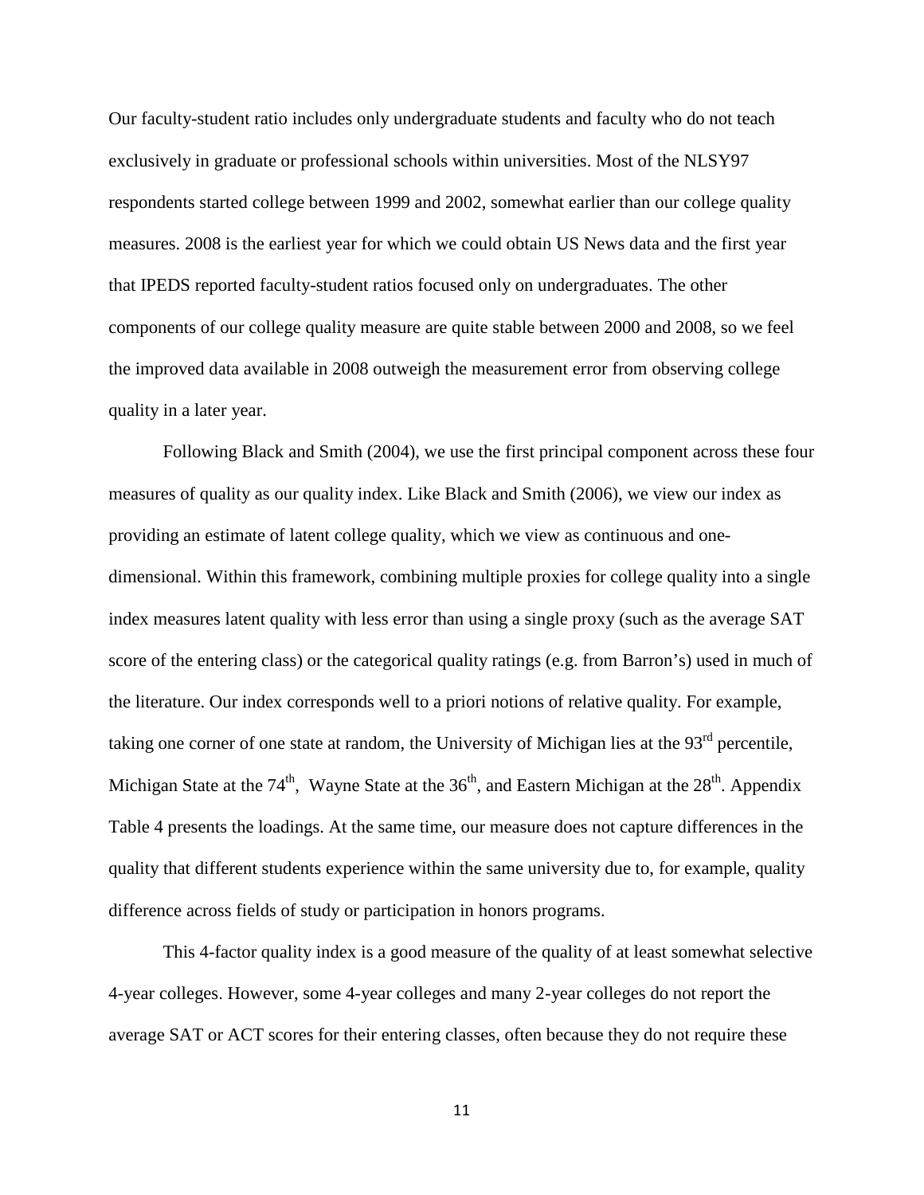Our faculty-student ratio includes only undergraduate students and faculty who do not teach exclusively in graduate or professional schools within universities. Most of the NLSY97 respondents started college between 1999 and 2002, somewhat earlier than our college quality measures. 2008 is the earliest year for which we could obtain US News data and the first year that IPEDS reported faculty-student ratios focused only on undergraduates. The other components of our college quality measure are quite stable between 2000 and 2008, so we feel the improved data available in 2008 outweigh the measurement error from observing college quality in a later year.

Following Black and Smith (2004), we use the first principal component across these four measures of quality as our quality index. Like Black and Smith (2006), we view our index as providing an estimate of latent college quality, which we view as continuous and one-dimensional. Within this framework, combining multiple proxies for college quality into a single index measures latent quality with less error than using a single proxy (such as the average SAT score of the entering class) or the categorical quality ratings (e.g. from Barron's) used in much of the literature. Our index corresponds well to a priori notions of relative quality. For example, taking one corner of one state at random, the University of Michigan lies at the 93rd percentile, Michigan State at the 74th, Wayne State at the 36th, and Eastern Michigan at the 28th. Appendix Table 4 presents the loadings. At the same time, our measure does not capture differences in the quality that different students experience within the same university due to, for example, quality difference across fields of study or participation in honors programs.

This 4-factor quality index is a good measure of the quality of at least somewhat selective 4-year colleges. However, some 4-year colleges and many 2-year colleges do not report the average SAT or ACT scores for their entering classes, often because they do not require these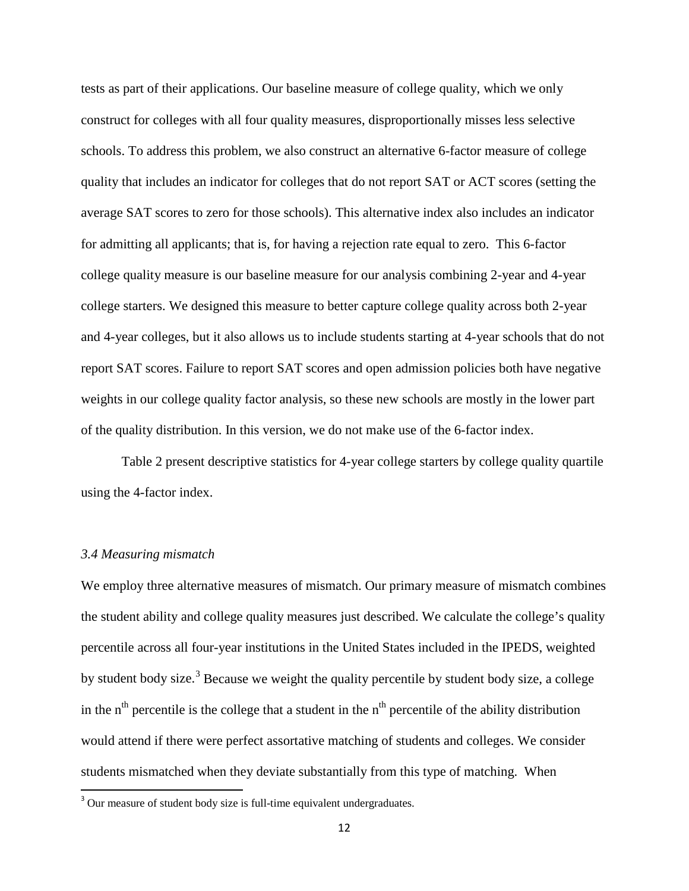tests as part of their applications. Our baseline measure of college quality, which we only construct for colleges with all four quality measures, disproportionally misses less selective schools. To address this problem, we also construct an alternative 6-factor measure of college quality that includes an indicator for colleges that do not report SAT or ACT scores (setting the average SAT scores to zero for those schools). This alternative index also includes an indicator for admitting all applicants; that is, for having a rejection rate equal to zero. This 6-factor college quality measure is our baseline measure for our analysis combining 2-year and 4-year college starters. We designed this measure to better capture college quality across both 2-year and 4-year colleges, but it also allows us to include students starting at 4-year schools that do not report SAT scores. Failure to report SAT scores and open admission policies both have negative weights in our college quality factor analysis, so these new schools are mostly in the lower part of the quality distribution. In this version, we do not make use of the 6-factor index.

Table 2 present descriptive statistics for 4-year college starters by college quality quartile using the 4-factor index.

### *3.4 Measuring mismatch*

We employ three alternative measures of mismatch. Our primary measure of mismatch combines the student ability and college quality measures just described. We calculate the college's quality percentile across all four-year institutions in the United States included in the IPEDS, weighted by student body size.[3] Because we weight the quality percentile by student body size, a college in the $n^{th}$ percentile is the college that a student in the $n^{th}$ percentile of the ability distribution would attend if there were perfect assortative matching of students and colleges. We consider students mismatched when they deviate substantially from this type of matching. When

[3] Our measure of student body size is full-time equivalent undergraduates.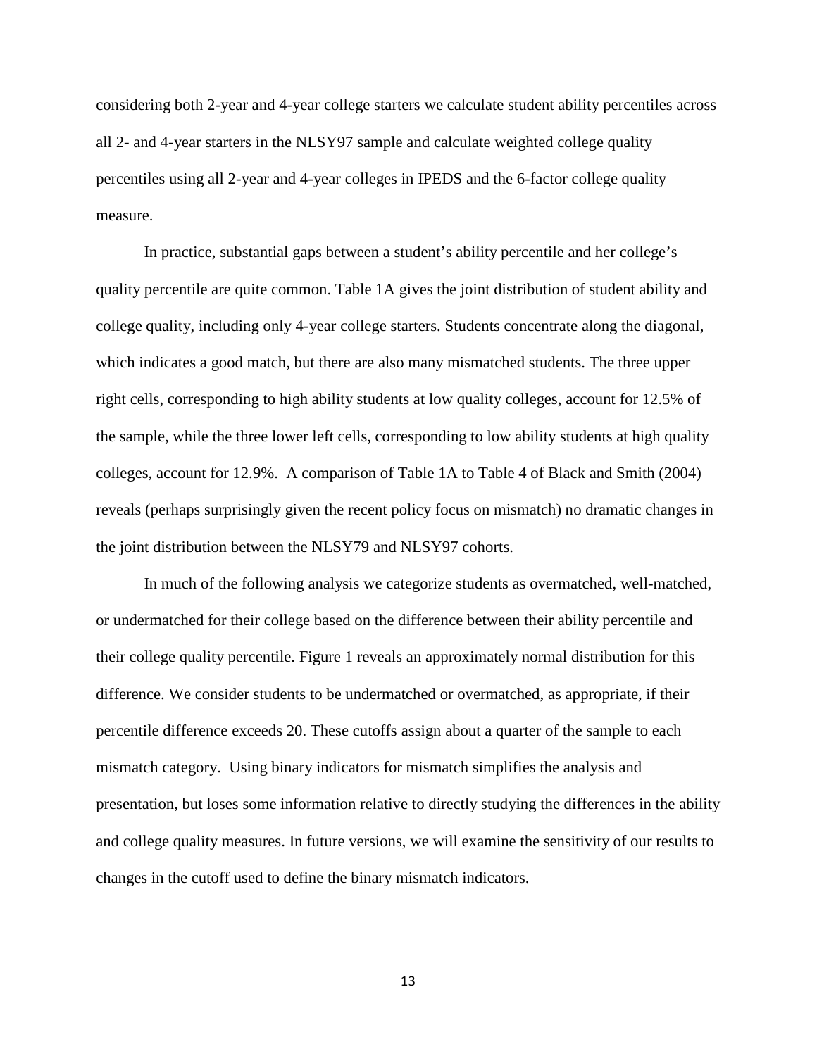considering both 2-year and 4-year college starters we calculate student ability percentiles across all 2- and 4-year starters in the NLSY97 sample and calculate weighted college quality percentiles using all 2-year and 4-year colleges in IPEDS and the 6-factor college quality measure.

In practice, substantial gaps between a student's ability percentile and her college's quality percentile are quite common. Table 1A gives the joint distribution of student ability and college quality, including only 4-year college starters. Students concentrate along the diagonal, which indicates a good match, but there are also many mismatched students. The three upper right cells, corresponding to high ability students at low quality colleges, account for 12.5% of the sample, while the three lower left cells, corresponding to low ability students at high quality colleges, account for 12.9%. A comparison of Table 1A to Table 4 of Black and Smith (2004) reveals (perhaps surprisingly given the recent policy focus on mismatch) no dramatic changes in the joint distribution between the NLSY79 and NLSY97 cohorts.

In much of the following analysis we categorize students as overmatched, well-matched, or undermatched for their college based on the difference between their ability percentile and their college quality percentile. Figure 1 reveals an approximately normal distribution for this difference. We consider students to be undermatched or overmatched, as appropriate, if their percentile difference exceeds 20. These cutoffs assign about a quarter of the sample to each mismatch category. Using binary indicators for mismatch simplifies the analysis and presentation, but loses some information relative to directly studying the differences in the ability and college quality measures. In future versions, we will examine the sensitivity of our results to changes in the cutoff used to define the binary mismatch indicators.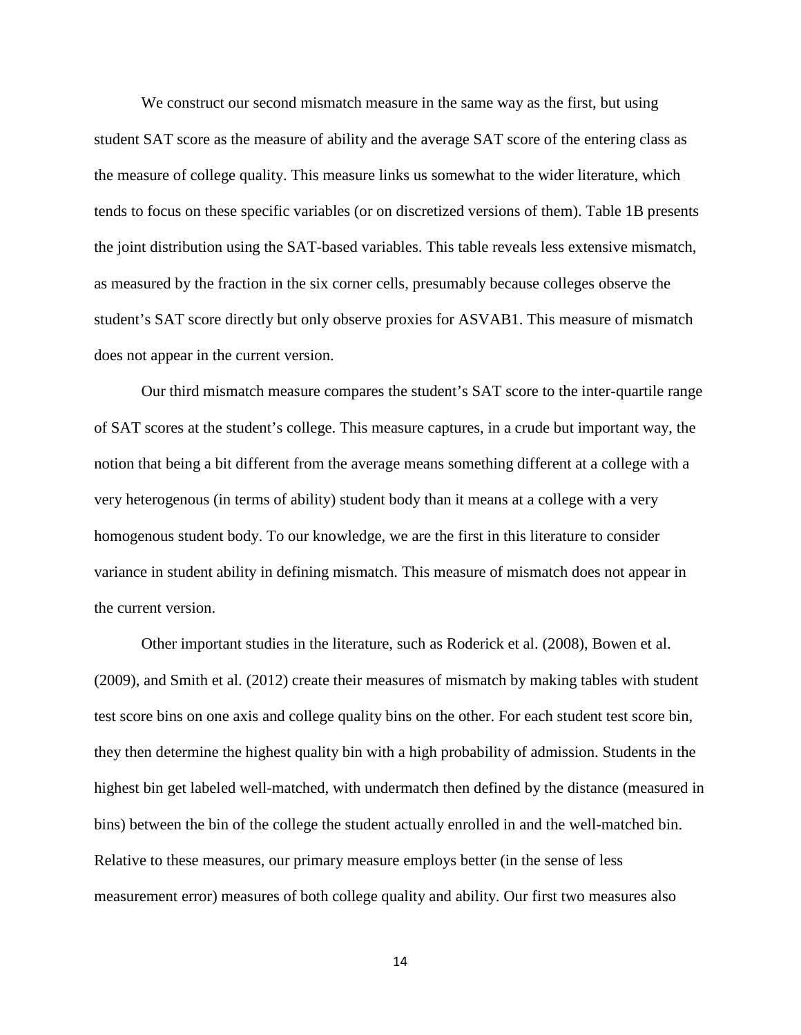We construct our second mismatch measure in the same way as the first, but using student SAT score as the measure of ability and the average SAT score of the entering class as the measure of college quality. This measure links us somewhat to the wider literature, which tends to focus on these specific variables (or on discretized versions of them). Table 1B presents the joint distribution using the SAT-based variables. This table reveals less extensive mismatch, as measured by the fraction in the six corner cells, presumably because colleges observe the student's SAT score directly but only observe proxies for ASVAB1. This measure of mismatch does not appear in the current version.

Our third mismatch measure compares the student's SAT score to the inter-quartile range of SAT scores at the student's college. This measure captures, in a crude but important way, the notion that being a bit different from the average means something different at a college with a very heterogenous (in terms of ability) student body than it means at a college with a very homogenous student body. To our knowledge, we are the first in this literature to consider variance in student ability in defining mismatch. This measure of mismatch does not appear in the current version.

Other important studies in the literature, such as Roderick et al. (2008), Bowen et al. (2009), and Smith et al. (2012) create their measures of mismatch by making tables with student test score bins on one axis and college quality bins on the other. For each student test score bin, they then determine the highest quality bin with a high probability of admission. Students in the highest bin get labeled well-matched, with undermatch then defined by the distance (measured in bins) between the bin of the college the student actually enrolled in and the well-matched bin. Relative to these measures, our primary measure employs better (in the sense of less measurement error) measures of both college quality and ability. Our first two measures also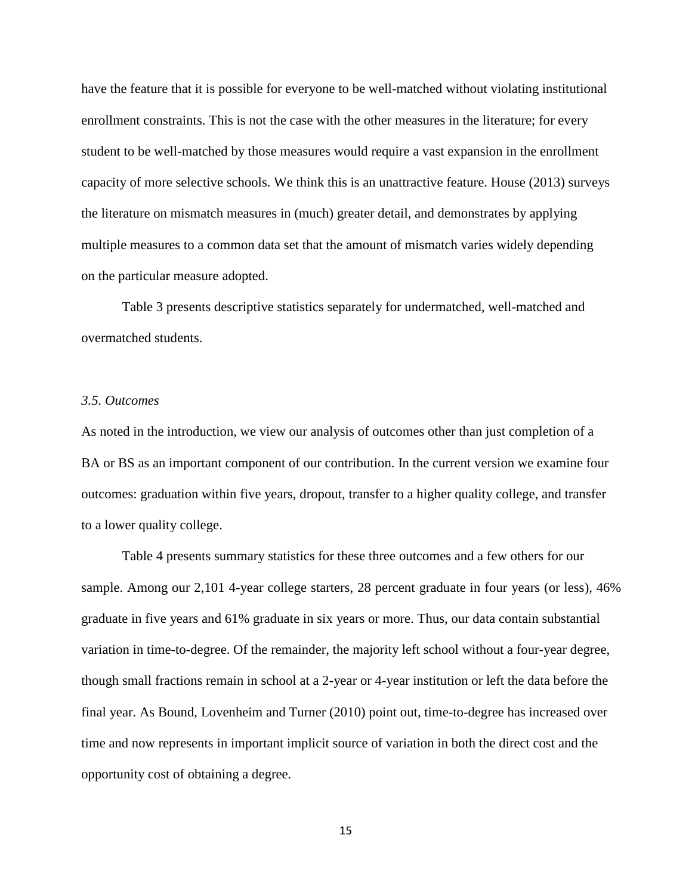have the feature that it is possible for everyone to be well-matched without violating institutional enrollment constraints. This is not the case with the other measures in the literature; for every student to be well-matched by those measures would require a vast expansion in the enrollment capacity of more selective schools. We think this is an unattractive feature. House (2013) surveys the literature on mismatch measures in (much) greater detail, and demonstrates by applying multiple measures to a common data set that the amount of mismatch varies widely depending on the particular measure adopted.

Table 3 presents descriptive statistics separately for undermatched, well-matched and overmatched students.

### *3.5. Outcomes*

As noted in the introduction, we view our analysis of outcomes other than just completion of a BA or BS as an important component of our contribution. In the current version we examine four outcomes: graduation within five years, dropout, transfer to a higher quality college, and transfer to a lower quality college.

Table 4 presents summary statistics for these three outcomes and a few others for our sample. Among our 2,101 4-year college starters, 28 percent graduate in four years (or less), 46% graduate in five years and 61% graduate in six years or more. Thus, our data contain substantial variation in time-to-degree. Of the remainder, the majority left school without a four-year degree, though small fractions remain in school at a 2-year or 4-year institution or left the data before the final year. As Bound, Lovenheim and Turner (2010) point out, time-to-degree has increased over time and now represents in important implicit source of variation in both the direct cost and the opportunity cost of obtaining a degree.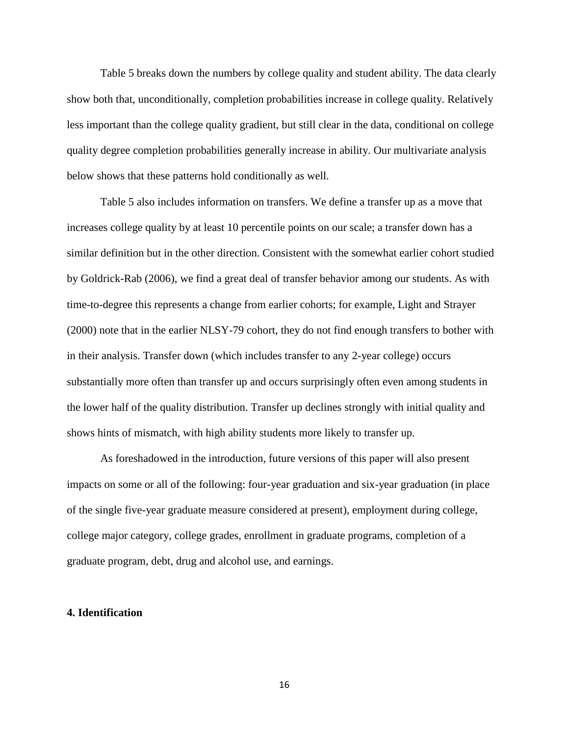Table 5 breaks down the numbers by college quality and student ability. The data clearly show both that, unconditionally, completion probabilities increase in college quality. Relatively less important than the college quality gradient, but still clear in the data, conditional on college quality degree completion probabilities generally increase in ability. Our multivariate analysis below shows that these patterns hold conditionally as well.

Table 5 also includes information on transfers. We define a transfer up as a move that increases college quality by at least 10 percentile points on our scale; a transfer down has a similar definition but in the other direction. Consistent with the somewhat earlier cohort studied by Goldrick-Rab (2006), we find a great deal of transfer behavior among our students. As with time-to-degree this represents a change from earlier cohorts; for example, Light and Strayer (2000) note that in the earlier NLSY-79 cohort, they do not find enough transfers to bother with in their analysis. Transfer down (which includes transfer to any 2-year college) occurs substantially more often than transfer up and occurs surprisingly often even among students in the lower half of the quality distribution. Transfer up declines strongly with initial quality and shows hints of mismatch, with high ability students more likely to transfer up.

As foreshadowed in the introduction, future versions of this paper will also present impacts on some or all of the following: four-year graduation and six-year graduation (in place of the single five-year graduate measure considered at present), employment during college, college major category, college grades, enrollment in graduate programs, completion of a graduate program, debt, drug and alcohol use, and earnings.

## 4. Identification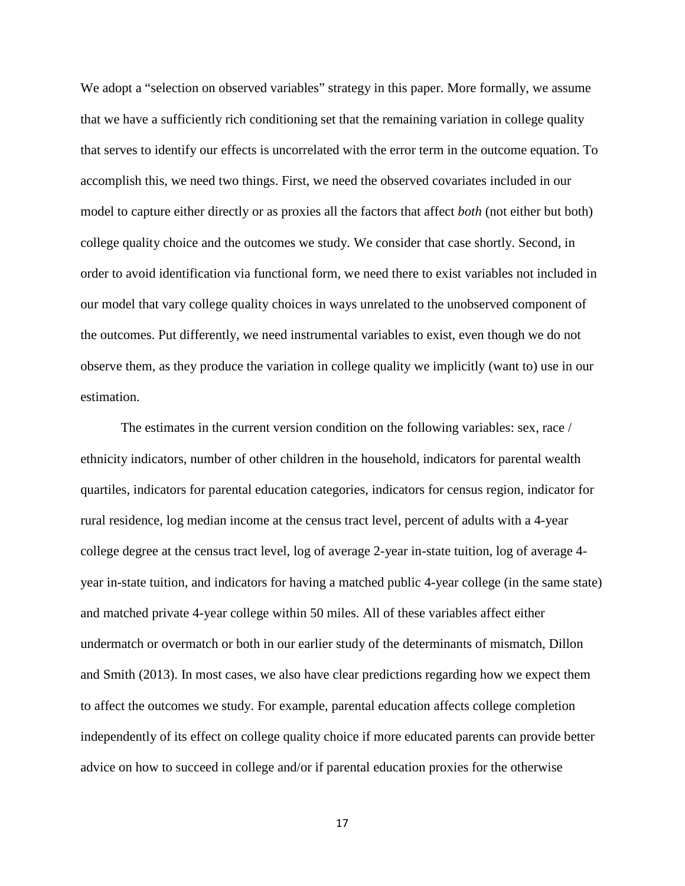We adopt a "selection on observed variables" strategy in this paper. More formally, we assume that we have a sufficiently rich conditioning set that the remaining variation in college quality that serves to identify our effects is uncorrelated with the error term in the outcome equation. To accomplish this, we need two things. First, we need the observed covariates included in our model to capture either directly or as proxies all the factors that affect *both* (not either but both) college quality choice and the outcomes we study. We consider that case shortly. Second, in order to avoid identification via functional form, we need there to exist variables not included in our model that vary college quality choices in ways unrelated to the unobserved component of the outcomes. Put differently, we need instrumental variables to exist, even though we do not observe them, as they produce the variation in college quality we implicitly (want to) use in our estimation.

The estimates in the current version condition on the following variables: sex, race / ethnicity indicators, number of other children in the household, indicators for parental wealth quartiles, indicators for parental education categories, indicators for census region, indicator for rural residence, log median income at the census tract level, percent of adults with a 4-year college degree at the census tract level, log of average 2-year in-state tuition, log of average 4-year in-state tuition, and indicators for having a matched public 4-year college (in the same state) and matched private 4-year college within 50 miles. All of these variables affect either undermatch or overmatch or both in our earlier study of the determinants of mismatch, Dillon and Smith (2013). In most cases, we also have clear predictions regarding how we expect them to affect the outcomes we study. For example, parental education affects college completion independently of its effect on college quality choice if more educated parents can provide better advice on how to succeed in college and/or if parental education proxies for the otherwise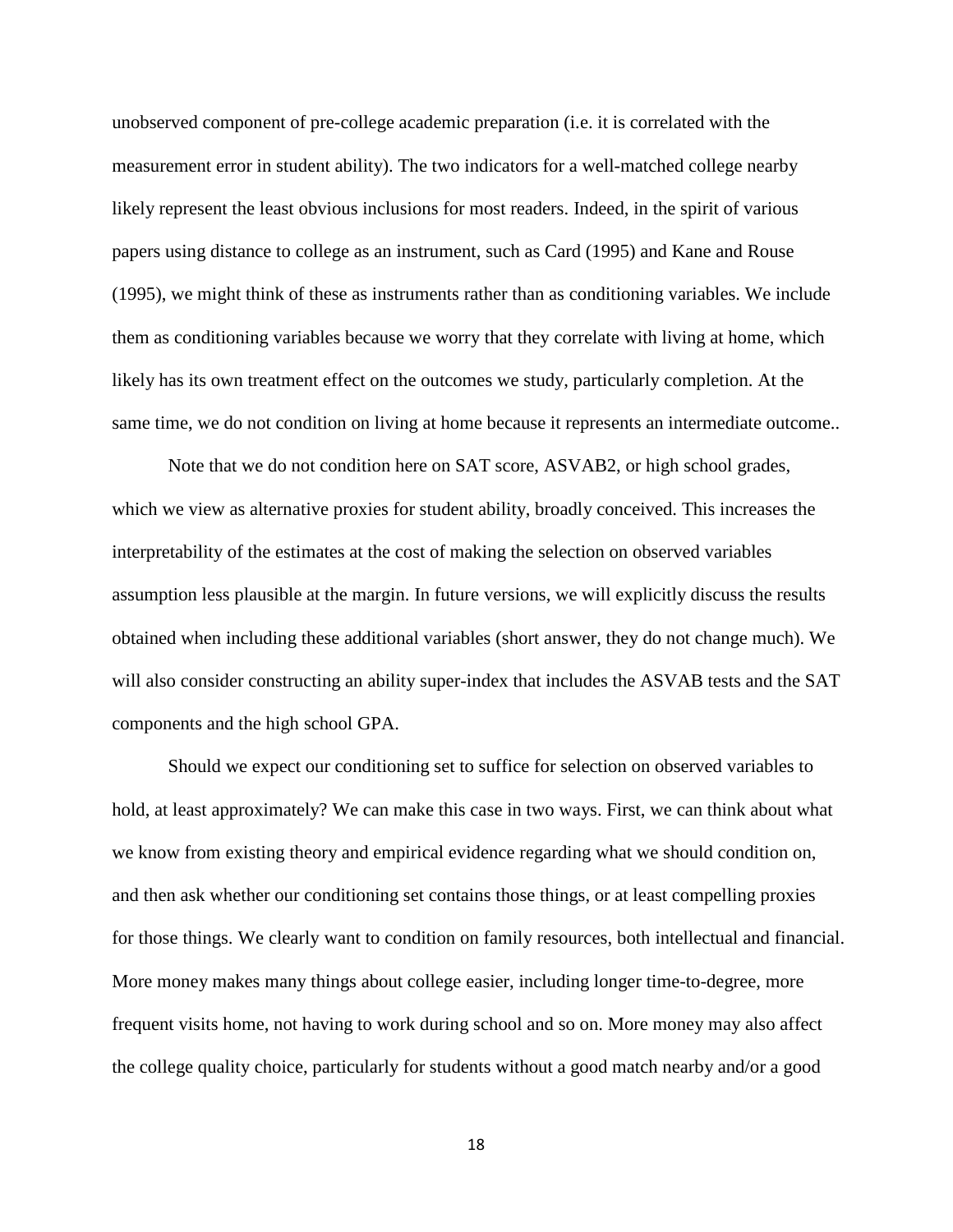unobserved component of pre-college academic preparation (i.e. it is correlated with the measurement error in student ability). The two indicators for a well-matched college nearby likely represent the least obvious inclusions for most readers. Indeed, in the spirit of various papers using distance to college as an instrument, such as Card (1995) and Kane and Rouse (1995), we might think of these as instruments rather than as conditioning variables. We include them as conditioning variables because we worry that they correlate with living at home, which likely has its own treatment effect on the outcomes we study, particularly completion. At the same time, we do not condition on living at home because it represents an intermediate outcome..

Note that we do not condition here on SAT score, ASVAB2, or high school grades, which we view as alternative proxies for student ability, broadly conceived. This increases the interpretability of the estimates at the cost of making the selection on observed variables assumption less plausible at the margin. In future versions, we will explicitly discuss the results obtained when including these additional variables (short answer, they do not change much). We will also consider constructing an ability super-index that includes the ASVAB tests and the SAT components and the high school GPA.

Should we expect our conditioning set to suffice for selection on observed variables to hold, at least approximately? We can make this case in two ways. First, we can think about what we know from existing theory and empirical evidence regarding what we should condition on, and then ask whether our conditioning set contains those things, or at least compelling proxies for those things. We clearly want to condition on family resources, both intellectual and financial. More money makes many things about college easier, including longer time-to-degree, more frequent visits home, not having to work during school and so on. More money may also affect the college quality choice, particularly for students without a good match nearby and/or a good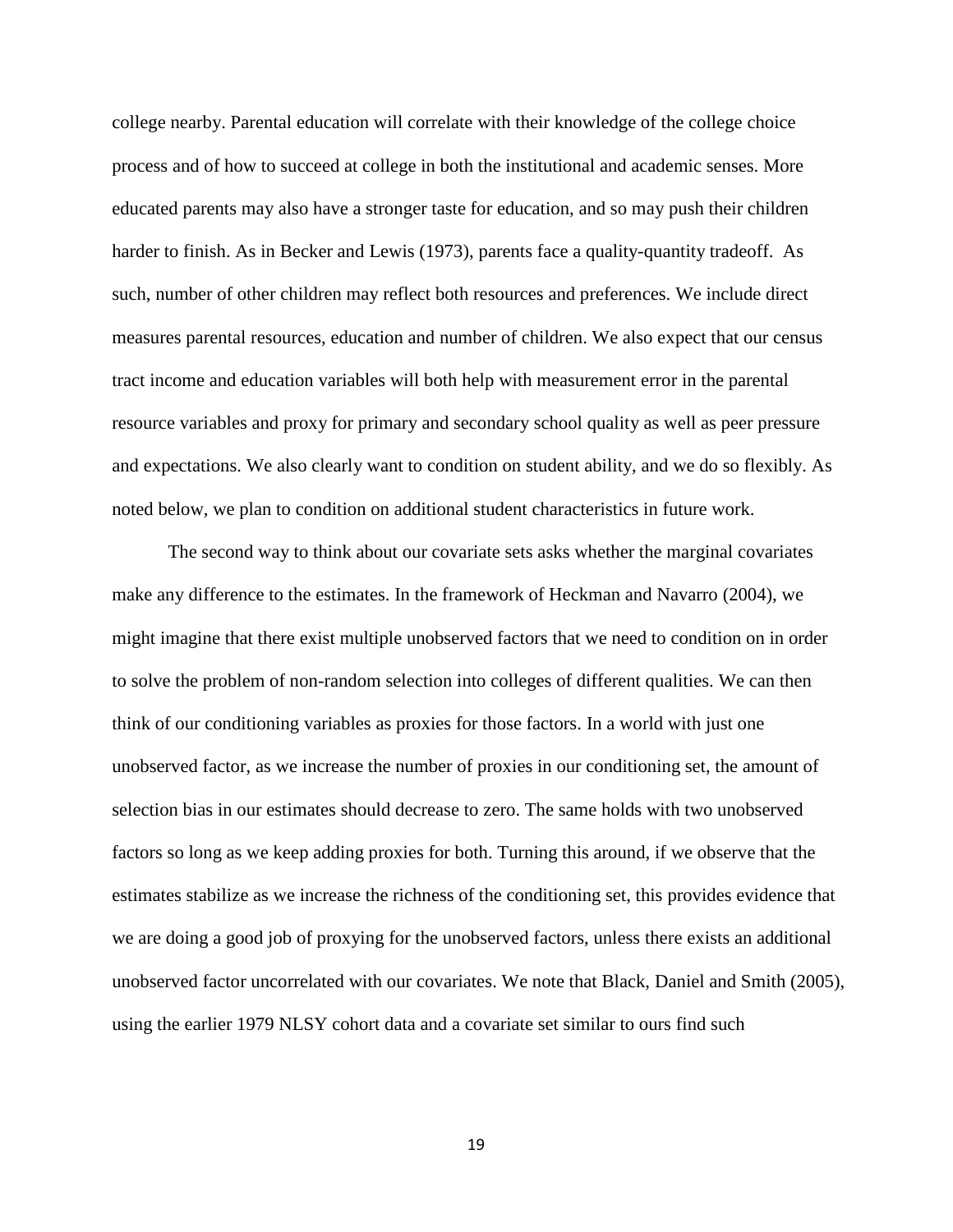college nearby. Parental education will correlate with their knowledge of the college choice process and of how to succeed at college in both the institutional and academic senses. More educated parents may also have a stronger taste for education, and so may push their children harder to finish. As in Becker and Lewis (1973), parents face a quality-quantity tradeoff. As such, number of other children may reflect both resources and preferences. We include direct measures parental resources, education and number of children. We also expect that our census tract income and education variables will both help with measurement error in the parental resource variables and proxy for primary and secondary school quality as well as peer pressure and expectations. We also clearly want to condition on student ability, and we do so flexibly. As noted below, we plan to condition on additional student characteristics in future work.

The second way to think about our covariate sets asks whether the marginal covariates make any difference to the estimates. In the framework of Heckman and Navarro (2004), we might imagine that there exist multiple unobserved factors that we need to condition on in order to solve the problem of non-random selection into colleges of different qualities. We can then think of our conditioning variables as proxies for those factors. In a world with just one unobserved factor, as we increase the number of proxies in our conditioning set, the amount of selection bias in our estimates should decrease to zero. The same holds with two unobserved factors so long as we keep adding proxies for both. Turning this around, if we observe that the estimates stabilize as we increase the richness of the conditioning set, this provides evidence that we are doing a good job of proxying for the unobserved factors, unless there exists an additional unobserved factor uncorrelated with our covariates. We note that Black, Daniel and Smith (2005), using the earlier 1979 NLSY cohort data and a covariate set similar to ours find such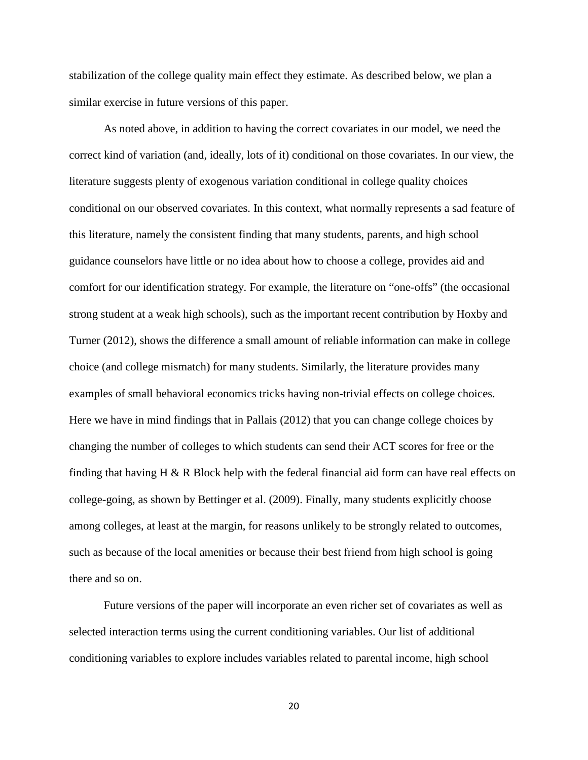stabilization of the college quality main effect they estimate. As described below, we plan a similar exercise in future versions of this paper.

As noted above, in addition to having the correct covariates in our model, we need the correct kind of variation (and, ideally, lots of it) conditional on those covariates. In our view, the literature suggests plenty of exogenous variation conditional in college quality choices conditional on our observed covariates. In this context, what normally represents a sad feature of this literature, namely the consistent finding that many students, parents, and high school guidance counselors have little or no idea about how to choose a college, provides aid and comfort for our identification strategy. For example, the literature on "one-offs" (the occasional strong student at a weak high schools), such as the important recent contribution by Hoxby and Turner (2012), shows the difference a small amount of reliable information can make in college choice (and college mismatch) for many students. Similarly, the literature provides many examples of small behavioral economics tricks having non-trivial effects on college choices. Here we have in mind findings that in Pallais (2012) that you can change college choices by changing the number of colleges to which students can send their ACT scores for free or the finding that having H & R Block help with the federal financial aid form can have real effects on college-going, as shown by Bettinger et al. (2009). Finally, many students explicitly choose among colleges, at least at the margin, for reasons unlikely to be strongly related to outcomes, such as because of the local amenities or because their best friend from high school is going there and so on.

Future versions of the paper will incorporate an even richer set of covariates as well as selected interaction terms using the current conditioning variables. Our list of additional conditioning variables to explore includes variables related to parental income, high school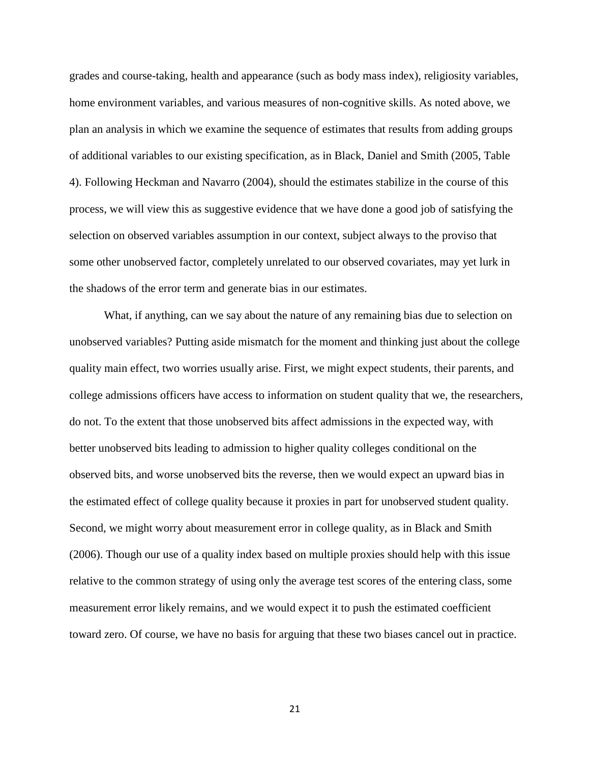grades and course-taking, health and appearance (such as body mass index), religiosity variables, home environment variables, and various measures of non-cognitive skills. As noted above, we plan an analysis in which we examine the sequence of estimates that results from adding groups of additional variables to our existing specification, as in Black, Daniel and Smith (2005, Table 4). Following Heckman and Navarro (2004), should the estimates stabilize in the course of this process, we will view this as suggestive evidence that we have done a good job of satisfying the selection on observed variables assumption in our context, subject always to the proviso that some other unobserved factor, completely unrelated to our observed covariates, may yet lurk in the shadows of the error term and generate bias in our estimates.

What, if anything, can we say about the nature of any remaining bias due to selection on unobserved variables? Putting aside mismatch for the moment and thinking just about the college quality main effect, two worries usually arise. First, we might expect students, their parents, and college admissions officers have access to information on student quality that we, the researchers, do not. To the extent that those unobserved bits affect admissions in the expected way, with better unobserved bits leading to admission to higher quality colleges conditional on the observed bits, and worse unobserved bits the reverse, then we would expect an upward bias in the estimated effect of college quality because it proxies in part for unobserved student quality. Second, we might worry about measurement error in college quality, as in Black and Smith (2006). Though our use of a quality index based on multiple proxies should help with this issue relative to the common strategy of using only the average test scores of the entering class, some measurement error likely remains, and we would expect it to push the estimated coefficient toward zero. Of course, we have no basis for arguing that these two biases cancel out in practice.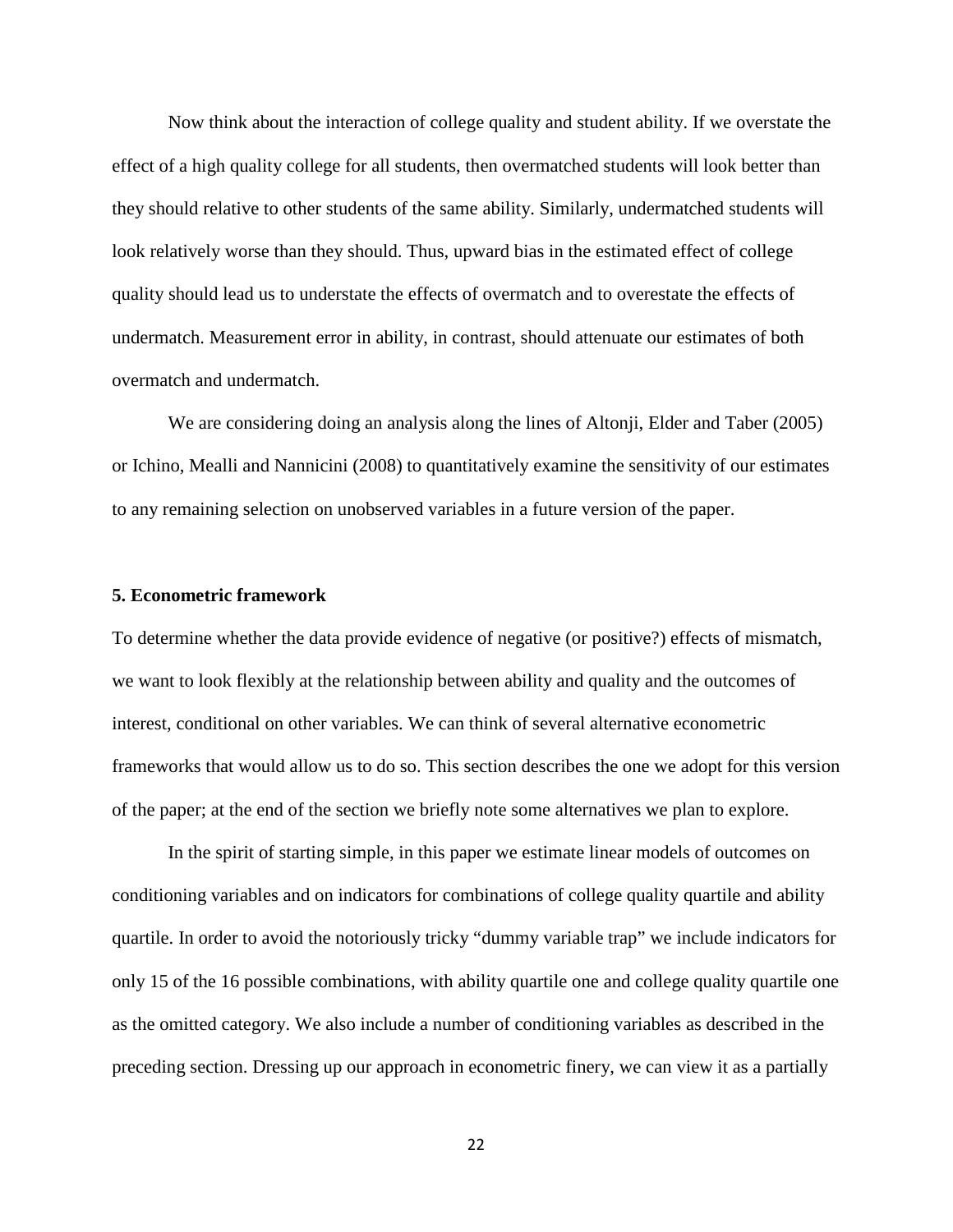Now think about the interaction of college quality and student ability. If we overstate the effect of a high quality college for all students, then overmatched students will look better than they should relative to other students of the same ability. Similarly, undermatched students will look relatively worse than they should. Thus, upward bias in the estimated effect of college quality should lead us to understate the effects of overmatch and to overestate the effects of undermatch. Measurement error in ability, in contrast, should attenuate our estimates of both overmatch and undermatch.

We are considering doing an analysis along the lines of Altonji, Elder and Taber (2005) or Ichino, Mealli and Nannicini (2008) to quantitatively examine the sensitivity of our estimates to any remaining selection on unobserved variables in a future version of the paper.

## 5. Econometric framework

To determine whether the data provide evidence of negative (or positive?) effects of mismatch, we want to look flexibly at the relationship between ability and quality and the outcomes of interest, conditional on other variables. We can think of several alternative econometric frameworks that would allow us to do so. This section describes the one we adopt for this version of the paper; at the end of the section we briefly note some alternatives we plan to explore.

In the spirit of starting simple, in this paper we estimate linear models of outcomes on conditioning variables and on indicators for combinations of college quality quartile and ability quartile. In order to avoid the notoriously tricky "dummy variable trap" we include indicators for only 15 of the 16 possible combinations, with ability quartile one and college quality quartile one as the omitted category. We also include a number of conditioning variables as described in the preceding section. Dressing up our approach in econometric finery, we can view it as a partially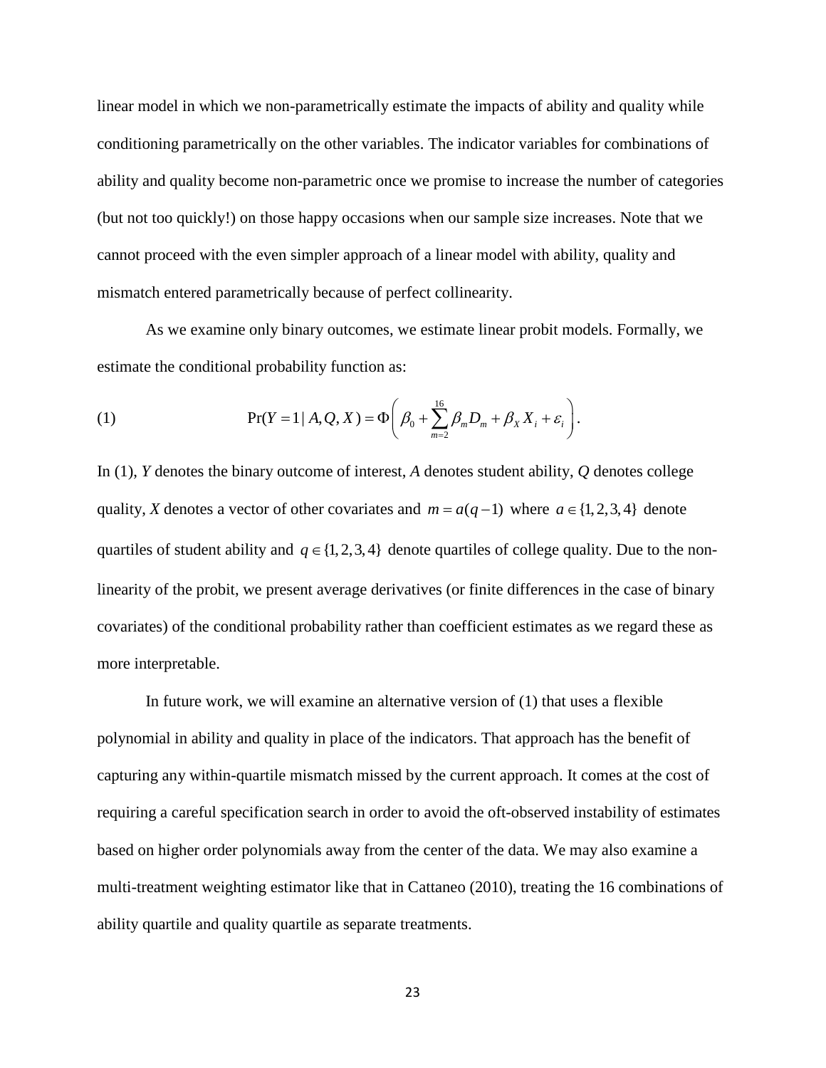linear model in which we non-parametrically estimate the impacts of ability and quality while conditioning parametrically on the other variables. The indicator variables for combinations of ability and quality become non-parametric once we promise to increase the number of categories (but not too quickly!) on those happy occasions when our sample size increases. Note that we cannot proceed with the even simpler approach of a linear model with ability, quality and mismatch entered parametrically because of perfect collinearity.

As we examine only binary outcomes, we estimate linear probit models. Formally, we estimate the conditional probability function as:

$$\Pr(Y=1 \mid A, Q, X) = \Phi\left(\beta_0 + \sum_{m=2}^{16} \beta_m D_m + \beta_X X_i + \varepsilon_i\right). \tag{1}$$

In (1), $Y$ denotes the binary outcome of interest, $A$ denotes student ability, $Q$ denotes college quality, $X$ denotes a vector of other covariates and $m = a(q-1)$ where $a \in \{1,2,3,4\}$ denote quartiles of student ability and $q \in \{1,2,3,4\}$ denote quartiles of college quality. Due to the non-linearity of the probit, we present average derivatives (or finite differences in the case of binary covariates) of the conditional probability rather than coefficient estimates as we regard these as more interpretable.

In future work, we will examine an alternative version of (1) that uses a flexible polynomial in ability and quality in place of the indicators. That approach has the benefit of capturing any within-quartile mismatch missed by the current approach. It comes at the cost of requiring a careful specification search in order to avoid the oft-observed instability of estimates based on higher order polynomials away from the center of the data. We may also examine a multi-treatment weighting estimator like that in Cattaneo (2010), treating the 16 combinations of ability quartile and quality quartile as separate treatments.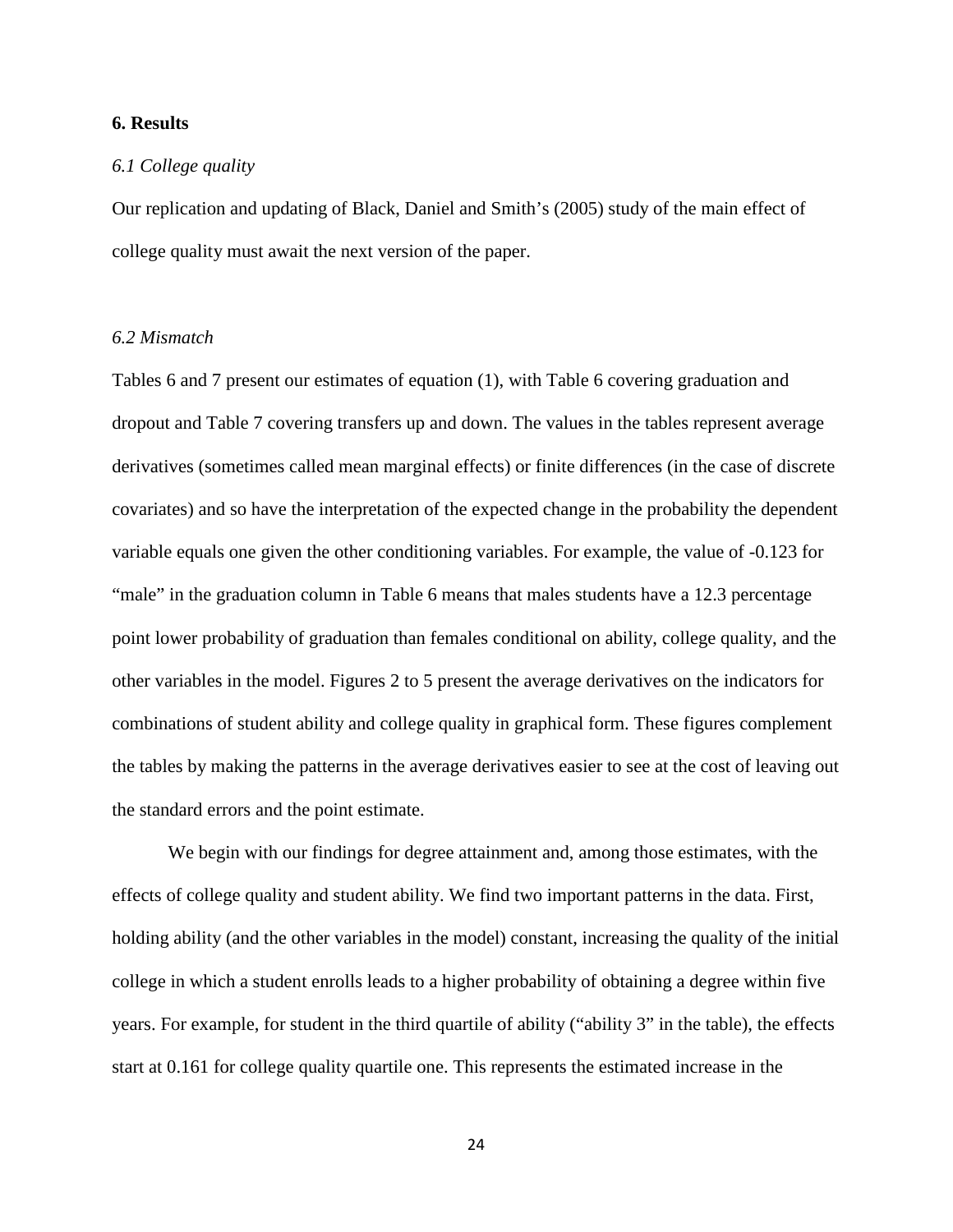## 6. Results

### *6.1 College quality*

Our replication and updating of Black, Daniel and Smith's (2005) study of the main effect of college quality must await the next version of the paper.

### *6.2 Mismatch*

Tables 6 and 7 present our estimates of equation (1), with Table 6 covering graduation and dropout and Table 7 covering transfers up and down. The values in the tables represent average derivatives (sometimes called mean marginal effects) or finite differences (in the case of discrete covariates) and so have the interpretation of the expected change in the probability the dependent variable equals one given the other conditioning variables. For example, the value of -0.123 for "male" in the graduation column in Table 6 means that males students have a 12.3 percentage point lower probability of graduation than females conditional on ability, college quality, and the other variables in the model. Figures 2 to 5 present the average derivatives on the indicators for combinations of student ability and college quality in graphical form. These figures complement the tables by making the patterns in the average derivatives easier to see at the cost of leaving out the standard errors and the point estimate.

We begin with our findings for degree attainment and, among those estimates, with the effects of college quality and student ability. We find two important patterns in the data. First, holding ability (and the other variables in the model) constant, increasing the quality of the initial college in which a student enrolls leads to a higher probability of obtaining a degree within five years. For example, for student in the third quartile of ability ("ability 3" in the table), the effects start at 0.161 for college quality quartile one. This represents the estimated increase in the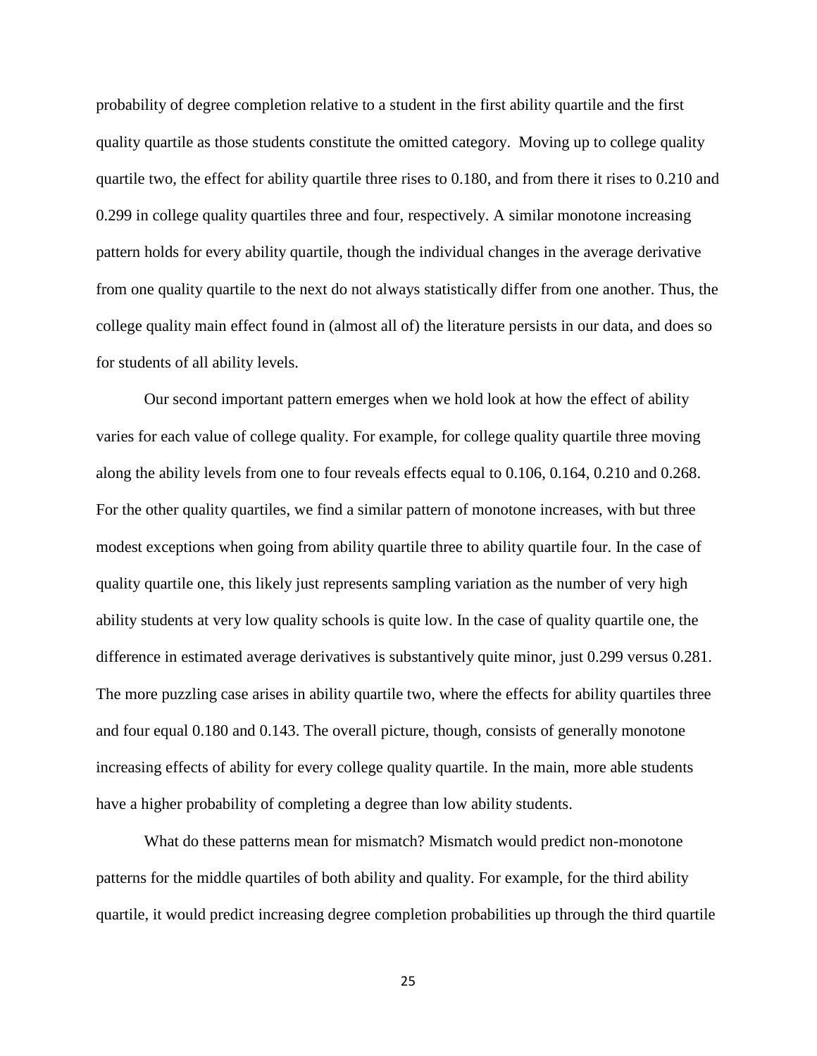probability of degree completion relative to a student in the first ability quartile and the first quality quartile as those students constitute the omitted category. Moving up to college quality quartile two, the effect for ability quartile three rises to 0.180, and from there it rises to 0.210 and 0.299 in college quality quartiles three and four, respectively. A similar monotone increasing pattern holds for every ability quartile, though the individual changes in the average derivative from one quality quartile to the next do not always statistically differ from one another. Thus, the college quality main effect found in (almost all of) the literature persists in our data, and does so for students of all ability levels.

Our second important pattern emerges when we hold look at how the effect of ability varies for each value of college quality. For example, for college quality quartile three moving along the ability levels from one to four reveals effects equal to 0.106, 0.164, 0.210 and 0.268. For the other quality quartiles, we find a similar pattern of monotone increases, with but three modest exceptions when going from ability quartile three to ability quartile four. In the case of quality quartile one, this likely just represents sampling variation as the number of very high ability students at very low quality schools is quite low. In the case of quality quartile one, the difference in estimated average derivatives is substantively quite minor, just 0.299 versus 0.281. The more puzzling case arises in ability quartile two, where the effects for ability quartiles three and four equal 0.180 and 0.143. The overall picture, though, consists of generally monotone increasing effects of ability for every college quality quartile. In the main, more able students have a higher probability of completing a degree than low ability students.

What do these patterns mean for mismatch? Mismatch would predict non-monotone patterns for the middle quartiles of both ability and quality. For example, for the third ability quartile, it would predict increasing degree completion probabilities up through the third quartile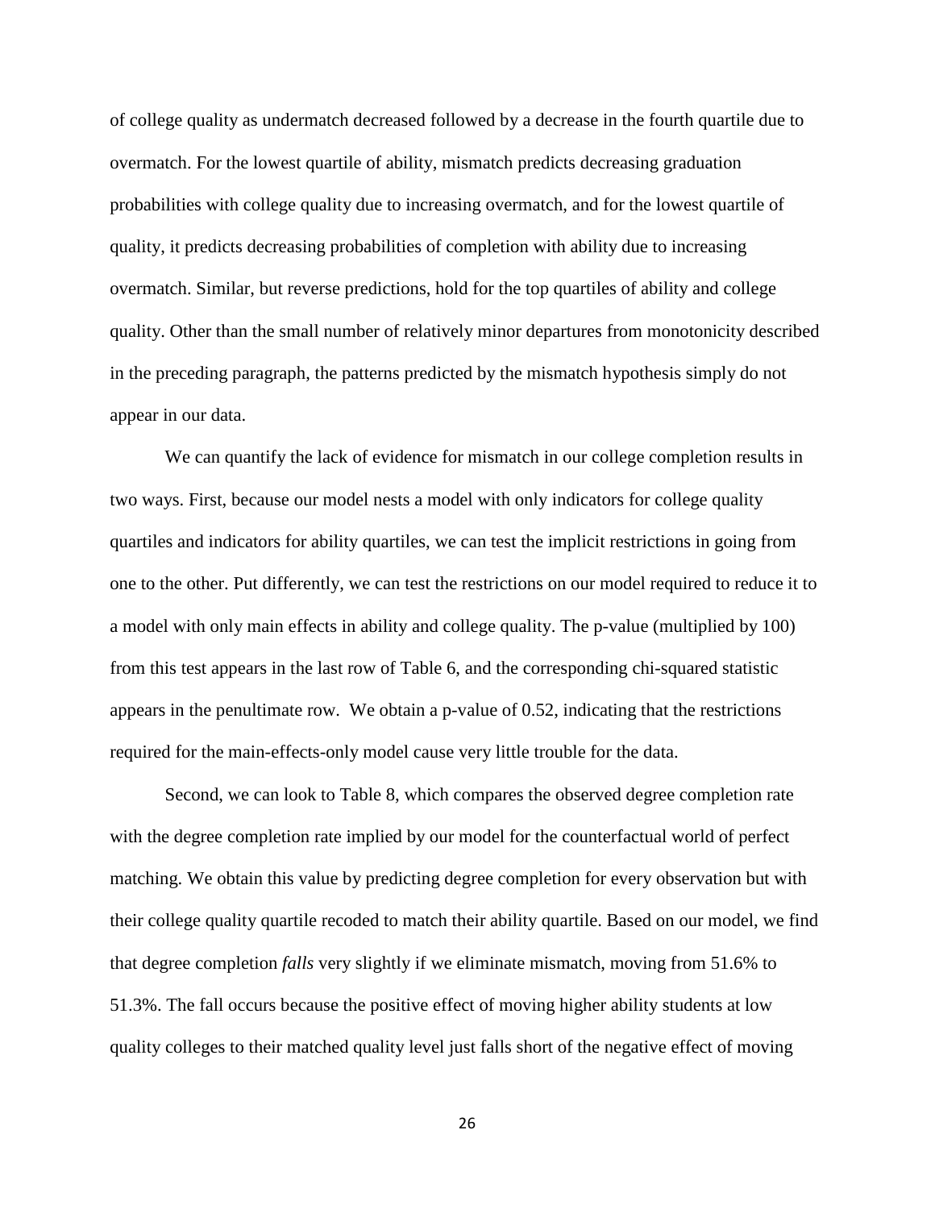of college quality as undermatch decreased followed by a decrease in the fourth quartile due to overmatch. For the lowest quartile of ability, mismatch predicts decreasing graduation probabilities with college quality due to increasing overmatch, and for the lowest quartile of quality, it predicts decreasing probabilities of completion with ability due to increasing overmatch. Similar, but reverse predictions, hold for the top quartiles of ability and college quality. Other than the small number of relatively minor departures from monotonicity described in the preceding paragraph, the patterns predicted by the mismatch hypothesis simply do not appear in our data.

We can quantify the lack of evidence for mismatch in our college completion results in two ways. First, because our model nests a model with only indicators for college quality quartiles and indicators for ability quartiles, we can test the implicit restrictions in going from one to the other. Put differently, we can test the restrictions on our model required to reduce it to a model with only main effects in ability and college quality. The p-value (multiplied by 100) from this test appears in the last row of Table 6, and the corresponding chi-squared statistic appears in the penultimate row. We obtain a p-value of 0.52, indicating that the restrictions required for the main-effects-only model cause very little trouble for the data.

Second, we can look to Table 8, which compares the observed degree completion rate with the degree completion rate implied by our model for the counterfactual world of perfect matching. We obtain this value by predicting degree completion for every observation but with their college quality quartile recoded to match their ability quartile. Based on our model, we find that degree completion *falls* very slightly if we eliminate mismatch, moving from 51.6% to 51.3%. The fall occurs because the positive effect of moving higher ability students at low quality colleges to their matched quality level just falls short of the negative effect of moving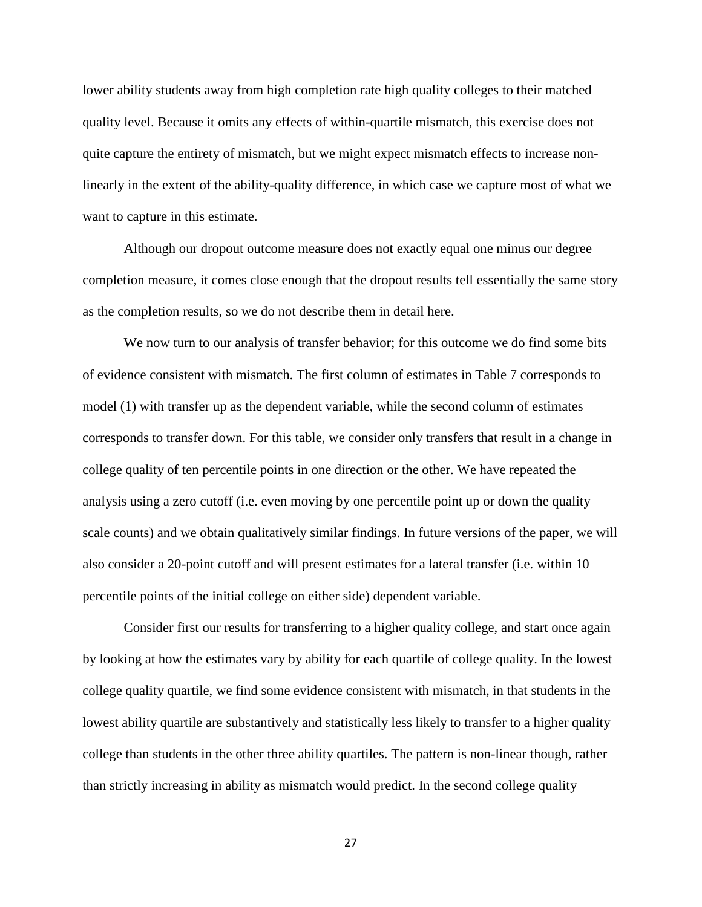lower ability students away from high completion rate high quality colleges to their matched quality level. Because it omits any effects of within-quartile mismatch, this exercise does not quite capture the entirety of mismatch, but we might expect mismatch effects to increase non-linearly in the extent of the ability-quality difference, in which case we capture most of what we want to capture in this estimate.

Although our dropout outcome measure does not exactly equal one minus our degree completion measure, it comes close enough that the dropout results tell essentially the same story as the completion results, so we do not describe them in detail here.

We now turn to our analysis of transfer behavior; for this outcome we do find some bits of evidence consistent with mismatch. The first column of estimates in Table 7 corresponds to model (1) with transfer up as the dependent variable, while the second column of estimates corresponds to transfer down. For this table, we consider only transfers that result in a change in college quality of ten percentile points in one direction or the other. We have repeated the analysis using a zero cutoff (i.e. even moving by one percentile point up or down the quality scale counts) and we obtain qualitatively similar findings. In future versions of the paper, we will also consider a 20-point cutoff and will present estimates for a lateral transfer (i.e. within 10 percentile points of the initial college on either side) dependent variable.

Consider first our results for transferring to a higher quality college, and start once again by looking at how the estimates vary by ability for each quartile of college quality. In the lowest college quality quartile, we find some evidence consistent with mismatch, in that students in the lowest ability quartile are substantively and statistically less likely to transfer to a higher quality college than students in the other three ability quartiles. The pattern is non-linear though, rather than strictly increasing in ability as mismatch would predict. In the second college quality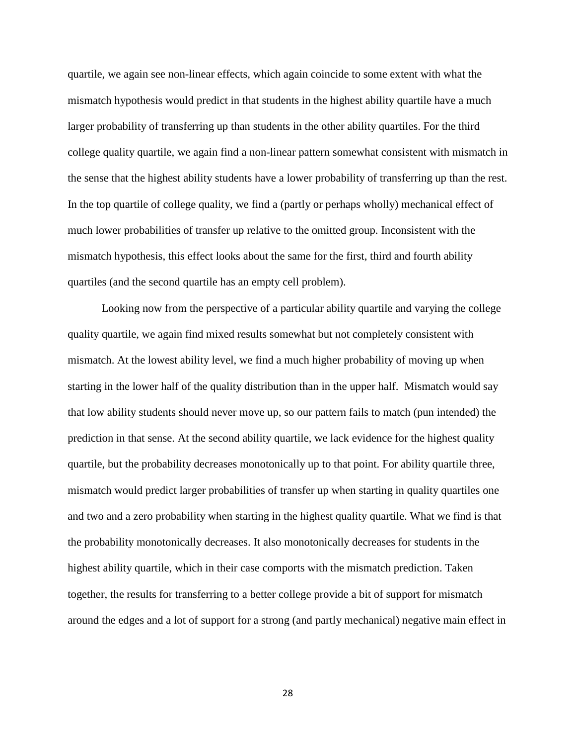quartile, we again see non-linear effects, which again coincide to some extent with what the mismatch hypothesis would predict in that students in the highest ability quartile have a much larger probability of transferring up than students in the other ability quartiles. For the third college quality quartile, we again find a non-linear pattern somewhat consistent with mismatch in the sense that the highest ability students have a lower probability of transferring up than the rest. In the top quartile of college quality, we find a (partly or perhaps wholly) mechanical effect of much lower probabilities of transfer up relative to the omitted group. Inconsistent with the mismatch hypothesis, this effect looks about the same for the first, third and fourth ability quartiles (and the second quartile has an empty cell problem).

Looking now from the perspective of a particular ability quartile and varying the college quality quartile, we again find mixed results somewhat but not completely consistent with mismatch. At the lowest ability level, we find a much higher probability of moving up when starting in the lower half of the quality distribution than in the upper half. Mismatch would say that low ability students should never move up, so our pattern fails to match (pun intended) the prediction in that sense. At the second ability quartile, we lack evidence for the highest quality quartile, but the probability decreases monotonically up to that point. For ability quartile three, mismatch would predict larger probabilities of transfer up when starting in quality quartiles one and two and a zero probability when starting in the highest quality quartile. What we find is that the probability monotonically decreases. It also monotonically decreases for students in the highest ability quartile, which in their case comports with the mismatch prediction. Taken together, the results for transferring to a better college provide a bit of support for mismatch around the edges and a lot of support for a strong (and partly mechanical) negative main effect in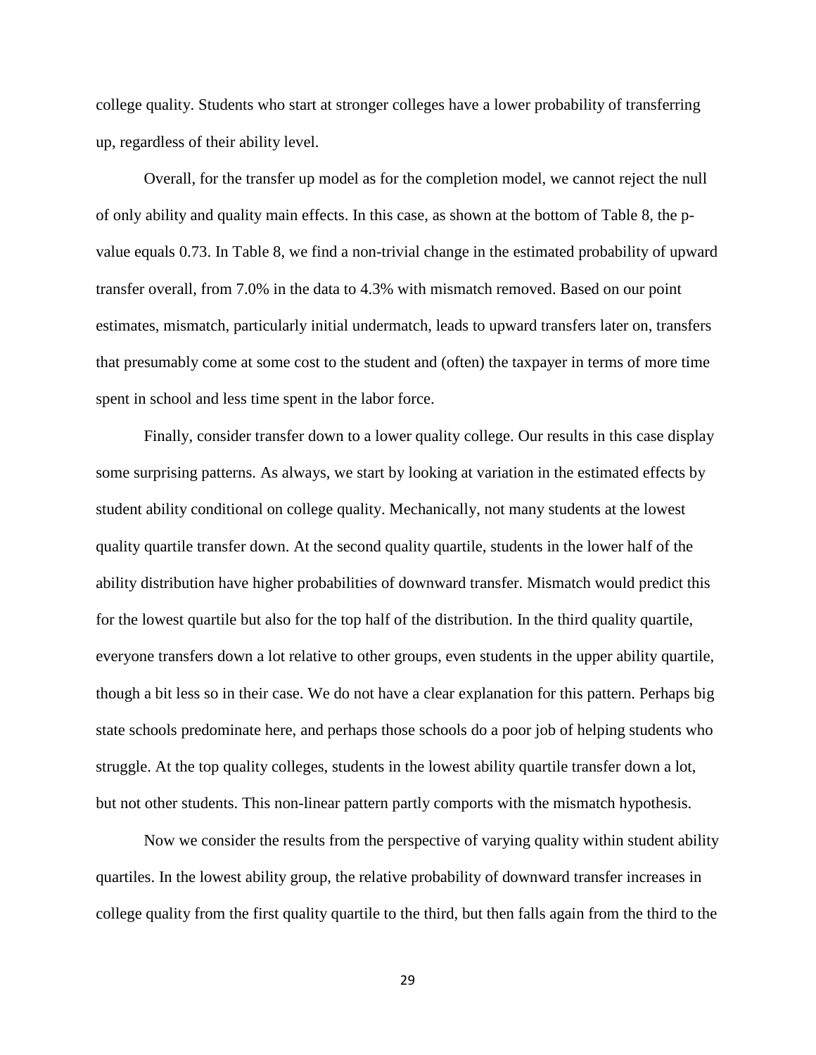college quality. Students who start at stronger colleges have a lower probability of transferring up, regardless of their ability level.

Overall, for the transfer up model as for the completion model, we cannot reject the null of only ability and quality main effects. In this case, as shown at the bottom of Table 8, the p-value equals 0.73. In Table 8, we find a non-trivial change in the estimated probability of upward transfer overall, from 7.0% in the data to 4.3% with mismatch removed. Based on our point estimates, mismatch, particularly initial undermatch, leads to upward transfers later on, transfers that presumably come at some cost to the student and (often) the taxpayer in terms of more time spent in school and less time spent in the labor force.

Finally, consider transfer down to a lower quality college. Our results in this case display some surprising patterns. As always, we start by looking at variation in the estimated effects by student ability conditional on college quality. Mechanically, not many students at the lowest quality quartile transfer down. At the second quality quartile, students in the lower half of the ability distribution have higher probabilities of downward transfer. Mismatch would predict this for the lowest quartile but also for the top half of the distribution. In the third quality quartile, everyone transfers down a lot relative to other groups, even students in the upper ability quartile, though a bit less so in their case. We do not have a clear explanation for this pattern. Perhaps big state schools predominate here, and perhaps those schools do a poor job of helping students who struggle. At the top quality colleges, students in the lowest ability quartile transfer down a lot, but not other students. This non-linear pattern partly comports with the mismatch hypothesis.

Now we consider the results from the perspective of varying quality within student ability quartiles. In the lowest ability group, the relative probability of downward transfer increases in college quality from the first quality quartile to the third, but then falls again from the third to the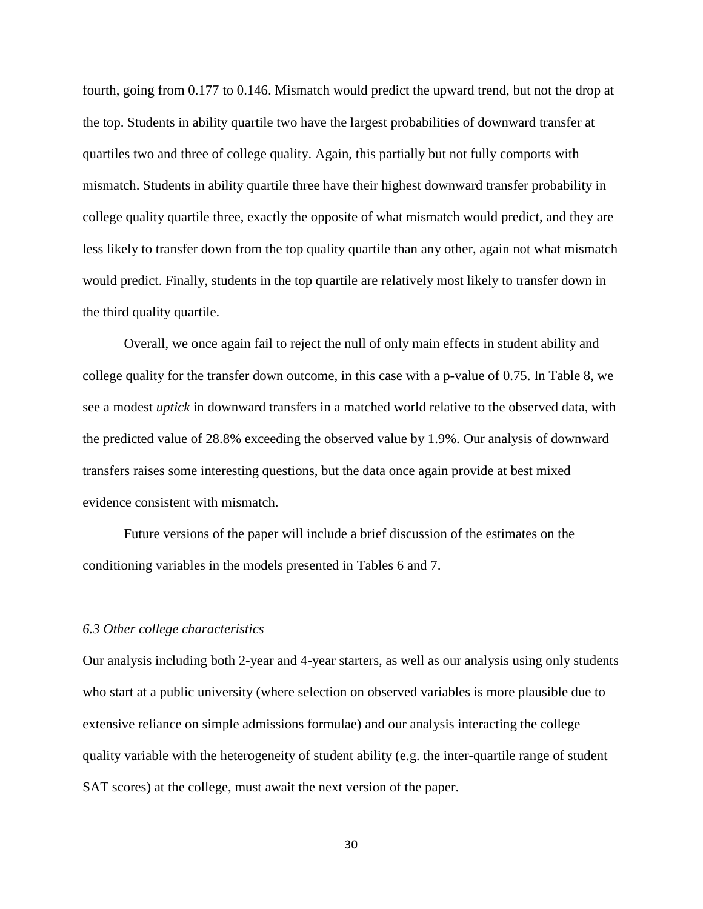fourth, going from 0.177 to 0.146. Mismatch would predict the upward trend, but not the drop at the top. Students in ability quartile two have the largest probabilities of downward transfer at quartiles two and three of college quality. Again, this partially but not fully comports with mismatch. Students in ability quartile three have their highest downward transfer probability in college quality quartile three, exactly the opposite of what mismatch would predict, and they are less likely to transfer down from the top quality quartile than any other, again not what mismatch would predict. Finally, students in the top quartile are relatively most likely to transfer down in the third quality quartile.

Overall, we once again fail to reject the null of only main effects in student ability and college quality for the transfer down outcome, in this case with a p-value of 0.75. In Table 8, we see a modest *uptick* in downward transfers in a matched world relative to the observed data, with the predicted value of 28.8% exceeding the observed value by 1.9%. Our analysis of downward transfers raises some interesting questions, but the data once again provide at best mixed evidence consistent with mismatch.

Future versions of the paper will include a brief discussion of the estimates on the conditioning variables in the models presented in Tables 6 and 7.

### *6.3 Other college characteristics*

Our analysis including both 2-year and 4-year starters, as well as our analysis using only students who start at a public university (where selection on observed variables is more plausible due to extensive reliance on simple admissions formulae) and our analysis interacting the college quality variable with the heterogeneity of student ability (e.g. the inter-quartile range of student SAT scores) at the college, must await the next version of the paper.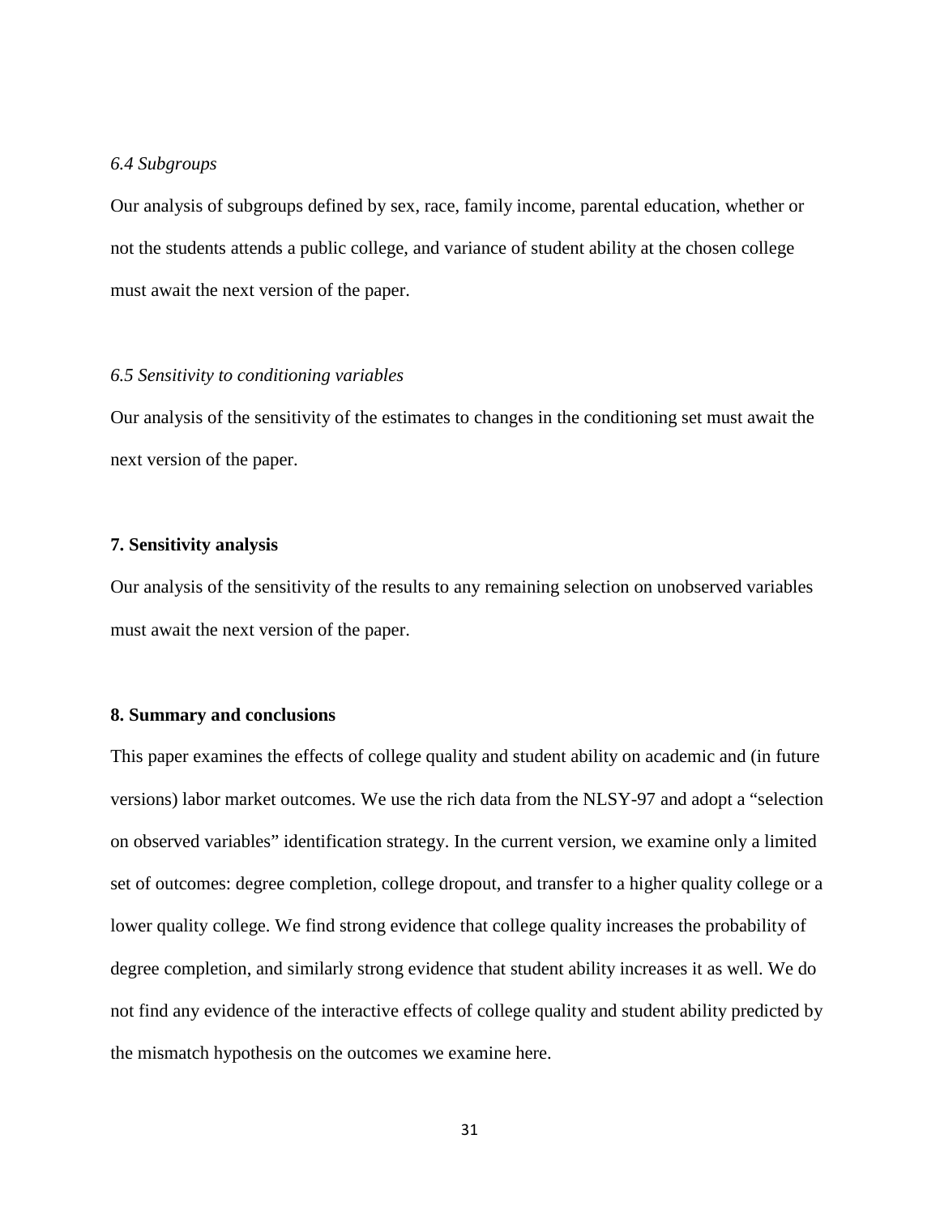*6.4 Subgroups*

Our analysis of subgroups defined by sex, race, family income, parental education, whether or not the students attends a public college, and variance of student ability at the chosen college must await the next version of the paper.

*6.5 Sensitivity to conditioning variables*

Our analysis of the sensitivity of the estimates to changes in the conditioning set must await the next version of the paper.

## 7. Sensitivity analysis

Our analysis of the sensitivity of the results to any remaining selection on unobserved variables must await the next version of the paper.

## 8. Summary and conclusions

This paper examines the effects of college quality and student ability on academic and (in future versions) labor market outcomes. We use the rich data from the NLSY-97 and adopt a "selection on observed variables" identification strategy. In the current version, we examine only a limited set of outcomes: degree completion, college dropout, and transfer to a higher quality college or a lower quality college. We find strong evidence that college quality increases the probability of degree completion, and similarly strong evidence that student ability increases it as well. We do not find any evidence of the interactive effects of college quality and student ability predicted by the mismatch hypothesis on the outcomes we examine here.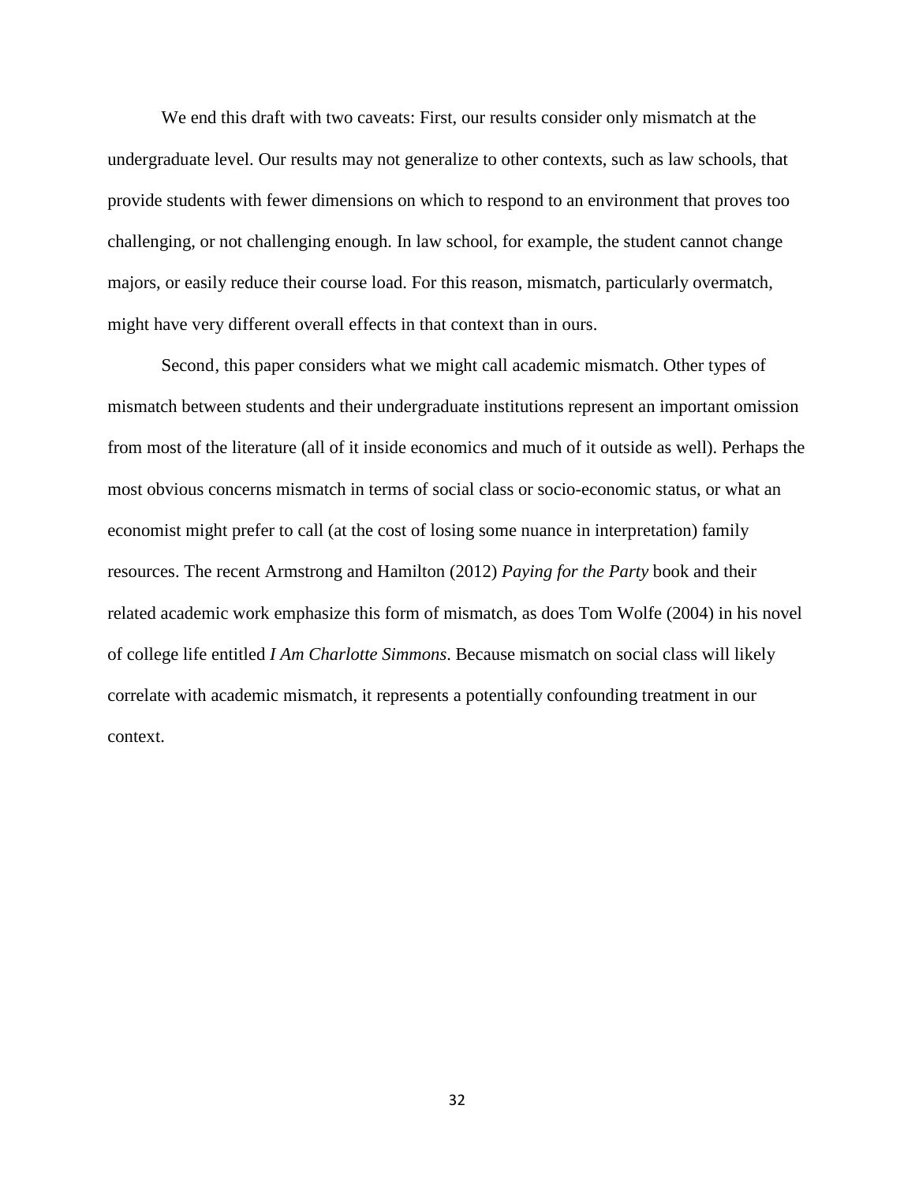We end this draft with two caveats: First, our results consider only mismatch at the undergraduate level. Our results may not generalize to other contexts, such as law schools, that provide students with fewer dimensions on which to respond to an environment that proves too challenging, or not challenging enough. In law school, for example, the student cannot change majors, or easily reduce their course load. For this reason, mismatch, particularly overmatch, might have very different overall effects in that context than in ours.

Second, this paper considers what we might call academic mismatch. Other types of mismatch between students and their undergraduate institutions represent an important omission from most of the literature (all of it inside economics and much of it outside as well). Perhaps the most obvious concerns mismatch in terms of social class or socio-economic status, or what an economist might prefer to call (at the cost of losing some nuance in interpretation) family resources. The recent Armstrong and Hamilton (2012) *Paying for the Party* book and their related academic work emphasize this form of mismatch, as does Tom Wolfe (2004) in his novel of college life entitled *I Am Charlotte Simmons*. Because mismatch on social class will likely correlate with academic mismatch, it represents a potentially confounding treatment in our context.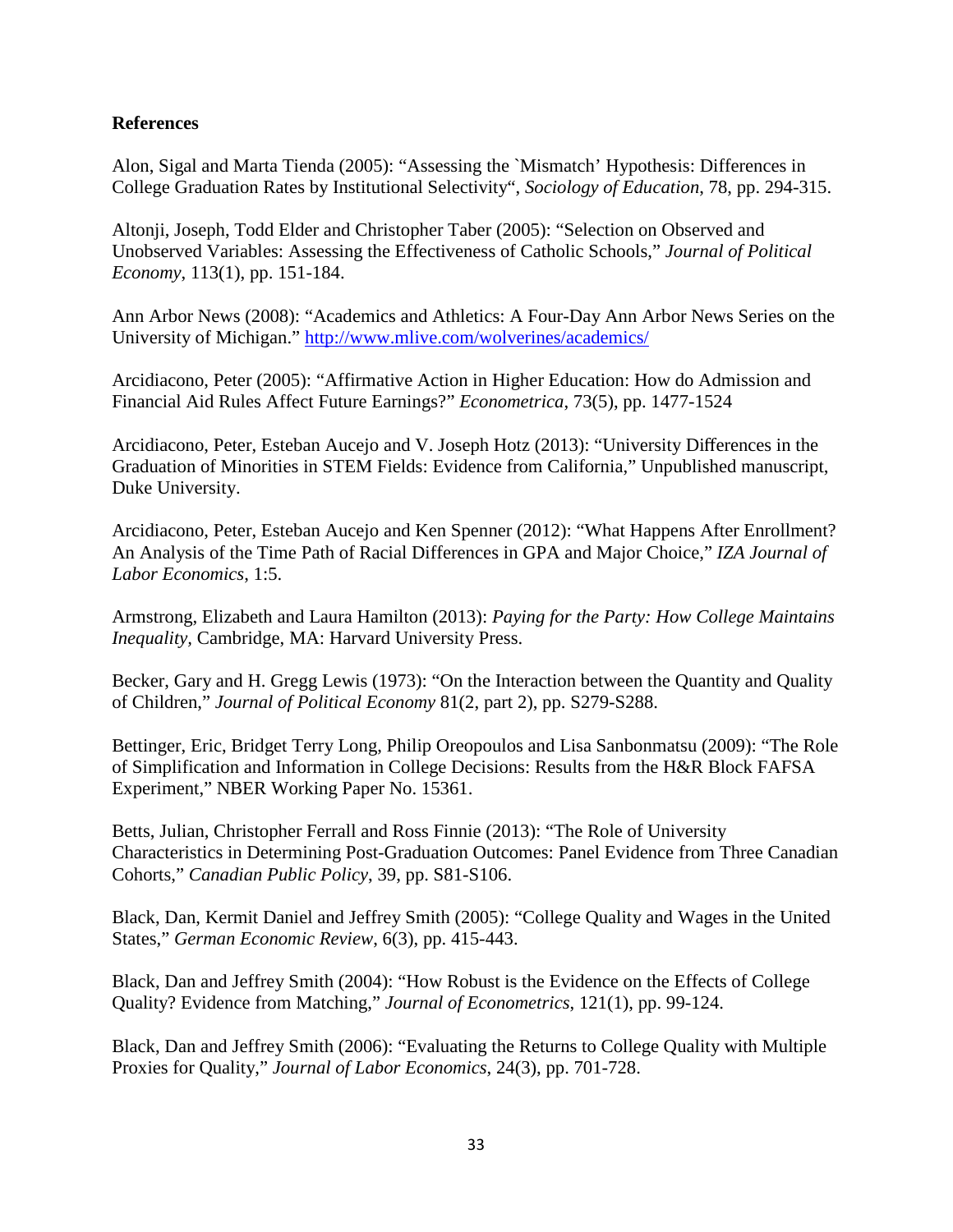**References**

Alon, Sigal and Marta Tienda (2005): "Assessing the `Mismatch' Hypothesis: Differences in College Graduation Rates by Institutional Selectivity", *Sociology of Education*, 78, pp. 294-315.

Altonji, Joseph, Todd Elder and Christopher Taber (2005): "Selection on Observed and Unobserved Variables: Assessing the Effectiveness of Catholic Schools," *Journal of Political Economy*, 113(1), pp. 151-184.

Ann Arbor News (2008): "Academics and Athletics: A Four-Day Ann Arbor News Series on the University of Michigan." http://www.mlive.com/wolverines/academics/

Arcidiacono, Peter (2005): "Affirmative Action in Higher Education: How do Admission and Financial Aid Rules Affect Future Earnings?" *Econometrica*, 73(5), pp. 1477-1524

Arcidiacono, Peter, Esteban Aucejo and V. Joseph Hotz (2013): "University Differences in the Graduation of Minorities in STEM Fields: Evidence from California," Unpublished manuscript, Duke University.

Arcidiacono, Peter, Esteban Aucejo and Ken Spenner (2012): "What Happens After Enrollment? An Analysis of the Time Path of Racial Differences in GPA and Major Choice," *IZA Journal of Labor Economics*, 1:5.

Armstrong, Elizabeth and Laura Hamilton (2013): *Paying for the Party: How College Maintains Inequality,* Cambridge, MA: Harvard University Press.

Becker, Gary and H. Gregg Lewis (1973): "On the Interaction between the Quantity and Quality of Children," *Journal of Political Economy* 81(2, part 2), pp. S279-S288.

Bettinger, Eric, Bridget Terry Long, Philip Oreopoulos and Lisa Sanbonmatsu (2009): "The Role of Simplification and Information in College Decisions: Results from the H&R Block FAFSA Experiment," NBER Working Paper No. 15361.

Betts, Julian, Christopher Ferrall and Ross Finnie (2013): "The Role of University Characteristics in Determining Post-Graduation Outcomes: Panel Evidence from Three Canadian Cohorts," *Canadian Public Policy*, 39, pp. S81-S106.

Black, Dan, Kermit Daniel and Jeffrey Smith (2005): "College Quality and Wages in the United States," *German Economic Review*, 6(3), pp. 415-443.

Black, Dan and Jeffrey Smith (2004): "How Robust is the Evidence on the Effects of College Quality? Evidence from Matching," *Journal of Econometrics*, 121(1), pp. 99-124.

Black, Dan and Jeffrey Smith (2006): "Evaluating the Returns to College Quality with Multiple Proxies for Quality," *Journal of Labor Economics*, 24(3), pp. 701-728.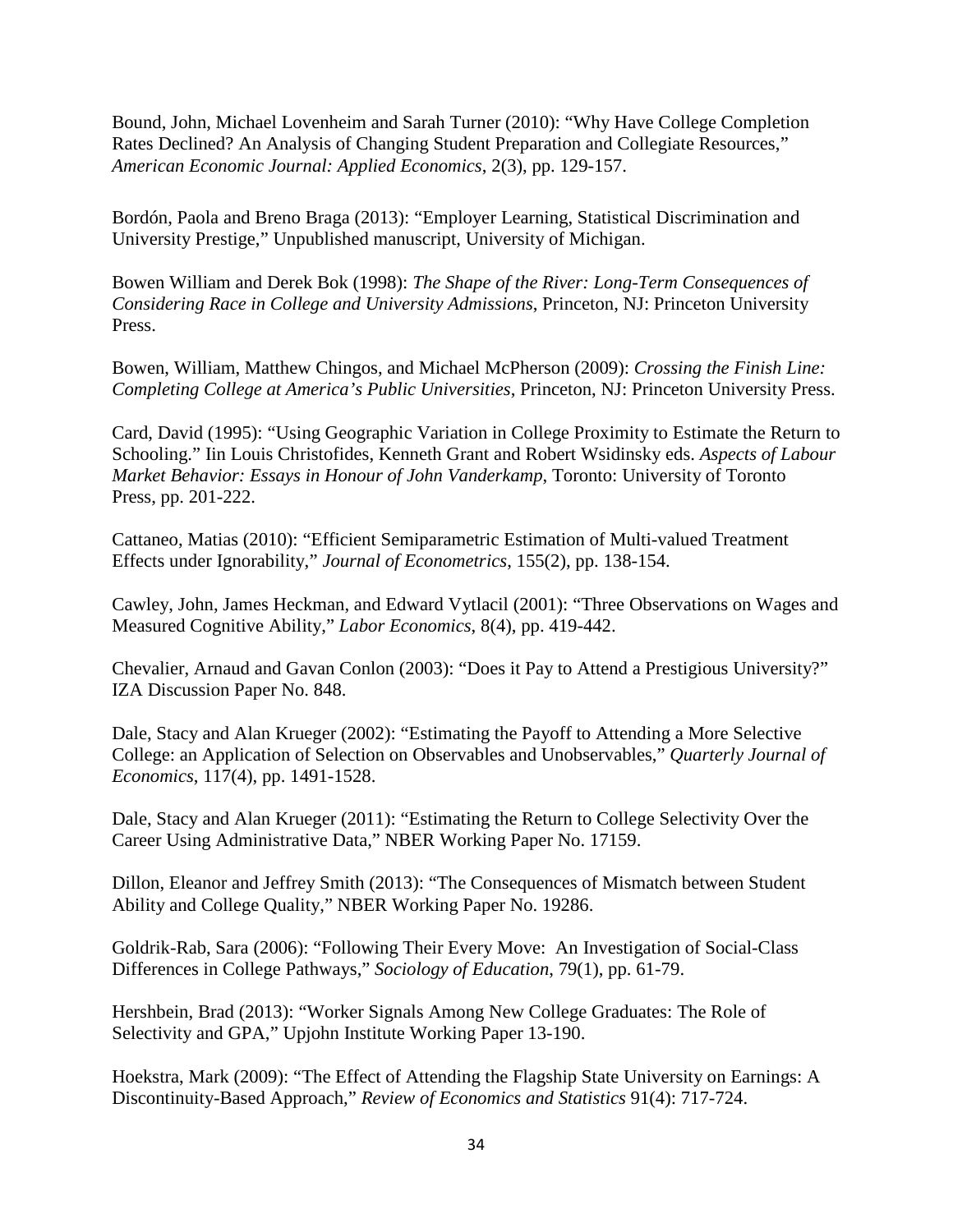Bound, John, Michael Lovenheim and Sarah Turner (2010): "Why Have College Completion Rates Declined? An Analysis of Changing Student Preparation and Collegiate Resources," *American Economic Journal: Applied Economics*, 2(3), pp. 129-157.

Bordón, Paola and Breno Braga (2013): "Employer Learning, Statistical Discrimination and University Prestige," Unpublished manuscript, University of Michigan.

Bowen William and Derek Bok (1998): *The Shape of the River: Long-Term Consequences of Considering Race in College and University Admissions*, Princeton, NJ: Princeton University Press.

Bowen, William, Matthew Chingos, and Michael McPherson (2009): *Crossing the Finish Line: Completing College at America's Public Universities*, Princeton, NJ: Princeton University Press.

Card, David (1995): "Using Geographic Variation in College Proximity to Estimate the Return to Schooling." Iin Louis Christofides, Kenneth Grant and Robert Wsidinsky eds. *Aspects of Labour Market Behavior: Essays in Honour of John Vanderkamp*, Toronto: University of Toronto Press, pp. 201-222.

Cattaneo, Matias (2010): "Efficient Semiparametric Estimation of Multi-valued Treatment Effects under Ignorability," *Journal of Econometrics*, 155(2), pp. 138-154.

Cawley, John, James Heckman, and Edward Vytlacil (2001): "Three Observations on Wages and Measured Cognitive Ability," *Labor Economics*, 8(4), pp. 419-442.

Chevalier, Arnaud and Gavan Conlon (2003): "Does it Pay to Attend a Prestigious University?" IZA Discussion Paper No. 848.

Dale, Stacy and Alan Krueger (2002): "Estimating the Payoff to Attending a More Selective College: an Application of Selection on Observables and Unobservables," *Quarterly Journal of Economics*, 117(4), pp. 1491-1528.

Dale, Stacy and Alan Krueger (2011): "Estimating the Return to College Selectivity Over the Career Using Administrative Data," NBER Working Paper No. 17159.

Dillon, Eleanor and Jeffrey Smith (2013): "The Consequences of Mismatch between Student Ability and College Quality," NBER Working Paper No. 19286.

Goldrik-Rab, Sara (2006): "Following Their Every Move: An Investigation of Social-Class Differences in College Pathways," *Sociology of Education*, 79(1), pp. 61-79.

Hershbein, Brad (2013): "Worker Signals Among New College Graduates: The Role of Selectivity and GPA," Upjohn Institute Working Paper 13-190.

Hoekstra, Mark (2009): "The Effect of Attending the Flagship State University on Earnings: A Discontinuity-Based Approach," *Review of Economics and Statistics* 91(4): 717-724.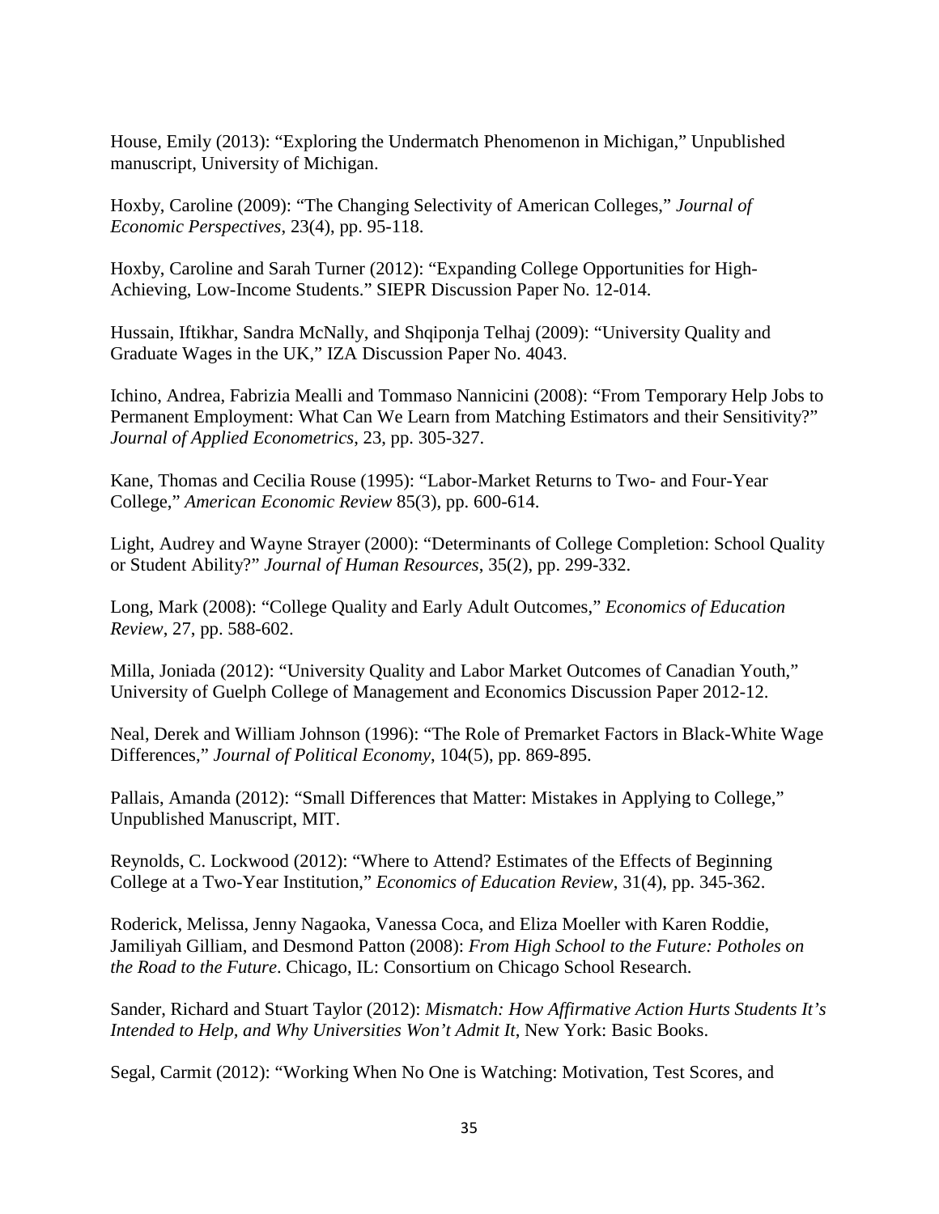House, Emily (2013): “Exploring the Undermatch Phenomenon in Michigan,” Unpublished manuscript, University of Michigan.

Hoxby, Caroline (2009): “The Changing Selectivity of American Colleges,” *Journal of Economic Perspectives*, 23(4), pp. 95-118.

Hoxby, Caroline and Sarah Turner (2012): “Expanding College Opportunities for High-Achieving, Low-Income Students.” SIEPR Discussion Paper No. 12-014.

Hussain, Iftikhar, Sandra McNally, and Shqiponja Telhaj (2009): “University Quality and Graduate Wages in the UK,” IZA Discussion Paper No. 4043.

Ichino, Andrea, Fabrizia Mealli and Tommaso Nannicini (2008): “From Temporary Help Jobs to Permanent Employment: What Can We Learn from Matching Estimators and their Sensitivity?” *Journal of Applied Econometrics*, 23, pp. 305-327.

Kane, Thomas and Cecilia Rouse (1995): “Labor-Market Returns to Two- and Four-Year College,” *American Economic Review* 85(3), pp. 600-614.

Light, Audrey and Wayne Strayer (2000): “Determinants of College Completion: School Quality or Student Ability?” *Journal of Human Resources*, 35(2), pp. 299-332.

Long, Mark (2008): “College Quality and Early Adult Outcomes,” *Economics of Education Review*, 27, pp. 588-602.

Milla, Joniada (2012): “University Quality and Labor Market Outcomes of Canadian Youth,” University of Guelph College of Management and Economics Discussion Paper 2012-12.

Neal, Derek and William Johnson (1996): “The Role of Premarket Factors in Black-White Wage Differences,” *Journal of Political Economy*, 104(5), pp. 869-895.

Pallais, Amanda (2012): “Small Differences that Matter: Mistakes in Applying to College,” Unpublished Manuscript, MIT.

Reynolds, C. Lockwood (2012): “Where to Attend? Estimates of the Effects of Beginning College at a Two-Year Institution,” *Economics of Education Review*, 31(4), pp. 345-362.

Roderick, Melissa, Jenny Nagaoka, Vanessa Coca, and Eliza Moeller with Karen Roddie, Jamiliyah Gilliam, and Desmond Patton (2008): *From High School to the Future: Potholes on the Road to the Future*. Chicago, IL: Consortium on Chicago School Research.

Sander, Richard and Stuart Taylor (2012): *Mismatch: How Affirmative Action Hurts Students It’s Intended to Help, and Why Universities Won’t Admit It*, New York: Basic Books.

Segal, Carmit (2012): “Working When No One is Watching: Motivation, Test Scores, and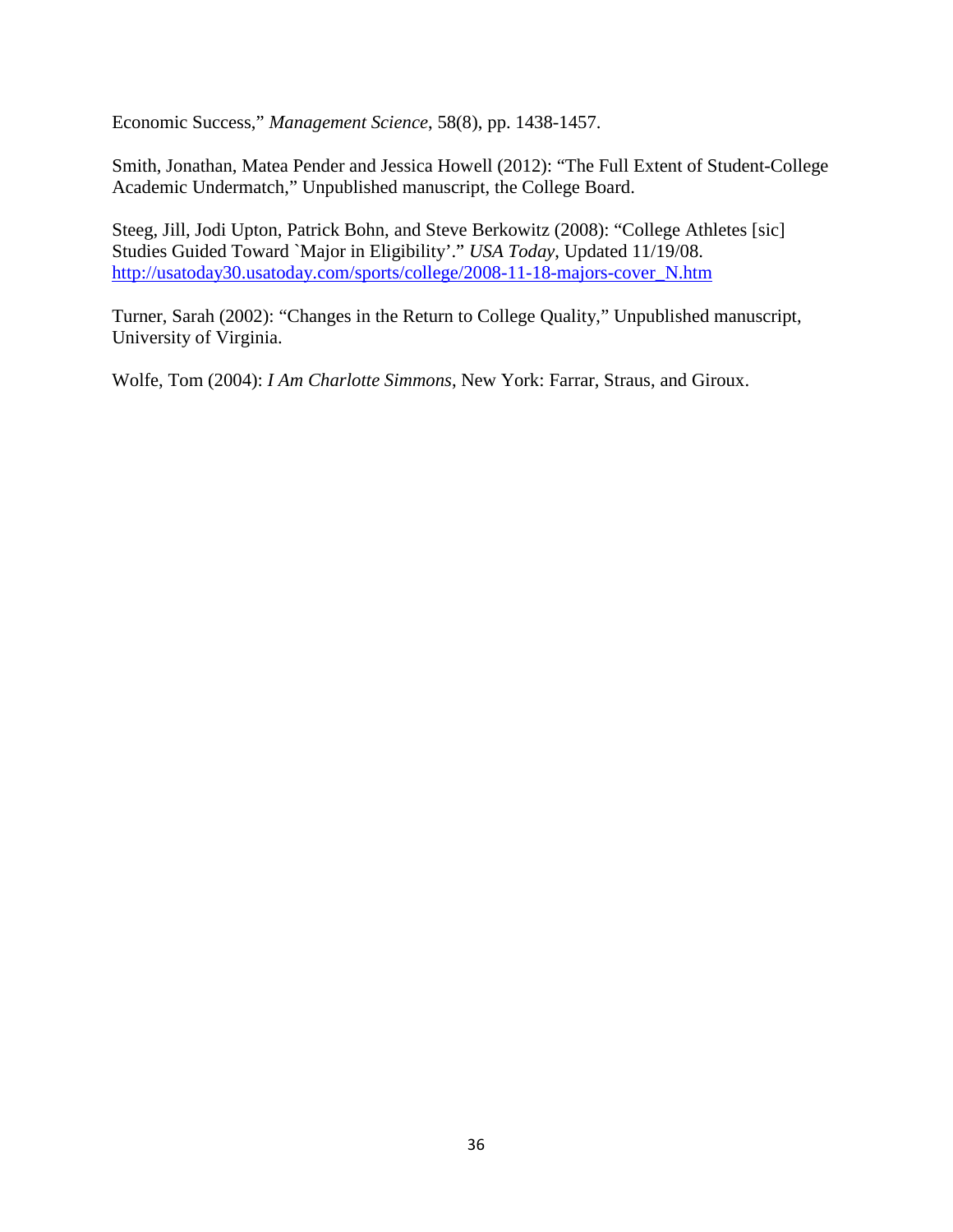Economic Success," *Management Science*, 58(8), pp. 1438-1457.

Smith, Jonathan, Matea Pender and Jessica Howell (2012): "The Full Extent of Student-College Academic Undermatch," Unpublished manuscript, the College Board.

Steeg, Jill, Jodi Upton, Patrick Bohn, and Steve Berkowitz (2008): "College Athletes [sic] Studies Guided Toward `Major in Eligibility'." *USA Today*, Updated 11/19/08. http://usatoday30.usatoday.com/sports/college/2008-11-18-majors-cover_N.htm

Turner, Sarah (2002): "Changes in the Return to College Quality," Unpublished manuscript, University of Virginia.

Wolfe, Tom (2004): *I Am Charlotte Simmons*, New York: Farrar, Straus, and Giroux.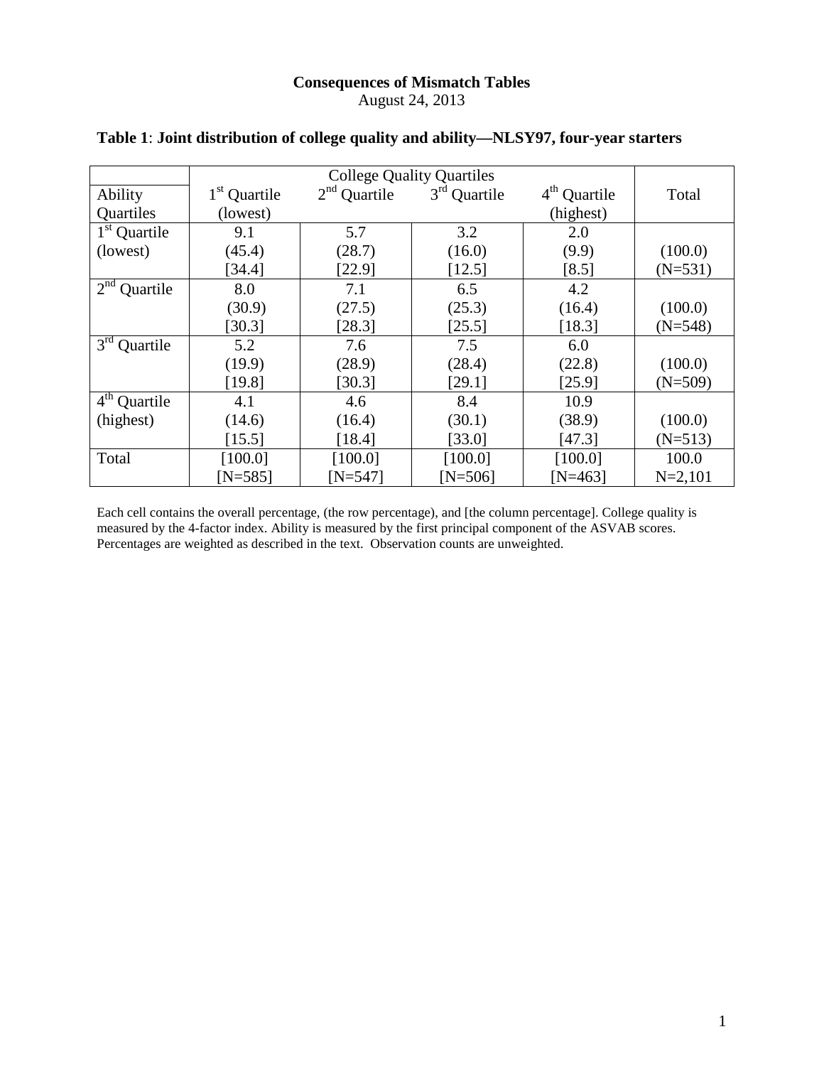**Consequences of Mismatch Tables**
August 24, 2013

**Table 1**: **Joint distribution of college quality and ability—NLSY97, four-year starters**

| | College Quality Quartiles | | | | |
|---|---|---|---|---|---|
| Ability Quartiles | 1st Quartile (lowest) | 2nd Quartile | 3rd Quartile | 4th Quartile (highest) | Total |
| 1st Quartile (lowest) | 9.1 (45.4) [34.4] | 5.7 (28.7) [22.9] | 3.2 (16.0) [12.5] | 2.0 (9.9) [8.5] | (100.0) (N=531) |
| 2nd Quartile | 8.0 (30.9) [30.3] | 7.1 (27.5) [28.3] | 6.5 (25.3) [25.5] | 4.2 (16.4) [18.3] | (100.0) (N=548) |
| 3rd Quartile | 5.2 (19.9) [19.8] | 7.6 (28.9) [30.3] | 7.5 (28.4) [29.1] | 6.0 (22.8) [25.9] | (100.0) (N=509) |
| 4th Quartile (highest) | 4.1 (14.6) [15.5] | 4.6 (16.4) [18.4] | 8.4 (30.1) [33.0] | 10.9 (38.9) [47.3] | (100.0) (N=513) |
| Total | [100.0] [N=585] | [100.0] [N=547] | [100.0] [N=506] | [100.0] [N=463] | 100.0 N=2,101 |

Each cell contains the overall percentage, (the row percentage), and [the column percentage]. College quality is measured by the 4-factor index. Ability is measured by the first principal component of the ASVAB scores. Percentages are weighted as described in the text. Observation counts are unweighted.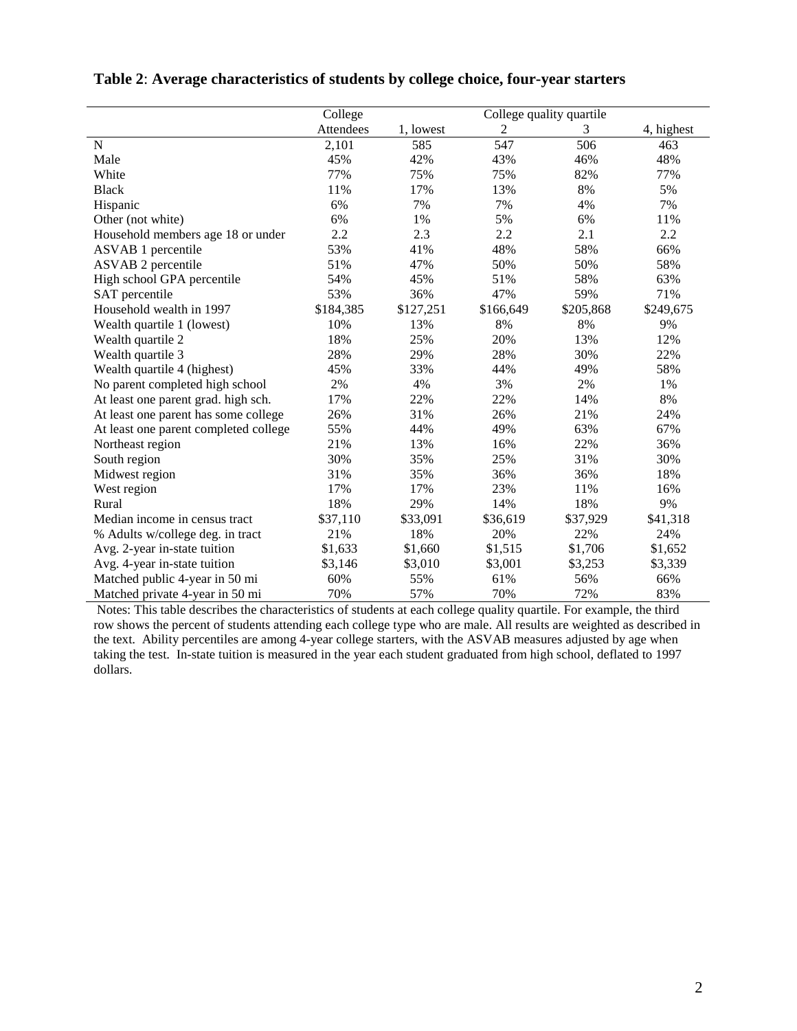**Table 2**: **Average characteristics of students by college choice, four-year starters**

| | College | College quality quartile | | | |
|---|---|---|---|---|---|
| | Attendees | 1, lowest | 2 | 3 | 4, highest |
| N | 2,101 | 585 | 547 | 506 | 463 |
| Male | 45% | 42% | 43% | 46% | 48% |
| White | 77% | 75% | 75% | 82% | 77% |
| Black | 11% | 17% | 13% | 8% | 5% |
| Hispanic | 6% | 7% | 7% | 4% | 7% |
| Other (not white) | 6% | 1% | 5% | 6% | 11% |
| Household members age 18 or under | 2.2 | 2.3 | 2.2 | 2.1 | 2.2 |
| ASVAB 1 percentile | 53% | 41% | 48% | 58% | 66% |
| ASVAB 2 percentile | 51% | 47% | 50% | 50% | 58% |
| High school GPA percentile | 54% | 45% | 51% | 58% | 63% |
| SAT percentile | 53% | 36% | 47% | 59% | 71% |
| Household wealth in 1997 | $184,385 | $127,251 | $166,649 | $205,868 | $249,675 |
| Wealth quartile 1 (lowest) | 10% | 13% | 8% | 8% | 9% |
| Wealth quartile 2 | 18% | 25% | 20% | 13% | 12% |
| Wealth quartile 3 | 28% | 29% | 28% | 30% | 22% |
| Wealth quartile 4 (highest) | 45% | 33% | 44% | 49% | 58% |
| No parent completed high school | 2% | 4% | 3% | 2% | 1% |
| At least one parent grad. high sch. | 17% | 22% | 22% | 14% | 8% |
| At least one parent has some college | 26% | 31% | 26% | 21% | 24% |
| At least one parent completed college | 55% | 44% | 49% | 63% | 67% |
| Northeast region | 21% | 13% | 16% | 22% | 36% |
| South region | 30% | 35% | 25% | 31% | 30% |
| Midwest region | 31% | 35% | 36% | 36% | 18% |
| West region | 17% | 17% | 23% | 11% | 16% |
| Rural | 18% | 29% | 14% | 18% | 9% |
| Median income in census tract | $37,110 | $33,091 | $36,619 | $37,929 | $41,318 |
| % Adults w/college deg. in tract | 21% | 18% | 20% | 22% | 24% |
| Avg. 2-year in-state tuition | $1,633 | $1,660 | $1,515 | $1,706 | $1,652 |
| Avg. 4-year in-state tuition | $3,146 | $3,010 | $3,001 | $3,253 | $3,339 |
| Matched public 4-year in 50 mi | 60% | 55% | 61% | 56% | 66% |
| Matched private 4-year in 50 mi | 70% | 57% | 70% | 72% | 83% |

Notes: This table describes the characteristics of students at each college quality quartile. For example, the third row shows the percent of students attending each college type who are male. All results are weighted as described in the text. Ability percentiles are among 4-year college starters, with the ASVAB measures adjusted by age when taking the test. In-state tuition is measured in the year each student graduated from high school, deflated to 1997 dollars.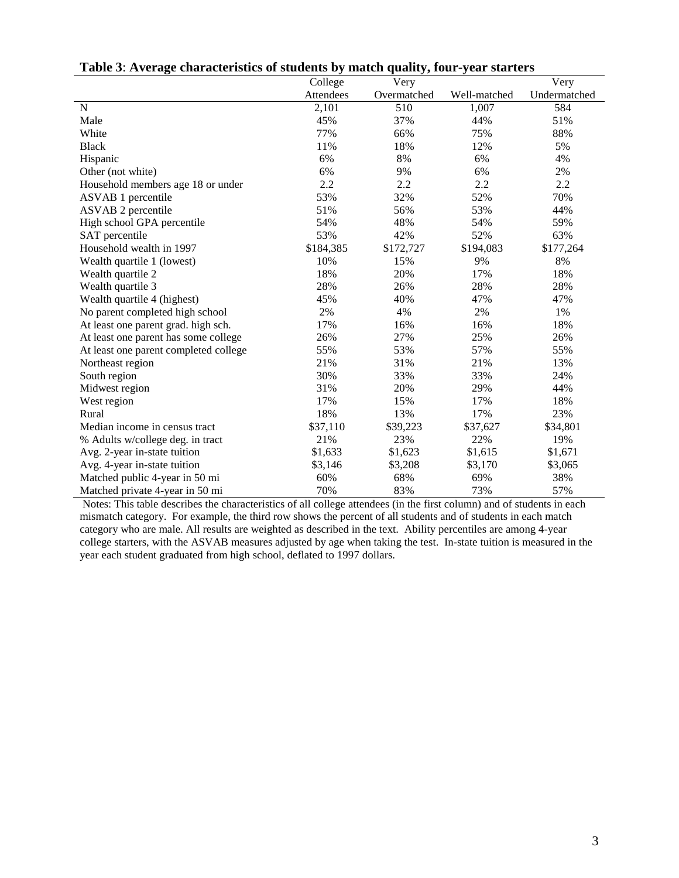**Table 3**: **Average characteristics of students by match quality, four-year starters**

| | College Attendees | Very Overmatched | Well-matched | Very Undermatched |
|---|---|---|---|---|
| N | 2,101 | 510 | 1,007 | 584 |
| Male | 45% | 37% | 44% | 51% |
| White | 77% | 66% | 75% | 88% |
| Black | 11% | 18% | 12% | 5% |
| Hispanic | 6% | 8% | 6% | 4% |
| Other (not white) | 6% | 9% | 6% | 2% |
| Household members age 18 or under | 2.2 | 2.2 | 2.2 | 2.2 |
| ASVAB 1 percentile | 53% | 32% | 52% | 70% |
| ASVAB 2 percentile | 51% | 56% | 53% | 44% |
| High school GPA percentile | 54% | 48% | 54% | 59% |
| SAT percentile | 53% | 42% | 52% | 63% |
| Household wealth in 1997 | $184,385 | $172,727 | $194,083 | $177,264 |
| Wealth quartile 1 (lowest) | 10% | 15% | 9% | 8% |
| Wealth quartile 2 | 18% | 20% | 17% | 18% |
| Wealth quartile 3 | 28% | 26% | 28% | 28% |
| Wealth quartile 4 (highest) | 45% | 40% | 47% | 47% |
| No parent completed high school | 2% | 4% | 2% | 1% |
| At least one parent grad. high sch. | 17% | 16% | 16% | 18% |
| At least one parent has some college | 26% | 27% | 25% | 26% |
| At least one parent completed college | 55% | 53% | 57% | 55% |
| Northeast region | 21% | 31% | 21% | 13% |
| South region | 30% | 33% | 33% | 24% |
| Midwest region | 31% | 20% | 29% | 44% |
| West region | 17% | 15% | 17% | 18% |
| Rural | 18% | 13% | 17% | 23% |
| Median income in census tract | $37,110 | $39,223 | $37,627 | $34,801 |
| % Adults w/college deg. in tract | 21% | 23% | 22% | 19% |
| Avg. 2-year in-state tuition | $1,633 | $1,623 | $1,615 | $1,671 |
| Avg. 4-year in-state tuition | $3,146 | $3,208 | $3,170 | $3,065 |
| Matched public 4-year in 50 mi | 60% | 68% | 69% | 38% |
| Matched private 4-year in 50 mi | 70% | 83% | 73% | 57% |

Notes: This table describes the characteristics of all college attendees (in the first column) and of students in each mismatch category. For example, the third row shows the percent of all students and of students in each match category who are male. All results are weighted as described in the text. Ability percentiles are among 4-year college starters, with the ASVAB measures adjusted by age when taking the test. In-state tuition is measured in the year each student graduated from high school, deflated to 1997 dollars.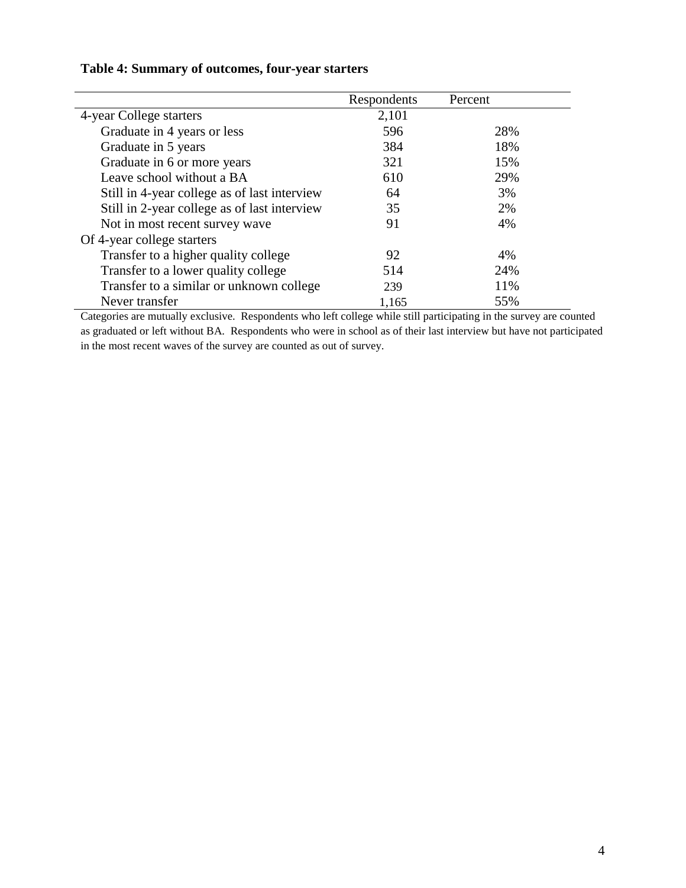**Table 4: Summary of outcomes, four-year starters**

| | Respondents | Percent |
|---|---|---|
| 4-year College starters | 2,101 | |
| Graduate in 4 years or less | 596 | 28% |
| Graduate in 5 years | 384 | 18% |
| Graduate in 6 or more years | 321 | 15% |
| Leave school without a BA | 610 | 29% |
| Still in 4-year college as of last interview | 64 | 3% |
| Still in 2-year college as of last interview | 35 | 2% |
| Not in most recent survey wave | 91 | 4% |
| Of 4-year college starters | | |
| Transfer to a higher quality college | 92 | 4% |
| Transfer to a lower quality college | 514 | 24% |
| Transfer to a similar or unknown college | 239 | 11% |
| Never transfer | 1,165 | 55% |

Categories are mutually exclusive. Respondents who left college while still participating in the survey are counted as graduated or left without BA. Respondents who were in school as of their last interview but have not participated in the most recent waves of the survey are counted as out of survey.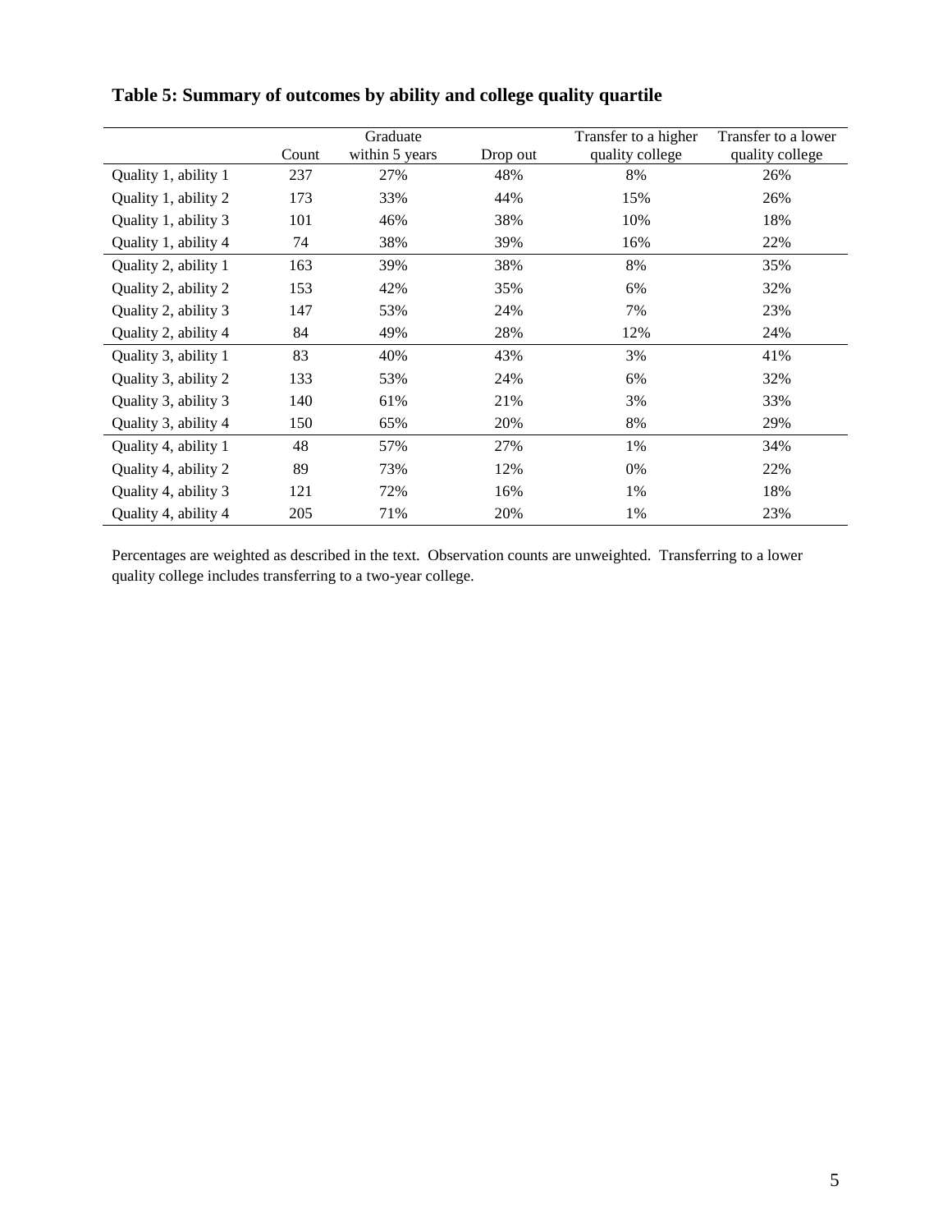**Table 5: Summary of outcomes by ability and college quality quartile**

| | Count | Graduate within 5 years | Drop out | Transfer to a higher quality college | Transfer to a lower quality college |
|---|---|---|---|---|---|
| Quality 1, ability 1 | 237 | 27% | 48% | 8% | 26% |
| Quality 1, ability 2 | 173 | 33% | 44% | 15% | 26% |
| Quality 1, ability 3 | 101 | 46% | 38% | 10% | 18% |
| Quality 1, ability 4 | 74 | 38% | 39% | 16% | 22% |
| Quality 2, ability 1 | 163 | 39% | 38% | 8% | 35% |
| Quality 2, ability 2 | 153 | 42% | 35% | 6% | 32% |
| Quality 2, ability 3 | 147 | 53% | 24% | 7% | 23% |
| Quality 2, ability 4 | 84 | 49% | 28% | 12% | 24% |
| Quality 3, ability 1 | 83 | 40% | 43% | 3% | 41% |
| Quality 3, ability 2 | 133 | 53% | 24% | 6% | 32% |
| Quality 3, ability 3 | 140 | 61% | 21% | 3% | 33% |
| Quality 3, ability 4 | 150 | 65% | 20% | 8% | 29% |
| Quality 4, ability 1 | 48 | 57% | 27% | 1% | 34% |
| Quality 4, ability 2 | 89 | 73% | 12% | 0% | 22% |
| Quality 4, ability 3 | 121 | 72% | 16% | 1% | 18% |
| Quality 4, ability 4 | 205 | 71% | 20% | 1% | 23% |

Percentages are weighted as described in the text. Observation counts are unweighted. Transferring to a lower quality college includes transferring to a two-year college.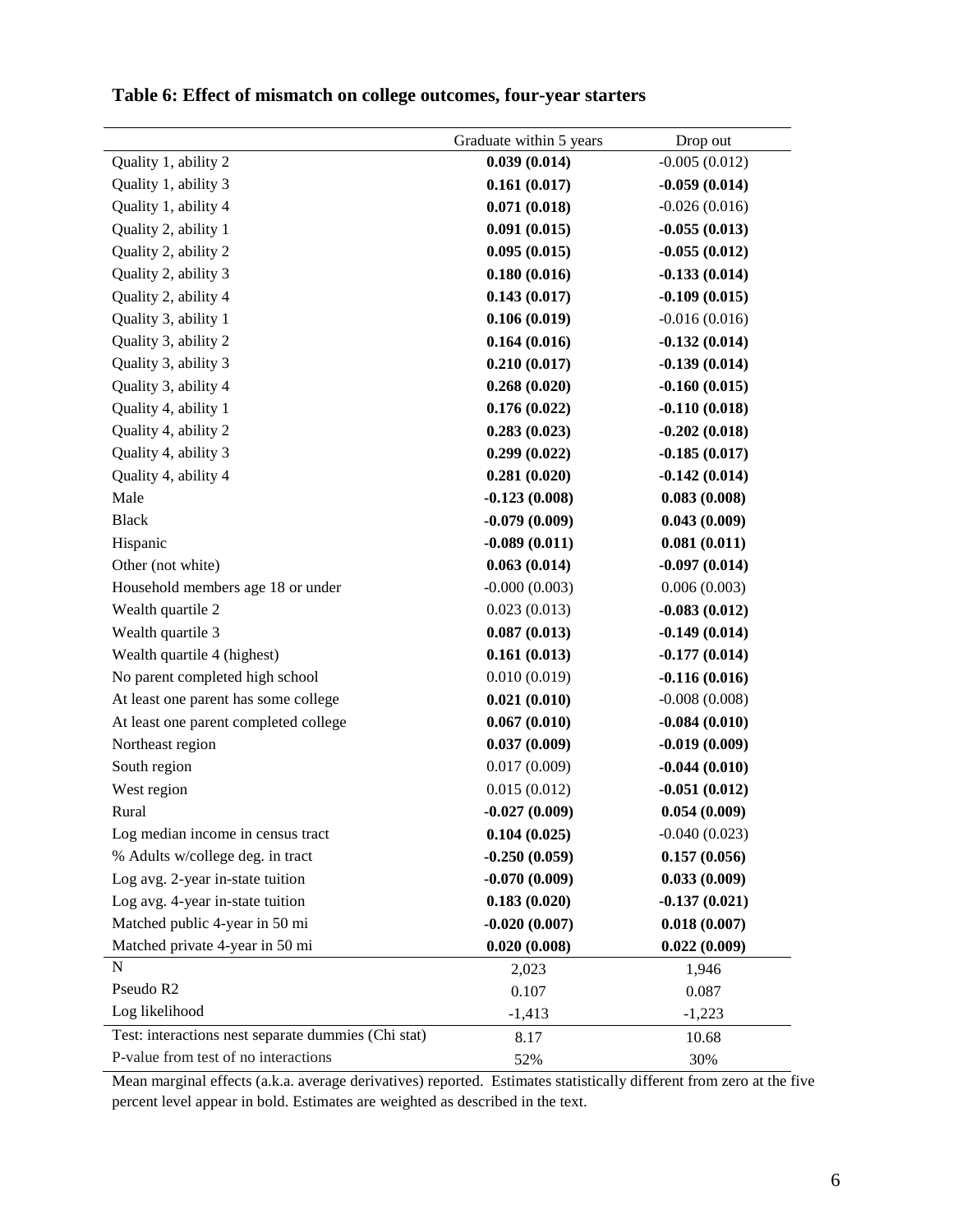**Table 6: Effect of mismatch on college outcomes, four-year starters**

| | Graduate within 5 years | Drop out |
|---|---|---|
| Quality 1, ability 2 | **0.039 (0.014)** | -0.005 (0.012) |
| Quality 1, ability 3 | **0.161 (0.017)** | **-0.059 (0.014)** |
| Quality 1, ability 4 | **0.071 (0.018)** | -0.026 (0.016) |
| Quality 2, ability 1 | **0.091 (0.015)** | **-0.055 (0.013)** |
| Quality 2, ability 2 | **0.095 (0.015)** | **-0.055 (0.012)** |
| Quality 2, ability 3 | **0.180 (0.016)** | **-0.133 (0.014)** |
| Quality 2, ability 4 | **0.143 (0.017)** | **-0.109 (0.015)** |
| Quality 3, ability 1 | **0.106 (0.019)** | -0.016 (0.016) |
| Quality 3, ability 2 | **0.164 (0.016)** | **-0.132 (0.014)** |
| Quality 3, ability 3 | **0.210 (0.017)** | **-0.139 (0.014)** |
| Quality 3, ability 4 | **0.268 (0.020)** | **-0.160 (0.015)** |
| Quality 4, ability 1 | **0.176 (0.022)** | **-0.110 (0.018)** |
| Quality 4, ability 2 | **0.283 (0.023)** | **-0.202 (0.018)** |
| Quality 4, ability 3 | **0.299 (0.022)** | **-0.185 (0.017)** |
| Quality 4, ability 4 | **0.281 (0.020)** | **-0.142 (0.014)** |
| Male | **-0.123 (0.008)** | **0.083 (0.008)** |
| Black | **-0.079 (0.009)** | **0.043 (0.009)** |
| Hispanic | **-0.089 (0.011)** | **0.081 (0.011)** |
| Other (not white) | **0.063 (0.014)** | **-0.097 (0.014)** |
| Household members age 18 or under | -0.000 (0.003) | 0.006 (0.003) |
| Wealth quartile 2 | 0.023 (0.013) | **-0.083 (0.012)** |
| Wealth quartile 3 | **0.087 (0.013)** | **-0.149 (0.014)** |
| Wealth quartile 4 (highest) | **0.161 (0.013)** | **-0.177 (0.014)** |
| No parent completed high school | 0.010 (0.019) | **-0.116 (0.016)** |
| At least one parent has some college | **0.021 (0.010)** | -0.008 (0.008) |
| At least one parent completed college | **0.067 (0.010)** | **-0.084 (0.010)** |
| Northeast region | **0.037 (0.009)** | **-0.019 (0.009)** |
| South region | 0.017 (0.009) | **-0.044 (0.010)** |
| West region | 0.015 (0.012) | **-0.051 (0.012)** |
| Rural | **-0.027 (0.009)** | **0.054 (0.009)** |
| Log median income in census tract | **0.104 (0.025)** | -0.040 (0.023) |
| % Adults w/college deg. in tract | **-0.250 (0.059)** | **0.157 (0.056)** |
| Log avg. 2-year in-state tuition | **-0.070 (0.009)** | **0.033 (0.009)** |
| Log avg. 4-year in-state tuition | **0.183 (0.020)** | **-0.137 (0.021)** |
| Matched public 4-year in 50 mi | **-0.020 (0.007)** | **0.018 (0.007)** |
| Matched private 4-year in 50 mi | **0.020 (0.008)** | **0.022 (0.009)** |
| N | 2,023 | 1,946 |
| Pseudo R2 | 0.107 | 0.087 |
| Log likelihood | -1,413 | -1,223 |
| Test: interactions nest separate dummies (Chi stat) | 8.17 | 10.68 |
| P-value from test of no interactions | 52% | 30% |

Mean marginal effects (a.k.a. average derivatives) reported. Estimates statistically different from zero at the five percent level appear in bold. Estimates are weighted as described in the text.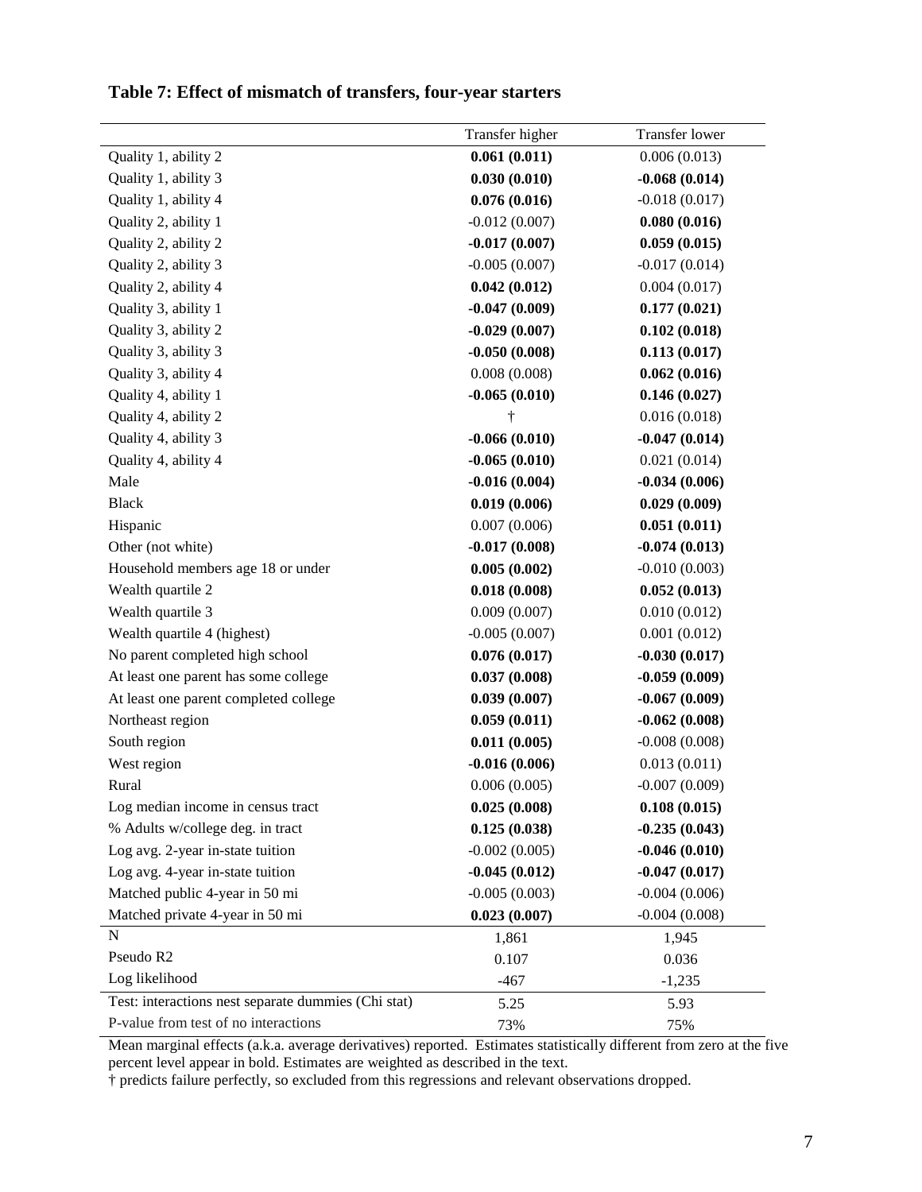**Table 7: Effect of mismatch of transfers, four-year starters**

| | Transfer higher | Transfer lower |
|---|---|---|
| Quality 1, ability 2 | **0.061 (0.011)** | 0.006 (0.013) |
| Quality 1, ability 3 | **0.030 (0.010)** | **-0.068 (0.014)** |
| Quality 1, ability 4 | **0.076 (0.016)** | -0.018 (0.017) |
| Quality 2, ability 1 | -0.012 (0.007) | **0.080 (0.016)** |
| Quality 2, ability 2 | **-0.017 (0.007)** | **0.059 (0.015)** |
| Quality 2, ability 3 | -0.005 (0.007) | -0.017 (0.014) |
| Quality 2, ability 4 | **0.042 (0.012)** | 0.004 (0.017) |
| Quality 3, ability 1 | **-0.047 (0.009)** | **0.177 (0.021)** |
| Quality 3, ability 2 | **-0.029 (0.007)** | **0.102 (0.018)** |
| Quality 3, ability 3 | **-0.050 (0.008)** | **0.113 (0.017)** |
| Quality 3, ability 4 | 0.008 (0.008) | **0.062 (0.016)** |
| Quality 4, ability 1 | **-0.065 (0.010)** | **0.146 (0.027)** |
| Quality 4, ability 2 | † | 0.016 (0.018) |
| Quality 4, ability 3 | **-0.066 (0.010)** | **-0.047 (0.014)** |
| Quality 4, ability 4 | **-0.065 (0.010)** | 0.021 (0.014) |
| Male | **-0.016 (0.004)** | **-0.034 (0.006)** |
| Black | **0.019 (0.006)** | **0.029 (0.009)** |
| Hispanic | 0.007 (0.006) | **0.051 (0.011)** |
| Other (not white) | **-0.017 (0.008)** | **-0.074 (0.013)** |
| Household members age 18 or under | **0.005 (0.002)** | -0.010 (0.003) |
| Wealth quartile 2 | **0.018 (0.008)** | **0.052 (0.013)** |
| Wealth quartile 3 | 0.009 (0.007) | 0.010 (0.012) |
| Wealth quartile 4 (highest) | -0.005 (0.007) | 0.001 (0.012) |
| No parent completed high school | **0.076 (0.017)** | **-0.030 (0.017)** |
| At least one parent has some college | **0.037 (0.008)** | **-0.059 (0.009)** |
| At least one parent completed college | **0.039 (0.007)** | **-0.067 (0.009)** |
| Northeast region | **0.059 (0.011)** | **-0.062 (0.008)** |
| South region | **0.011 (0.005)** | -0.008 (0.008) |
| West region | **-0.016 (0.006)** | 0.013 (0.011) |
| Rural | 0.006 (0.005) | -0.007 (0.009) |
| Log median income in census tract | **0.025 (0.008)** | **0.108 (0.015)** |
| % Adults w/college deg. in tract | **0.125 (0.038)** | **-0.235 (0.043)** |
| Log avg. 2-year in-state tuition | -0.002 (0.005) | **-0.046 (0.010)** |
| Log avg. 4-year in-state tuition | **-0.045 (0.012)** | **-0.047 (0.017)** |
| Matched public 4-year in 50 mi | -0.005 (0.003) | -0.004 (0.006) |
| Matched private 4-year in 50 mi | **0.023 (0.007)** | -0.004 (0.008) |
| N | 1,861 | 1,945 |
| Pseudo R2 | 0.107 | 0.036 |
| Log likelihood | -467 | -1,235 |
| Test: interactions nest separate dummies (Chi stat) | 5.25 | 5.93 |
| P-value from test of no interactions | 73% | 75% |

Mean marginal effects (a.k.a. average derivatives) reported. Estimates statistically different from zero at the five percent level appear in bold. Estimates are weighted as described in the text.
† predicts failure perfectly, so excluded from this regressions and relevant observations dropped.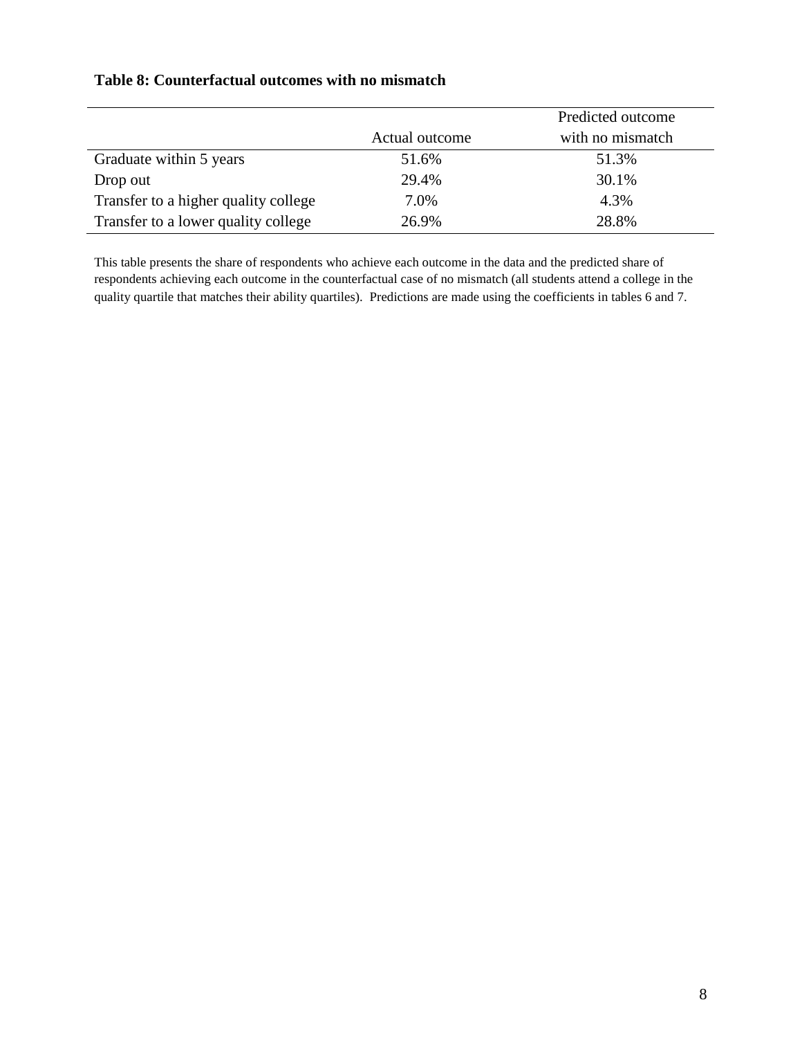**Table 8: Counterfactual outcomes with no mismatch**

| | Actual outcome | Predicted outcome with no mismatch |
|---|---|---|
| Graduate within 5 years | 51.6% | 51.3% |
| Drop out | 29.4% | 30.1% |
| Transfer to a higher quality college | 7.0% | 4.3% |
| Transfer to a lower quality college | 26.9% | 28.8% |

This table presents the share of respondents who achieve each outcome in the data and the predicted share of respondents achieving each outcome in the counterfactual case of no mismatch (all students attend a college in the quality quartile that matches their ability quartiles). Predictions are made using the coefficients in tables 6 and 7.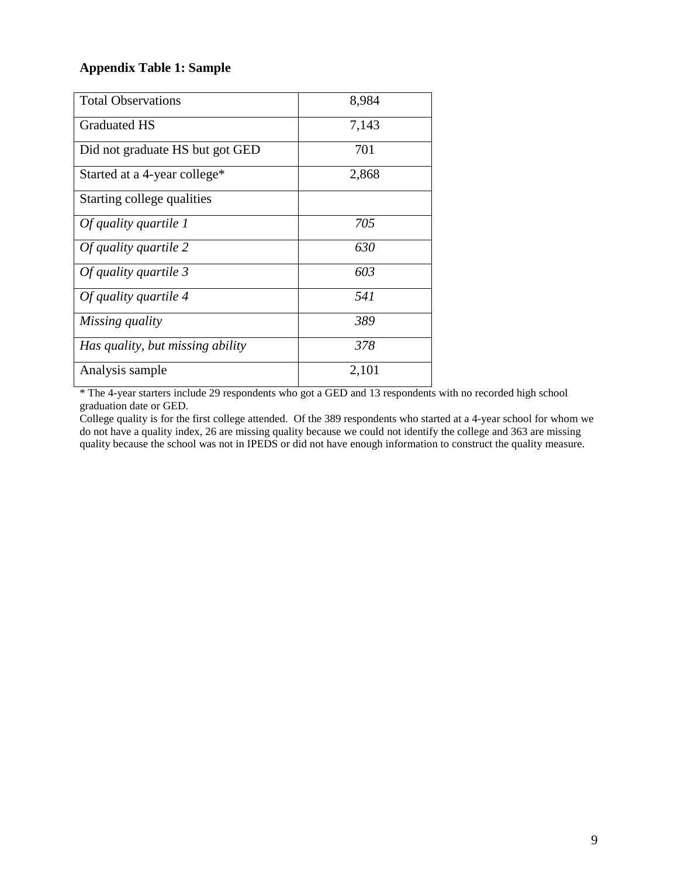**Appendix Table 1: Sample**

| | |
|---|---|
| Total Observations | 8,984 |
| Graduated HS | 7,143 |
| Did not graduate HS but got GED | 701 |
| Started at a 4-year college* | 2,868 |
| Starting college qualities | |
| *Of quality quartile 1* | *705* |
| *Of quality quartile 2* | *630* |
| *Of quality quartile 3* | *603* |
| *Of quality quartile 4* | *541* |
| *Missing quality* | *389* |
| *Has quality, but missing ability* | *378* |
| Analysis sample | 2,101 |

* The 4-year starters include 29 respondents who got a GED and 13 respondents with no recorded high school graduation date or GED.

College quality is for the first college attended. Of the 389 respondents who started at a 4-year school for whom we do not have a quality index, 26 are missing quality because we could not identify the college and 363 are missing quality because the school was not in IPEDS or did not have enough information to construct the quality measure.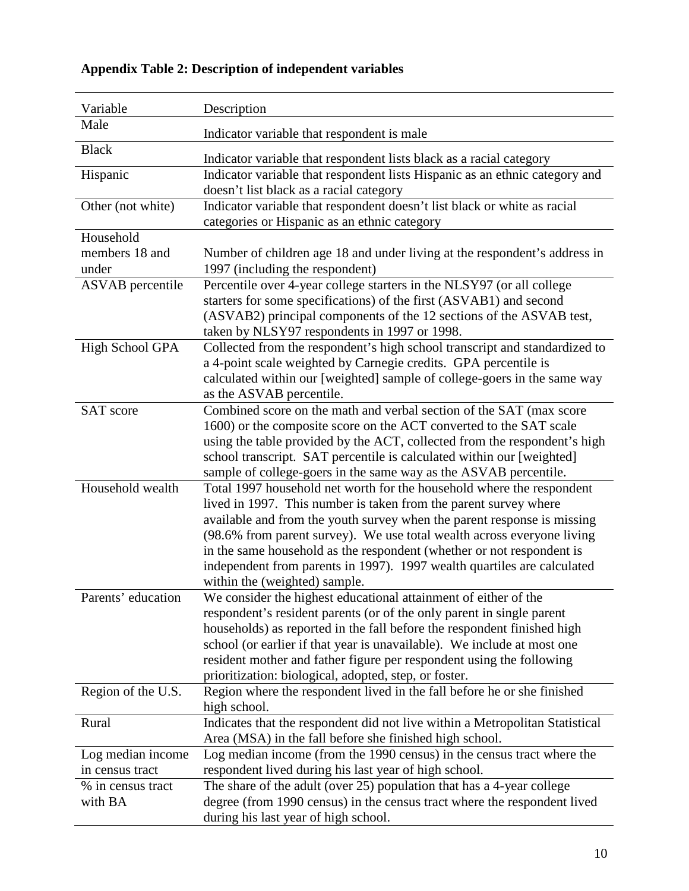**Appendix Table 2: Description of independent variables**

| Variable | Description |
|---|---|
| Male | Indicator variable that respondent is male |
| Black | Indicator variable that respondent lists black as a racial category |
| Hispanic | Indicator variable that respondent lists Hispanic as an ethnic category and doesn't list black as a racial category |
| Other (not white) | Indicator variable that respondent doesn't list black or white as racial categories or Hispanic as an ethnic category |
| Household members 18 and under | Number of children age 18 and under living at the respondent's address in 1997 (including the respondent) |
| ASVAB percentile | Percentile over 4-year college starters in the NLSY97 (or all college starters for some specifications) of the first (ASVAB1) and second (ASVAB2) principal components of the 12 sections of the ASVAB test, taken by NLSY97 respondents in 1997 or 1998. |
| High School GPA | Collected from the respondent's high school transcript and standardized to a 4-point scale weighted by Carnegie credits. GPA percentile is calculated within our [weighted] sample of college-goers in the same way as the ASVAB percentile. |
| SAT score | Combined score on the math and verbal section of the SAT (max score 1600) or the composite score on the ACT converted to the SAT scale using the table provided by the ACT, collected from the respondent's high school transcript. SAT percentile is calculated within our [weighted] sample of college-goers in the same way as the ASVAB percentile. |
| Household wealth | Total 1997 household net worth for the household where the respondent lived in 1997. This number is taken from the parent survey where available and from the youth survey when the parent response is missing (98.6% from parent survey). We use total wealth across everyone living in the same household as the respondent (whether or not respondent is independent from parents in 1997). 1997 wealth quartiles are calculated within the (weighted) sample. |
| Parents' education | We consider the highest educational attainment of either of the respondent's resident parents (or of the only parent in single parent households) as reported in the fall before the respondent finished high school (or earlier if that year is unavailable). We include at most one resident mother and father figure per respondent using the following prioritization: biological, adopted, step, or foster. |
| Region of the U.S. | Region where the respondent lived in the fall before he or she finished high school. |
| Rural | Indicates that the respondent did not live within a Metropolitan Statistical Area (MSA) in the fall before she finished high school. |
| Log median income in census tract | Log median income (from the 1990 census) in the census tract where the respondent lived during his last year of high school. |
| % in census tract with BA | The share of the adult (over 25) population that has a 4-year college degree (from 1990 census) in the census tract where the respondent lived during his last year of high school. |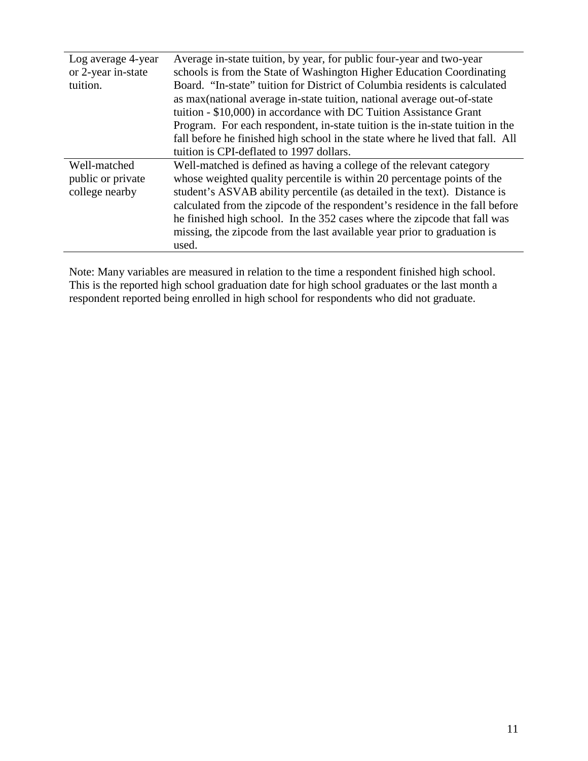| | |
|---|---|
| Log average 4-year or 2-year in-state tuition. | Average in-state tuition, by year, for public four-year and two-year schools is from the State of Washington Higher Education Coordinating Board. "In-state" tuition for District of Columbia residents is calculated as max(national average in-state tuition, national average out-of-state tuition - $10,000) in accordance with DC Tuition Assistance Grant Program. For each respondent, in-state tuition is the in-state tuition in the fall before he finished high school in the state where he lived that fall. All tuition is CPI-deflated to 1997 dollars. |
| Well-matched public or private college nearby | Well-matched is defined as having a college of the relevant category whose weighted quality percentile is within 20 percentage points of the student's ASVAB ability percentile (as detailed in the text). Distance is calculated from the zipcode of the respondent's residence in the fall before he finished high school. In the 352 cases where the zipcode that fall was missing, the zipcode from the last available year prior to graduation is used. |

Note: Many variables are measured in relation to the time a respondent finished high school. This is the reported high school graduation date for high school graduates or the last month a respondent reported being enrolled in high school for respondents who did not graduate.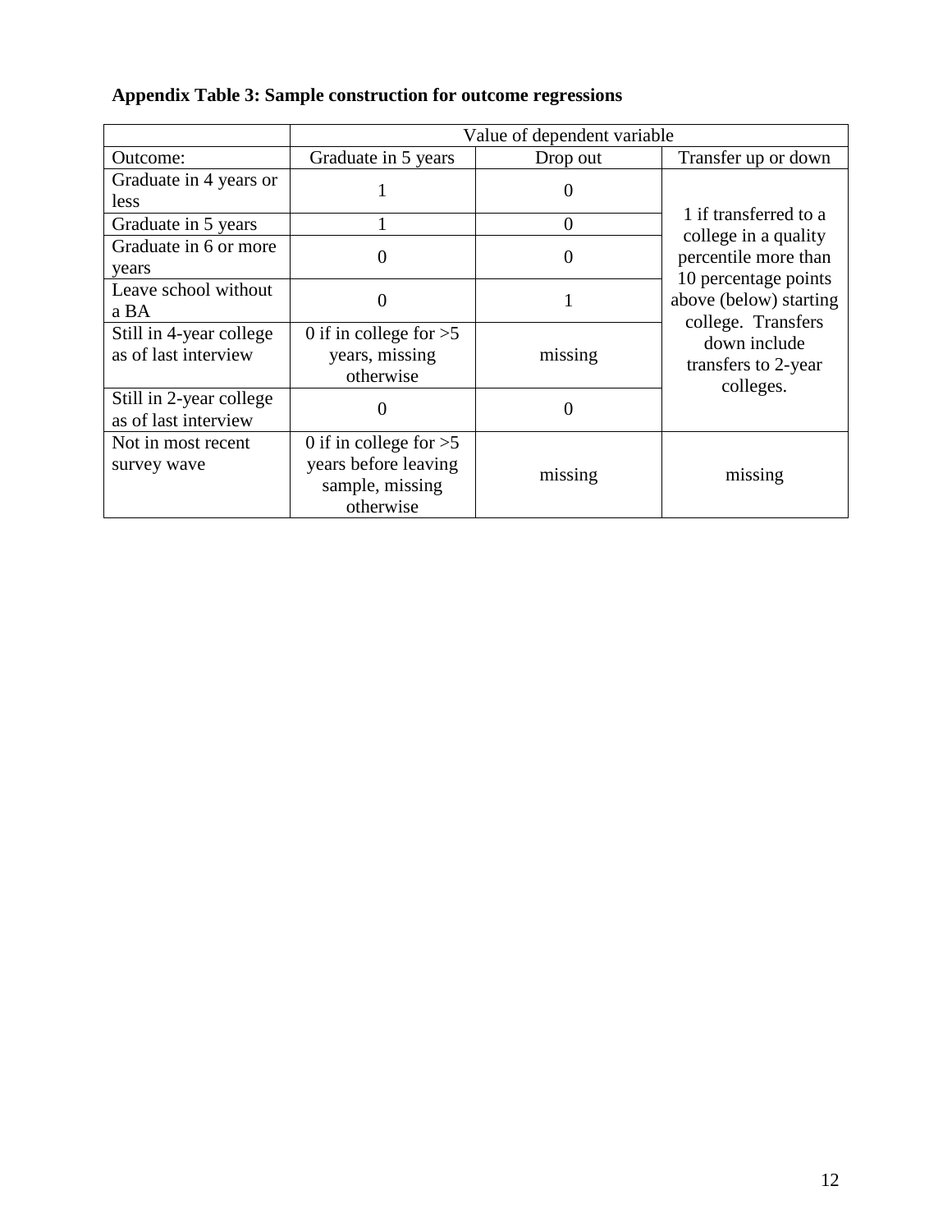**Appendix Table 3: Sample construction for outcome regressions**

| | Value of dependent variable | | |
|---|---|---|---|
| Outcome: | Graduate in 5 years | Drop out | Transfer up or down |
| Graduate in 4 years or less | 1 | 0 | 1 if transferred to a college in a quality percentile more than 10 percentage points above (below) starting college. Transfers down include transfers to 2-year colleges. |
| Graduate in 5 years | 1 | 0 | |
| Graduate in 6 or more years | 0 | 0 | |
| Leave school without a BA | 0 | 1 | |
| Still in 4-year college as of last interview | 0 if in college for >5 years, missing otherwise | missing | |
| Still in 2-year college as of last interview | 0 | 0 | |
| Not in most recent survey wave | 0 if in college for >5 years before leaving sample, missing otherwise | missing | missing |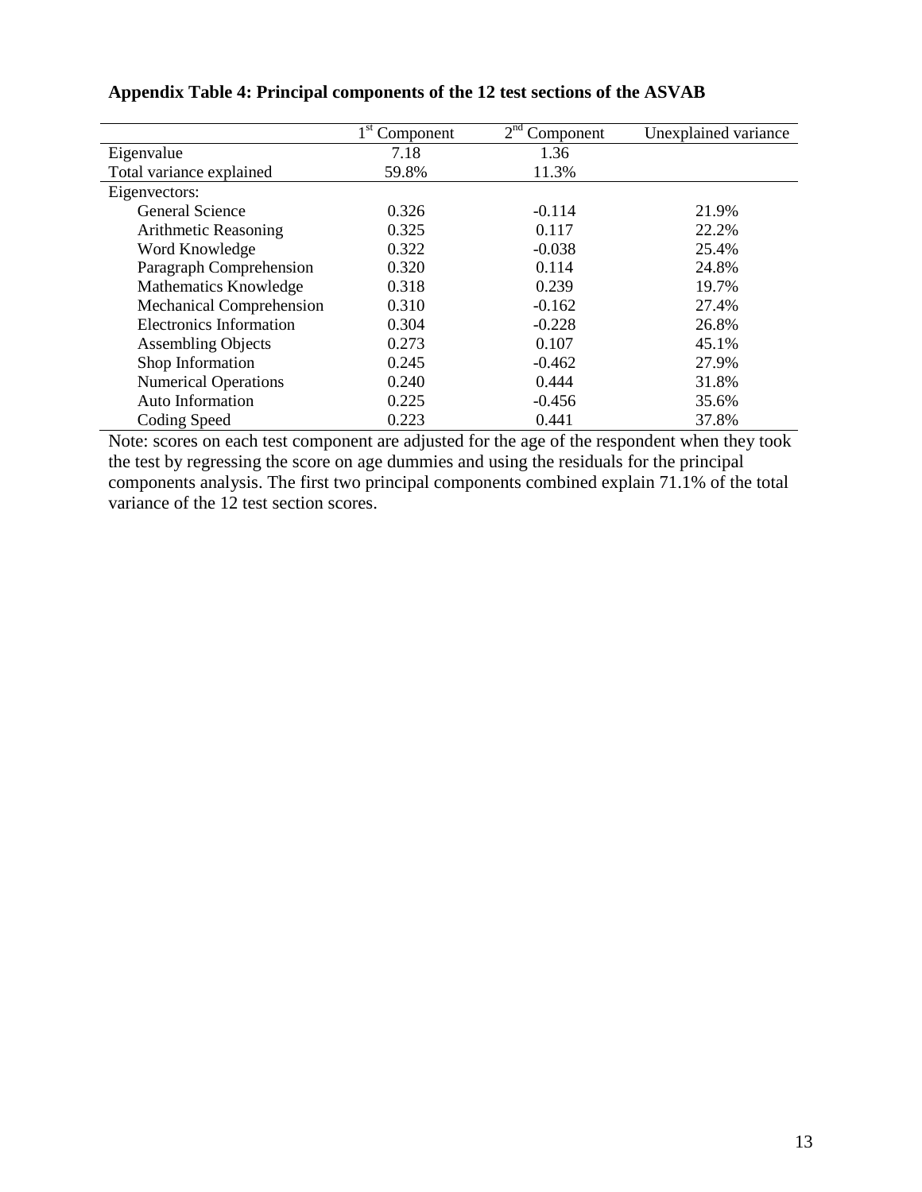**Appendix Table 4: Principal components of the 12 test sections of the ASVAB**

| | 1st Component | 2nd Component | Unexplained variance |
|---|---|---|---|
| Eigenvalue | 7.18 | 1.36 | |
| Total variance explained | 59.8% | 11.3% | |
| Eigenvectors: | | | |
| General Science | 0.326 | -0.114 | 21.9% |
| Arithmetic Reasoning | 0.325 | 0.117 | 22.2% |
| Word Knowledge | 0.322 | -0.038 | 25.4% |
| Paragraph Comprehension | 0.320 | 0.114 | 24.8% |
| Mathematics Knowledge | 0.318 | 0.239 | 19.7% |
| Mechanical Comprehension | 0.310 | -0.162 | 27.4% |
| Electronics Information | 0.304 | -0.228 | 26.8% |
| Assembling Objects | 0.273 | 0.107 | 45.1% |
| Shop Information | 0.245 | -0.462 | 27.9% |
| Numerical Operations | 0.240 | 0.444 | 31.8% |
| Auto Information | 0.225 | -0.456 | 35.6% |
| Coding Speed | 0.223 | 0.441 | 37.8% |

Note: scores on each test component are adjusted for the age of the respondent when they took the test by regressing the score on age dummies and using the residuals for the principal components analysis. The first two principal components combined explain 71.1% of the total variance of the 12 test section scores.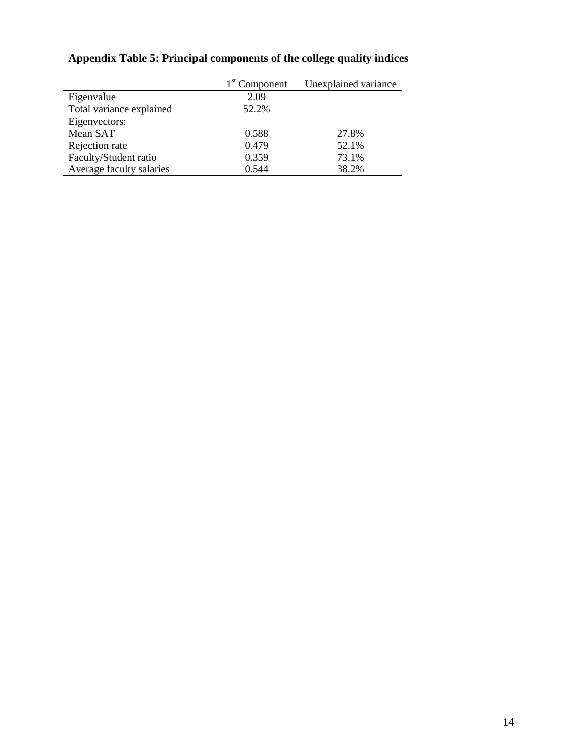**Appendix Table 5: Principal components of the college quality indices**

| | 1st Component | Unexplained variance |
|---|---|---|
| Eigenvalue | 2.09 | |
| Total variance explained | 52.2% | |
| Eigenvectors: | | |
| Mean SAT | 0.588 | 27.8% |
| Rejection rate | 0.479 | 52.1% |
| Faculty/Student ratio | 0.359 | 73.1% |
| Average faculty salaries | 0.544 | 38.2% |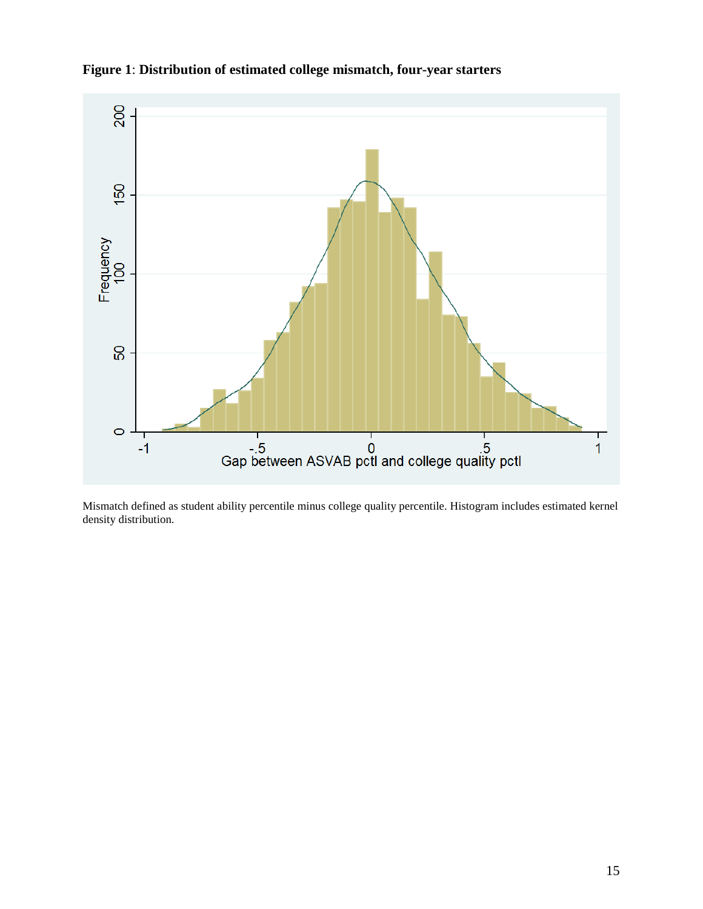**Figure 1**: **Distribution of estimated college mismatch, four-year starters**

Mismatch defined as student ability percentile minus college quality percentile. Histogram includes estimated kernel density distribution.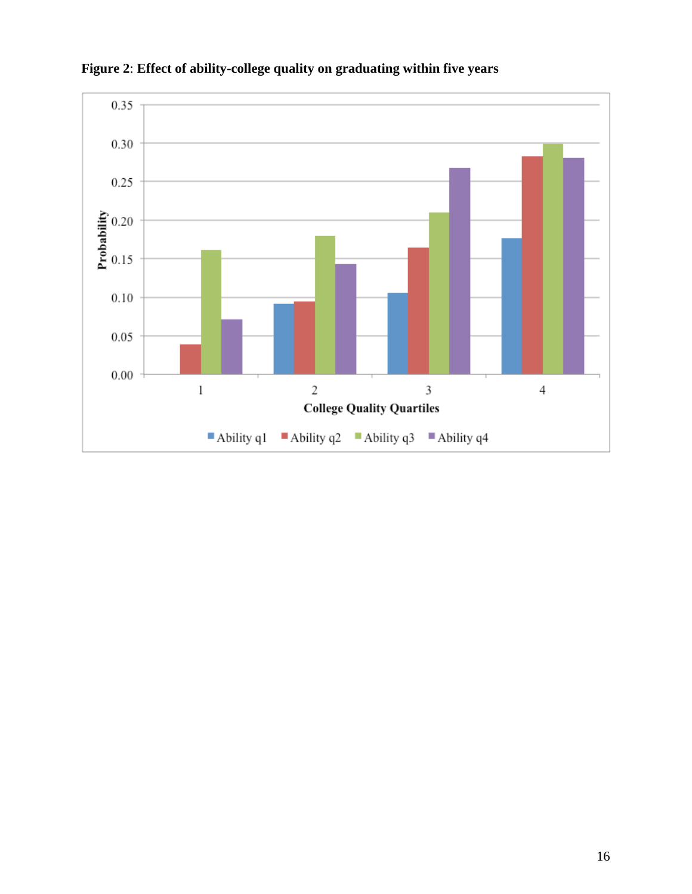**Figure 2**: **Effect of ability-college quality on graduating within five years**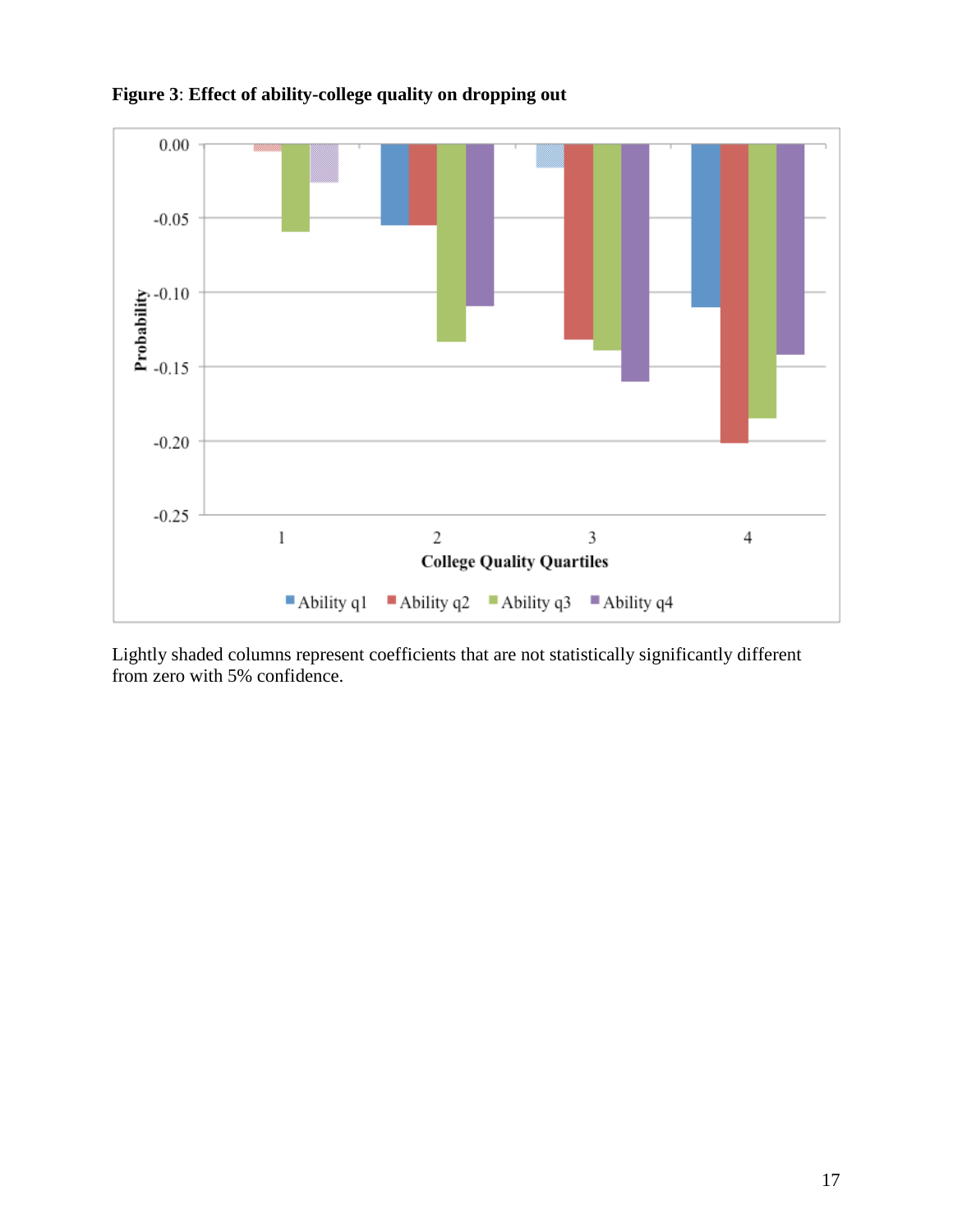**Figure 3**: **Effect of ability-college quality on dropping out**

Lightly shaded columns represent coefficients that are not statistically significantly different from zero with 5% confidence.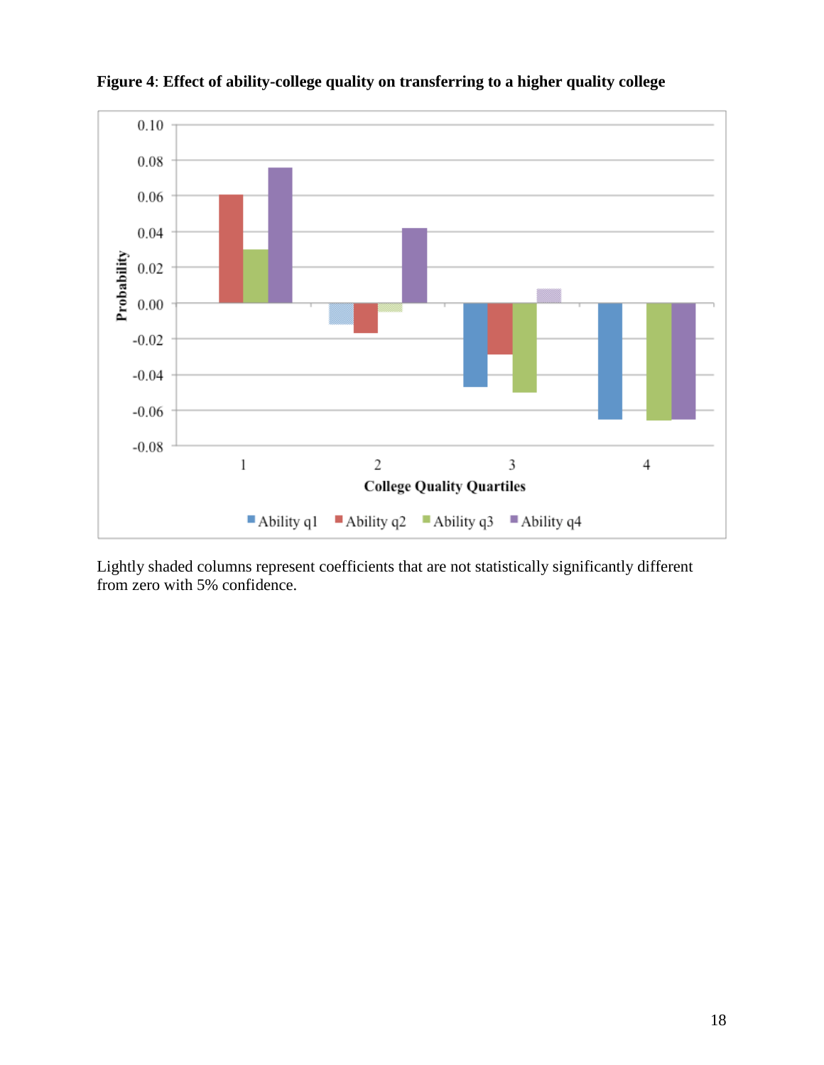**Figure 4**: **Effect of ability-college quality on transferring to a higher quality college**

Lightly shaded columns represent coefficients that are not statistically significantly different from zero with 5% confidence.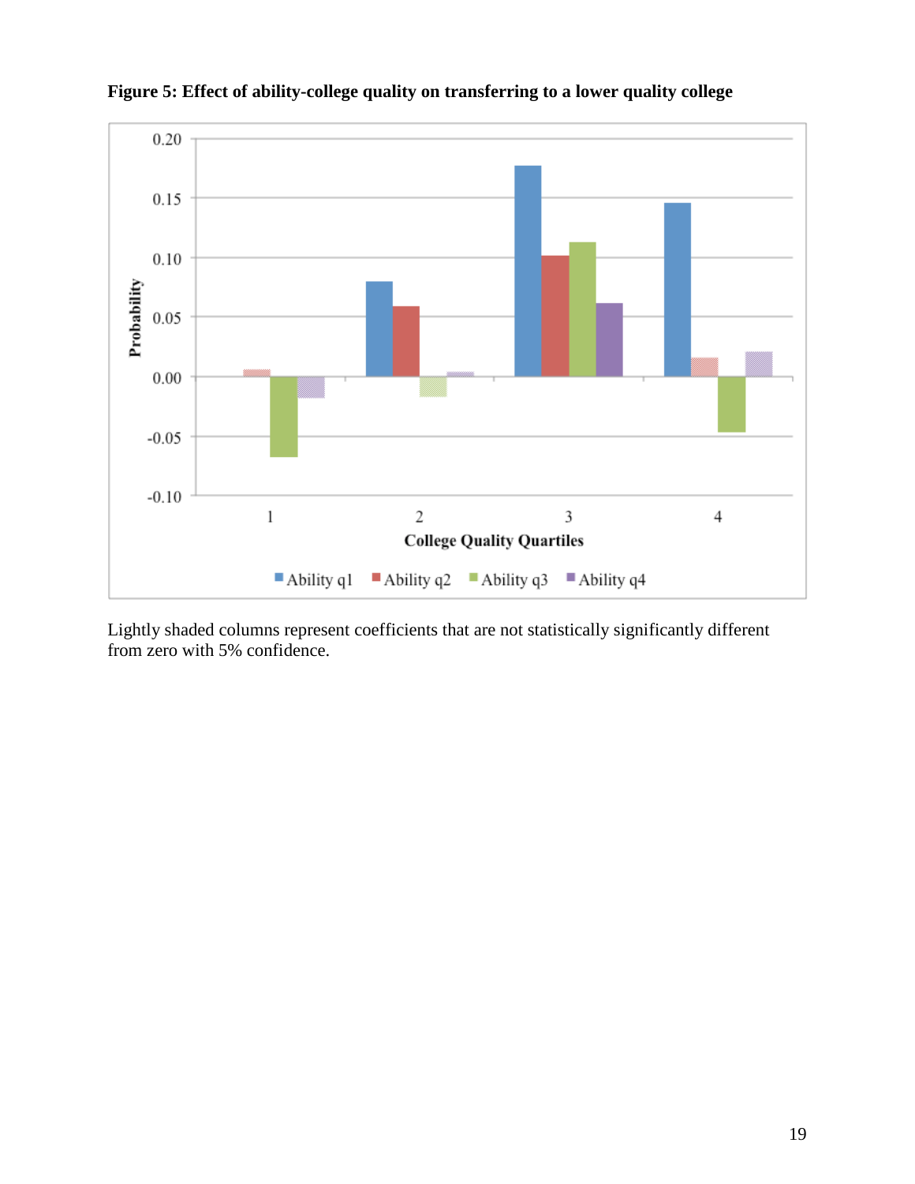**Figure 5: Effect of ability-college quality on transferring to a lower quality college**

0.20
0.15
0.10
0.05
0.00
-0.05
-0.10

Probability

1
2
3
4

College Quality Quartiles

Ability q1
Ability q2
Ability q3
Ability q4

Lightly shaded columns represent coefficients that are not statistically significantly different from zero with 5% confidence.